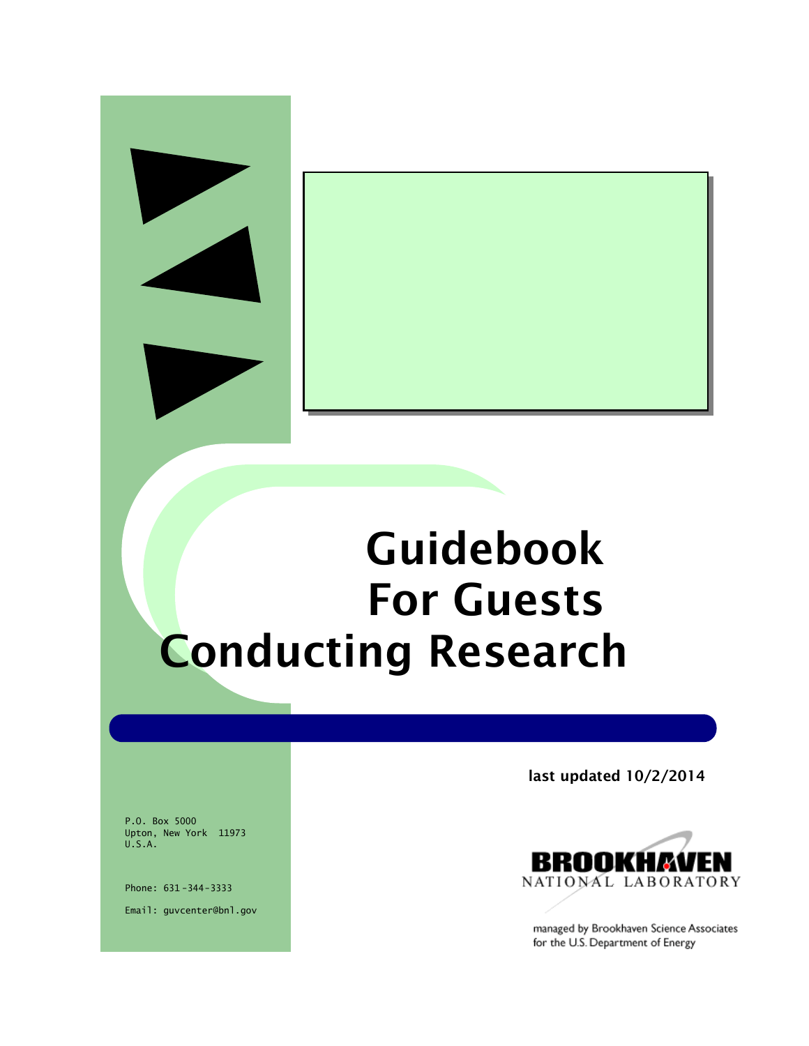# Guidebook For Guests Conducting Research

**last updated 10/2/2014**

P.O. Box 5000
Upton, New York 11973
U.S.A.

Phone: 631-344-3333

Email: guvcenter@bnl.gov

BROOKHAVEN NATIONAL LABORATORY

managed by Brookhaven Science Associates for the U.S. Department of Energy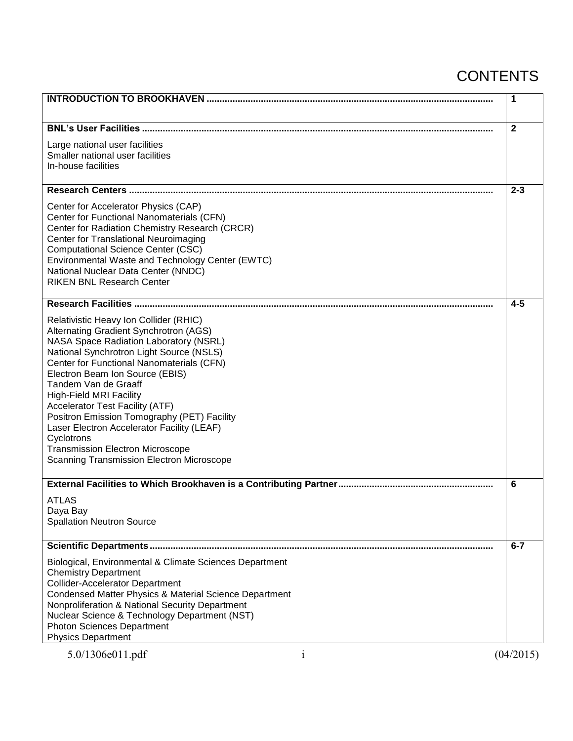# CONTENTS

| | |
|---|---|
| **INTRODUCTION TO BROOKHAVEN ...** | **1** |
| **BNL's User Facilities ...**<br>Large national user facilities<br>Smaller national user facilities<br>In-house facilities | **2** |
| **Research Centers ...**<br>Center for Accelerator Physics (CAP)<br>Center for Functional Nanomaterials (CFN)<br>Center for Radiation Chemistry Research (CRCR)<br>Center for Translational Neuroimaging<br>Computational Science Center (CSC)<br>Environmental Waste and Technology Center (EWTC)<br>National Nuclear Data Center (NNDC)<br>RIKEN BNL Research Center | **2-3** |
| **Research Facilities ...**<br>Relativistic Heavy Ion Collider (RHIC)<br>Alternating Gradient Synchrotron (AGS)<br>NASA Space Radiation Laboratory (NSRL)<br>National Synchrotron Light Source (NSLS)<br>Center for Functional Nanomaterials (CFN)<br>Electron Beam Ion Source (EBIS)<br>Tandem Van de Graaff<br>High-Field MRI Facility<br>Accelerator Test Facility (ATF)<br>Positron Emission Tomography (PET) Facility<br>Laser Electron Accelerator Facility (LEAF)<br>Cyclotrons<br>Transmission Electron Microscope<br>Scanning Transmission Electron Microscope | **4-5** |
| **External Facilities to Which Brookhaven is a Contributing Partner...**<br>ATLAS<br>Daya Bay<br>Spallation Neutron Source | **6** |
| **Scientific Departments...**<br>Biological, Environmental & Climate Sciences Department<br>Chemistry Department<br>Collider-Accelerator Department<br>Condensed Matter Physics & Material Science Department<br>Nonproliferation & National Security Department<br>Nuclear Science & Technology Department (NST)<br>Photon Sciences Department<br>Physics Department | **6-7** |

5.0/1306e011.pdf (04/2015)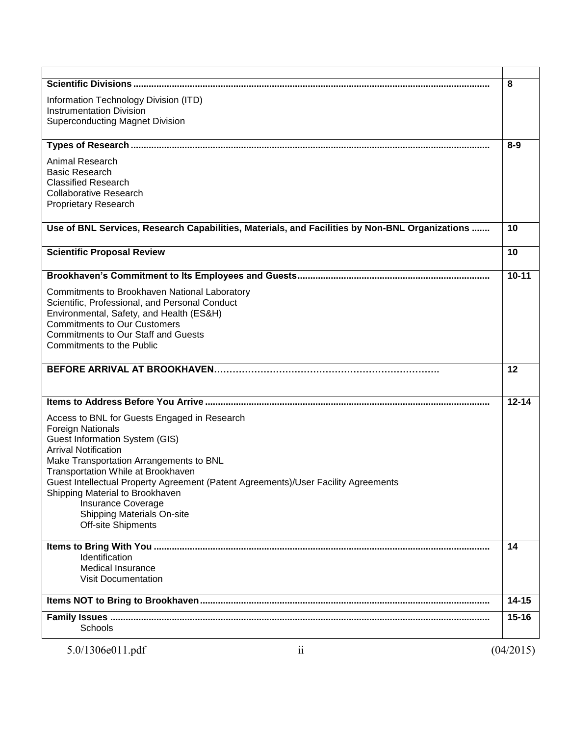| | |
|---|---|
| **Scientific Divisions** ........................................................................................................................................<br><br>Information Technology Division (ITD)<br>Instrumentation Division<br>Superconducting Magnet Division | **8** |
| **Types of Research** ........................................................................................................................................<br><br>Animal Research<br>Basic Research<br>Classified Research<br>Collaborative Research<br>Proprietary Research | **8-9** |
| **Use of BNL Services, Research Capabilities, Materials, and Facilities by Non-BNL Organizations .......** | **10** |
| **Scientific Proposal Review** | **10** |
| **Brookhaven's Commitment to Its Employees and Guests**.........................................................................<br><br>Commitments to Brookhaven National Laboratory<br>Scientific, Professional, and Personal Conduct<br>Environmental, Safety, and Health (ES&H)<br>Commitments to Our Customers<br>Commitments to Our Staff and Guests<br>Commitments to the Public | **10-11** |
| **BEFORE ARRIVAL AT BROOKHAVEN**………………………………………………………………. | **12** |
| **Items to Address Before You Arrive** ............................................................................................................<br><br>Access to BNL for Guests Engaged in Research<br>Foreign Nationals<br>Guest Information System (GIS)<br>Arrival Notification<br>Make Transportation Arrangements to BNL<br>Transportation While at Brookhaven<br>Guest Intellectual Property Agreement (Patent Agreements)/User Facility Agreements<br>Shipping Material to Brookhaven<br>Insurance Coverage<br>Shipping Materials On-site<br>Off-site Shipments | **12-14** |
| **Items to Bring With You** ................................................................................................................................<br>Identification<br>Medical Insurance<br>Visit Documentation | **14** |
| **Items NOT to Bring to Brookhaven**..............................................................................................................  | **14-15** |
| **Family Issues** ................................................................................................................................................<br>Schools | **15-16** |

5.0/1306e011.pdf (04/2015)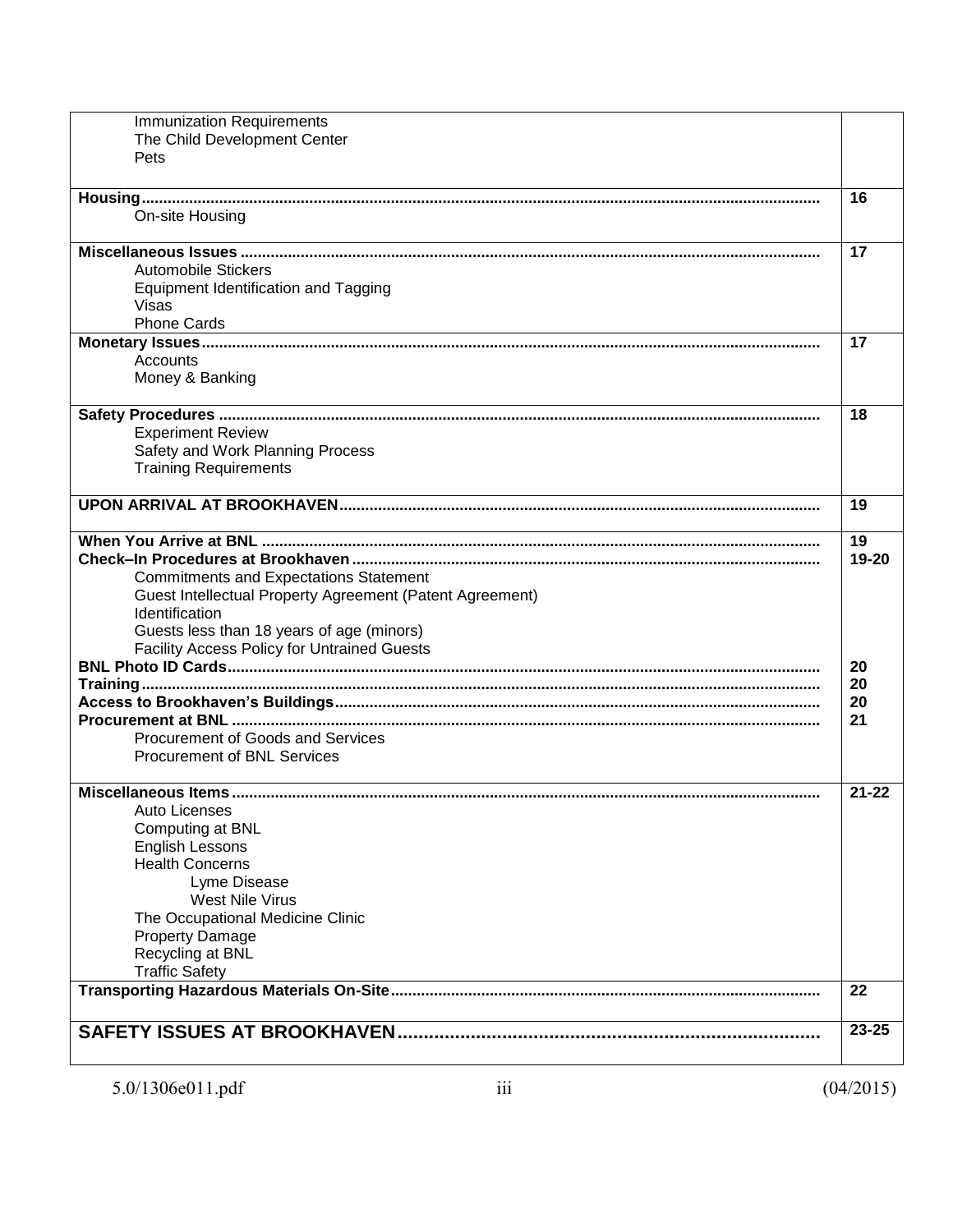| | |
|---|---|
| Immunization Requirements<br>The Child Development Center<br>Pets | |
| **Housing** ..........<br>On-site Housing | **16** |
| **Miscellaneous Issues** ..........<br>Automobile Stickers<br>Equipment Identification and Tagging<br>Visas<br>Phone Cards | **17** |
| **Monetary Issues** ..........<br>Accounts<br>Money & Banking | **17** |
| **Safety Procedures** ..........<br>Experiment Review<br>Safety and Work Planning Process<br>Training Requirements | **18** |
| **UPON ARRIVAL AT BROOKHAVEN** .......... | **19** |
| **When You Arrive at BNL** ..........<br>**Check–In Procedures at Brookhaven** ..........<br>Commitments and Expectations Statement<br>Guest Intellectual Property Agreement (Patent Agreement)<br>Identification<br>Guests less than 18 years of age (minors)<br>Facility Access Policy for Untrained Guests<br>**BNL Photo ID Cards** ..........<br>**Training** ..........<br>**Access to Brookhaven's Buildings** ..........<br>**Procurement at BNL** ..........<br>Procurement of Goods and Services<br>Procurement of BNL Services | **19**<br>**19-20**<br><br><br><br><br><br>**20**<br>**20**<br>**20**<br>**21** |
| **Miscellaneous Items** ..........<br>Auto Licenses<br>Computing at BNL<br>English Lessons<br>Health Concerns<br>Lyme Disease<br>West Nile Virus<br>The Occupational Medicine Clinic<br>Property Damage<br>Recycling at BNL<br>Traffic Safety | **21-22** |
| **Transporting Hazardous Materials On-Site** .......... | **22** |
| **SAFETY ISSUES AT BROOKHAVEN** .......... | **23-25** |

5.0/1306e011.pdf (04/2015)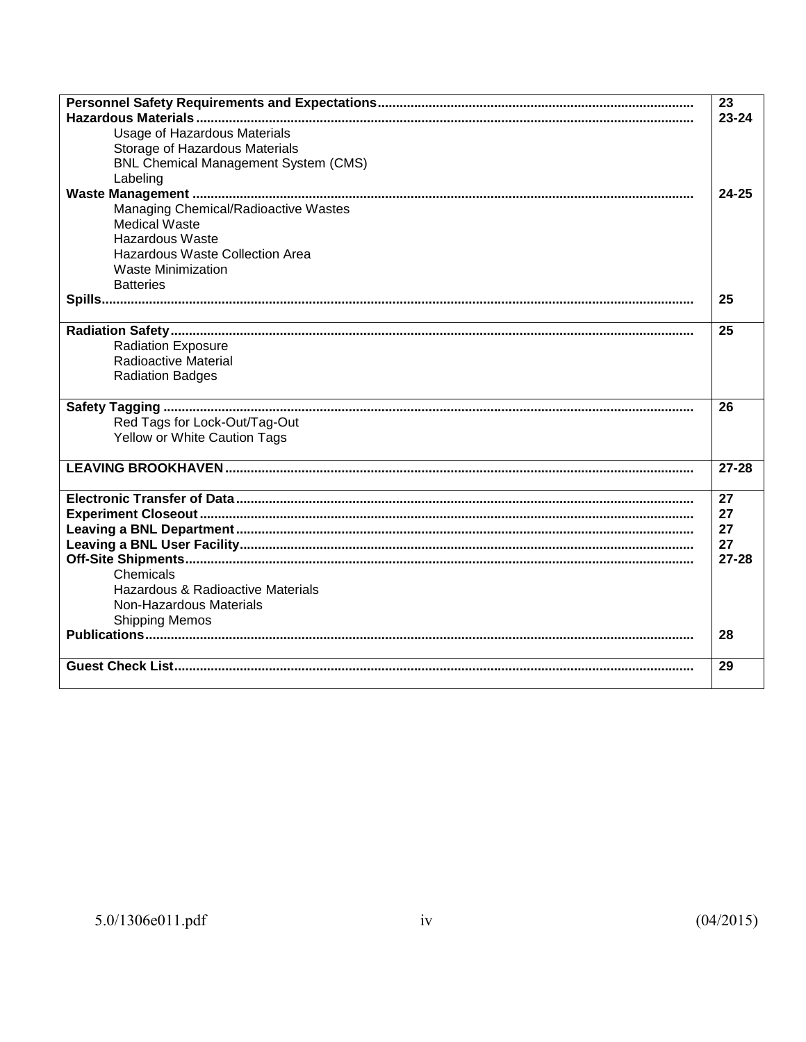| | |
|---|---|
| **Personnel Safety Requirements and Expectations** | **23** |
| **Hazardous Materials** | **23-24** |
| Usage of Hazardous Materials | |
| Storage of Hazardous Materials | |
| BNL Chemical Management System (CMS) | |
| Labeling | |
| **Waste Management** | **24-25** |
| Managing Chemical/Radioactive Wastes | |
| Medical Waste | |
| Hazardous Waste | |
| Hazardous Waste Collection Area | |
| Waste Minimization | |
| Batteries | |
| **Spills** | **25** |
| **Radiation Safety** | **25** |
| Radiation Exposure | |
| Radioactive Material | |
| Radiation Badges | |
| **Safety Tagging** | **26** |
| Red Tags for Lock-Out/Tag-Out | |
| Yellow or White Caution Tags | |
| **LEAVING BROOKHAVEN** | **27-28** |
| **Electronic Transfer of Data** | **27** |
| **Experiment Closeout** | **27** |
| **Leaving a BNL Department** | **27** |
| **Leaving a BNL User Facility** | **27** |
| **Off-Site Shipments** | **27-28** |
| Chemicals | |
| Hazardous & Radioactive Materials | |
| Non-Hazardous Materials | |
| Shipping Memos | |
| **Publications** | **28** |
| **Guest Check List** | **29** |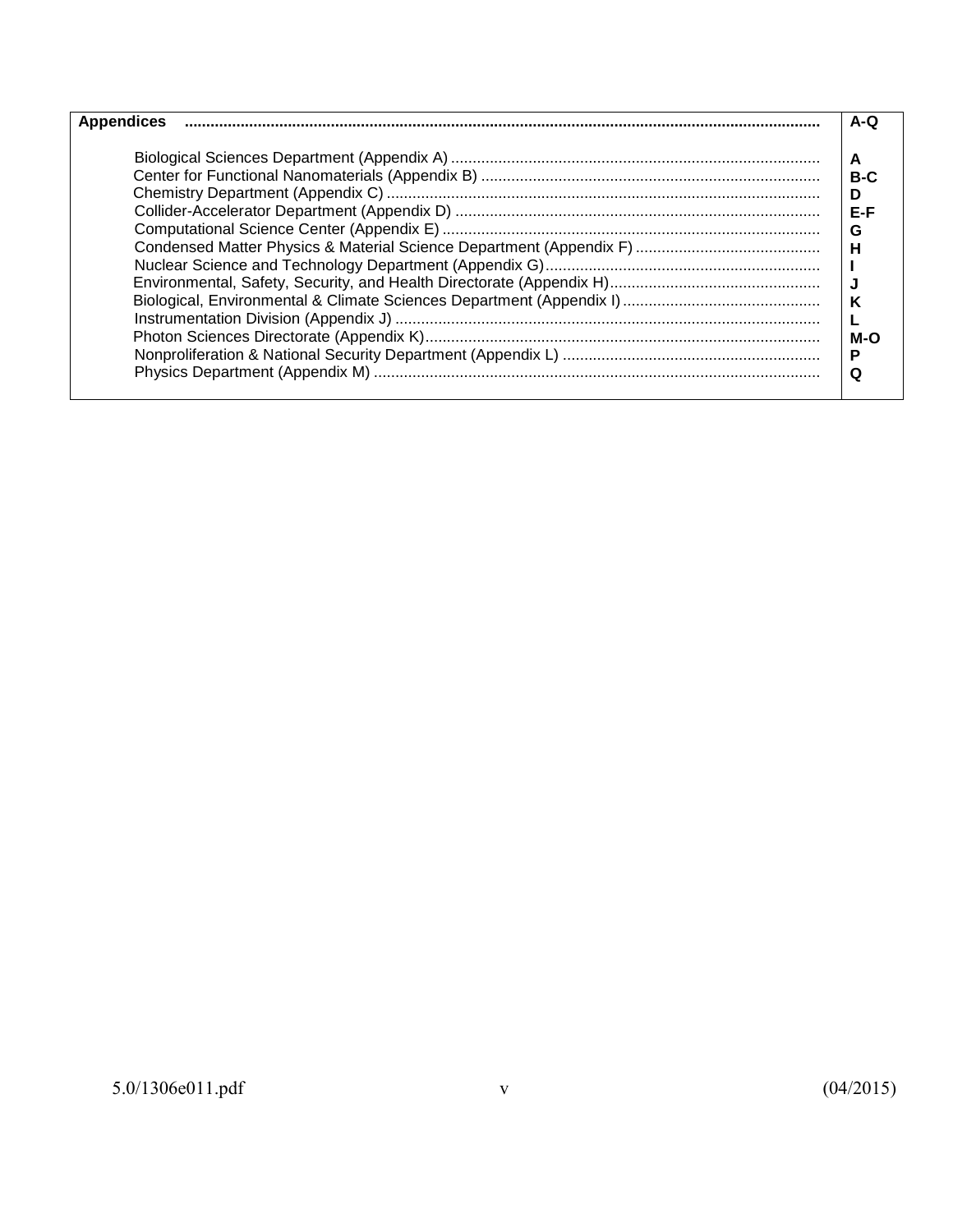| Appendices | A-Q |
|---|---|
| Biological Sciences Department (Appendix A) | A |
| Center for Functional Nanomaterials (Appendix B) | B-C |
| Chemistry Department (Appendix C) | D |
| Collider-Accelerator Department (Appendix D) | E-F |
| Computational Science Center (Appendix E) | G |
| Condensed Matter Physics & Material Science Department (Appendix F) | H |
| Nuclear Science and Technology Department (Appendix G) | I |
| Environmental, Safety, Security, and Health Directorate (Appendix H) | J |
| Biological, Environmental & Climate Sciences Department (Appendix I) | K |
| Instrumentation Division (Appendix J) | L |
| Photon Sciences Directorate (Appendix K) | M-O |
| Nonproliferation & National Security Department (Appendix L) | P |
| Physics Department (Appendix M) | Q |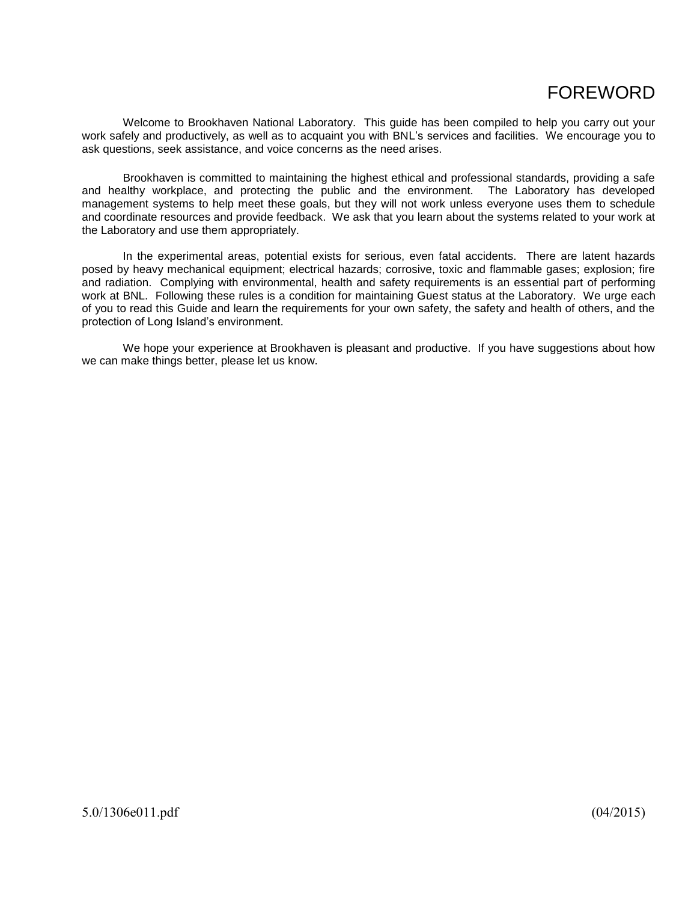# FOREWORD

Welcome to Brookhaven National Laboratory. This guide has been compiled to help you carry out your work safely and productively, as well as to acquaint you with BNL's services and facilities. We encourage you to ask questions, seek assistance, and voice concerns as the need arises.

Brookhaven is committed to maintaining the highest ethical and professional standards, providing a safe and healthy workplace, and protecting the public and the environment. The Laboratory has developed management systems to help meet these goals, but they will not work unless everyone uses them to schedule and coordinate resources and provide feedback. We ask that you learn about the systems related to your work at the Laboratory and use them appropriately.

In the experimental areas, potential exists for serious, even fatal accidents. There are latent hazards posed by heavy mechanical equipment; electrical hazards; corrosive, toxic and flammable gases; explosion; fire and radiation. Complying with environmental, health and safety requirements is an essential part of performing work at BNL. Following these rules is a condition for maintaining Guest status at the Laboratory. We urge each of you to read this Guide and learn the requirements for your own safety, the safety and health of others, and the protection of Long Island's environment.

We hope your experience at Brookhaven is pleasant and productive. If you have suggestions about how we can make things better, please let us know.

5.0/1306e011.pdf (04/2015)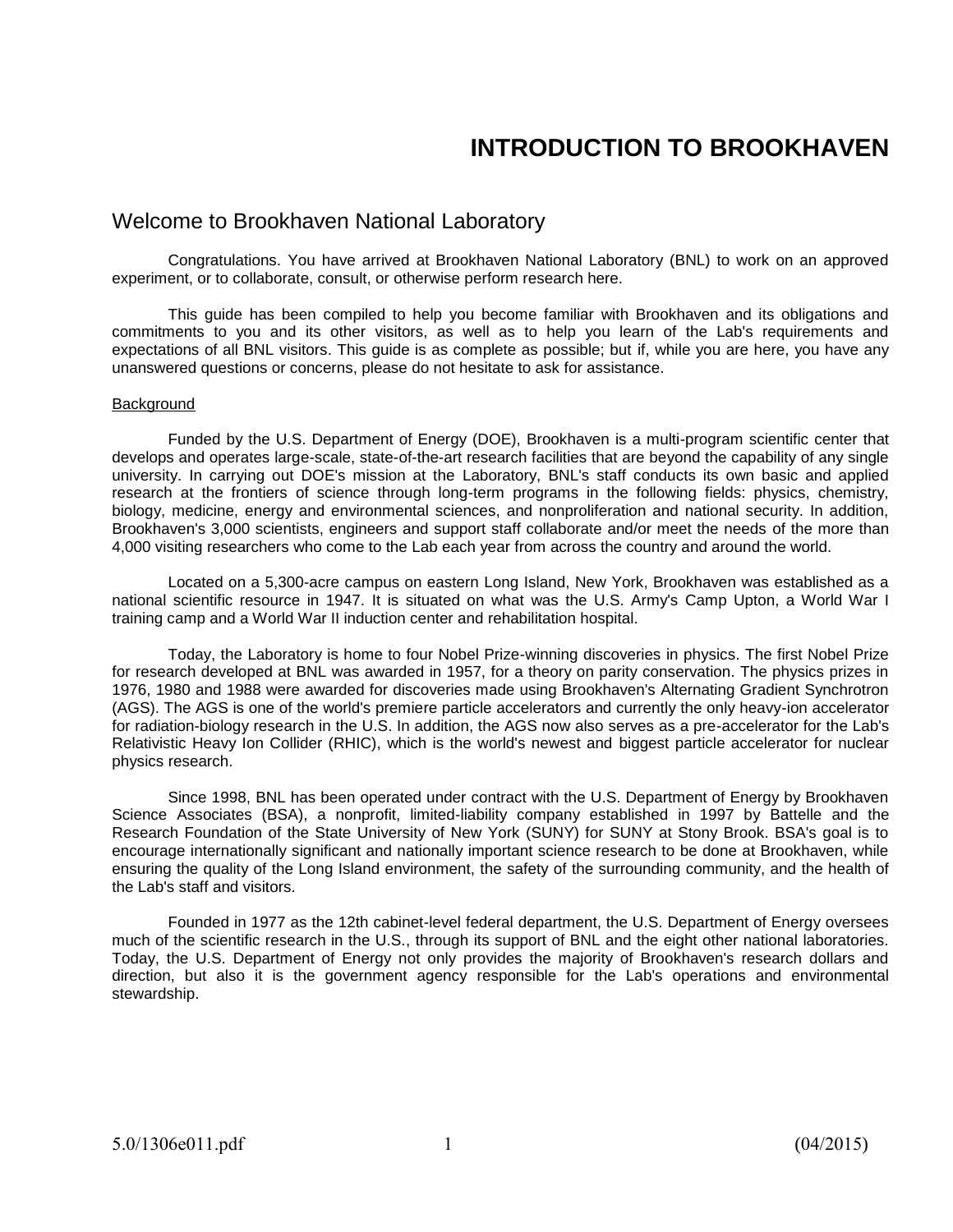# INTRODUCTION TO BROOKHAVEN

## Welcome to Brookhaven National Laboratory

Congratulations. You have arrived at Brookhaven National Laboratory (BNL) to work on an approved experiment, or to collaborate, consult, or otherwise perform research here.

This guide has been compiled to help you become familiar with Brookhaven and its obligations and commitments to you and its other visitors, as well as to help you learn of the Lab's requirements and expectations of all BNL visitors. This guide is as complete as possible; but if, while you are here, you have any unanswered questions or concerns, please do not hesitate to ask for assistance.

### Background

Funded by the U.S. Department of Energy (DOE), Brookhaven is a multi-program scientific center that develops and operates large-scale, state-of-the-art research facilities that are beyond the capability of any single university. In carrying out DOE's mission at the Laboratory, BNL's staff conducts its own basic and applied research at the frontiers of science through long-term programs in the following fields: physics, chemistry, biology, medicine, energy and environmental sciences, and nonproliferation and national security. In addition, Brookhaven's 3,000 scientists, engineers and support staff collaborate and/or meet the needs of the more than 4,000 visiting researchers who come to the Lab each year from across the country and around the world.

Located on a 5,300-acre campus on eastern Long Island, New York, Brookhaven was established as a national scientific resource in 1947. It is situated on what was the U.S. Army's Camp Upton, a World War I training camp and a World War II induction center and rehabilitation hospital.

Today, the Laboratory is home to four Nobel Prize-winning discoveries in physics. The first Nobel Prize for research developed at BNL was awarded in 1957, for a theory on parity conservation. The physics prizes in 1976, 1980 and 1988 were awarded for discoveries made using Brookhaven's Alternating Gradient Synchrotron (AGS). The AGS is one of the world's premiere particle accelerators and currently the only heavy-ion accelerator for radiation-biology research in the U.S. In addition, the AGS now also serves as a pre-accelerator for the Lab's Relativistic Heavy Ion Collider (RHIC), which is the world's newest and biggest particle accelerator for nuclear physics research.

Since 1998, BNL has been operated under contract with the U.S. Department of Energy by Brookhaven Science Associates (BSA), a nonprofit, limited-liability company established in 1997 by Battelle and the Research Foundation of the State University of New York (SUNY) for SUNY at Stony Brook. BSA's goal is to encourage internationally significant and nationally important science research to be done at Brookhaven, while ensuring the quality of the Long Island environment, the safety of the surrounding community, and the health of the Lab's staff and visitors.

Founded in 1977 as the 12th cabinet-level federal department, the U.S. Department of Energy oversees much of the scientific research in the U.S., through its support of BNL and the eight other national laboratories. Today, the U.S. Department of Energy not only provides the majority of Brookhaven's research dollars and direction, but also it is the government agency responsible for the Lab's operations and environmental stewardship.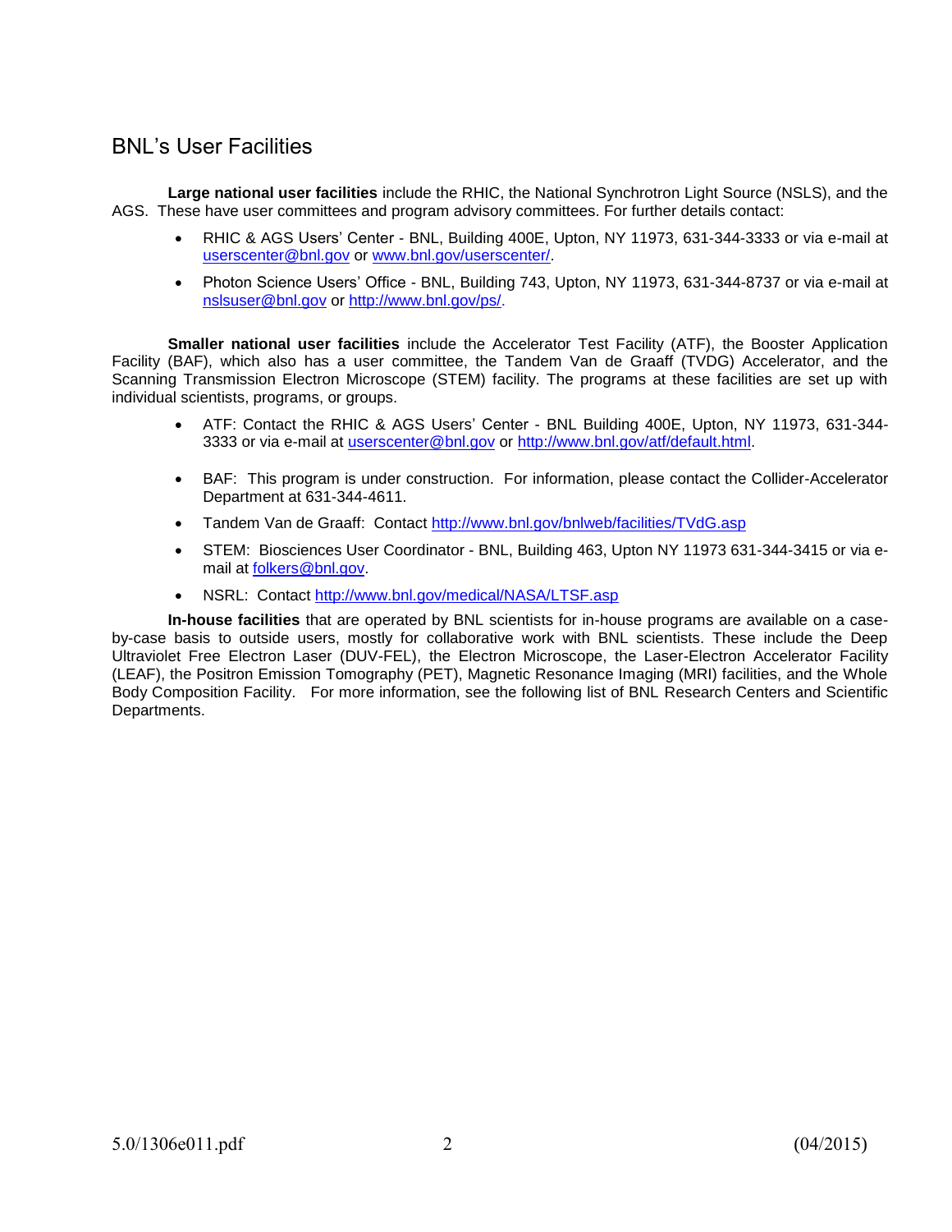## BNL's User Facilities

**Large national user facilities** include the RHIC, the National Synchrotron Light Source (NSLS), and the AGS. These have user committees and program advisory committees. For further details contact:

- RHIC & AGS Users' Center - BNL, Building 400E, Upton, NY 11973, 631-344-3333 or via e-mail at userscenter@bnl.gov or www.bnl.gov/userscenter/.
- Photon Science Users' Office - BNL, Building 743, Upton, NY 11973, 631-344-8737 or via e-mail at nslsuser@bnl.gov or http://www.bnl.gov/ps/.

**Smaller national user facilities** include the Accelerator Test Facility (ATF), the Booster Application Facility (BAF), which also has a user committee, the Tandem Van de Graaff (TVDG) Accelerator, and the Scanning Transmission Electron Microscope (STEM) facility. The programs at these facilities are set up with individual scientists, programs, or groups.

- ATF: Contact the RHIC & AGS Users' Center - BNL Building 400E, Upton, NY 11973, 631-344-3333 or via e-mail at userscenter@bnl.gov or http://www.bnl.gov/atf/default.html.
- BAF: This program is under construction. For information, please contact the Collider-Accelerator Department at 631-344-4611.
- Tandem Van de Graaff: Contact http://www.bnl.gov/bnlweb/facilities/TVdG.asp
- STEM: Biosciences User Coordinator - BNL, Building 463, Upton NY 11973 631-344-3415 or via e-mail at folkers@bnl.gov.
- NSRL: Contact http://www.bnl.gov/medical/NASA/LTSF.asp

**In-house facilities** that are operated by BNL scientists for in-house programs are available on a case-by-case basis to outside users, mostly for collaborative work with BNL scientists. These include the Deep Ultraviolet Free Electron Laser (DUV-FEL), the Electron Microscope, the Laser-Electron Accelerator Facility (LEAF), the Positron Emission Tomography (PET), Magnetic Resonance Imaging (MRI) facilities, and the Whole Body Composition Facility. For more information, see the following list of BNL Research Centers and Scientific Departments.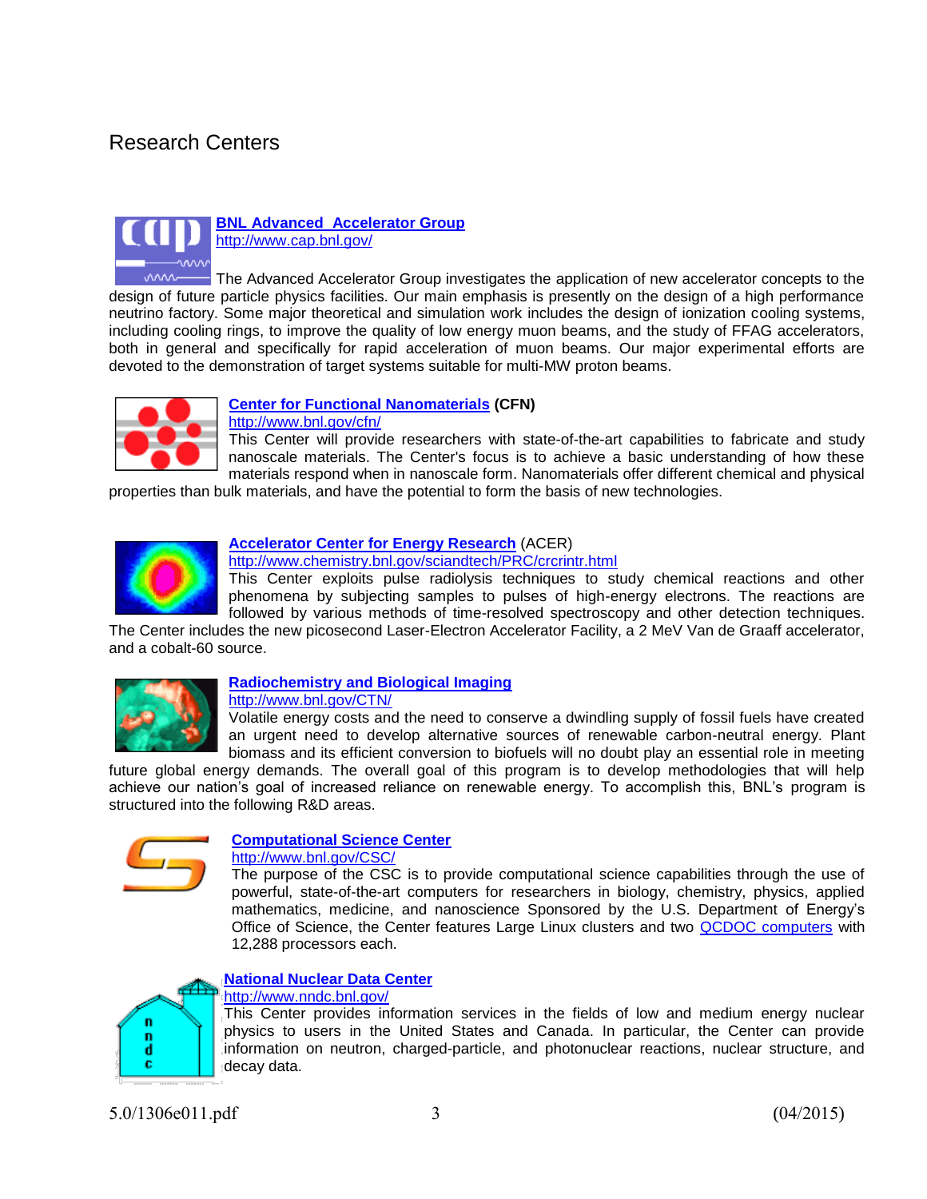# Research Centers

**BNL Advanced Accelerator Group**
http://www.cap.bnl.gov/

The Advanced Accelerator Group investigates the application of new accelerator concepts to the design of future particle physics facilities. Our main emphasis is presently on the design of a high performance neutrino factory. Some major theoretical and simulation work includes the design of ionization cooling systems, including cooling rings, to improve the quality of low energy muon beams, and the study of FFAG accelerators, both in general and specifically for rapid acceleration of muon beams. Our major experimental efforts are devoted to the demonstration of target systems suitable for multi-MW proton beams.

**Center for Functional Nanomaterials (CFN)**
http://www.bnl.gov/cfn/

This Center will provide researchers with state-of-the-art capabilities to fabricate and study nanoscale materials. The Center's focus is to achieve a basic understanding of how these materials respond when in nanoscale form. Nanomaterials offer different chemical and physical properties than bulk materials, and have the potential to form the basis of new technologies.

**Accelerator Center for Energy Research** (ACER)
http://www.chemistry.bnl.gov/sciandtech/PRC/crcrintr.html

This Center exploits pulse radiolysis techniques to study chemical reactions and other phenomena by subjecting samples to pulses of high-energy electrons. The reactions are followed by various methods of time-resolved spectroscopy and other detection techniques. The Center includes the new picosecond Laser-Electron Accelerator Facility, a 2 MeV Van de Graaff accelerator, and a cobalt-60 source.

**Radiochemistry and Biological Imaging**
http://www.bnl.gov/CTN/

Volatile energy costs and the need to conserve a dwindling supply of fossil fuels have created an urgent need to develop alternative sources of renewable carbon-neutral energy. Plant biomass and its efficient conversion to biofuels will no doubt play an essential role in meeting future global energy demands. The overall goal of this program is to develop methodologies that will help achieve our nation's goal of increased reliance on renewable energy. To accomplish this, BNL's program is structured into the following R&D areas.

**Computational Science Center**
http://www.bnl.gov/CSC/

The purpose of the CSC is to provide computational science capabilities through the use of powerful, state-of-the-art computers for researchers in biology, chemistry, physics, applied mathematics, medicine, and nanoscience Sponsored by the U.S. Department of Energy's Office of Science, the Center features Large Linux clusters and two QCDOC computers with 12,288 processors each.

**National Nuclear Data Center**
http://www.nndc.bnl.gov/

This Center provides information services in the fields of low and medium energy nuclear physics to users in the United States and Canada. In particular, the Center can provide information on neutron, charged-particle, and photonuclear reactions, nuclear structure, and decay data.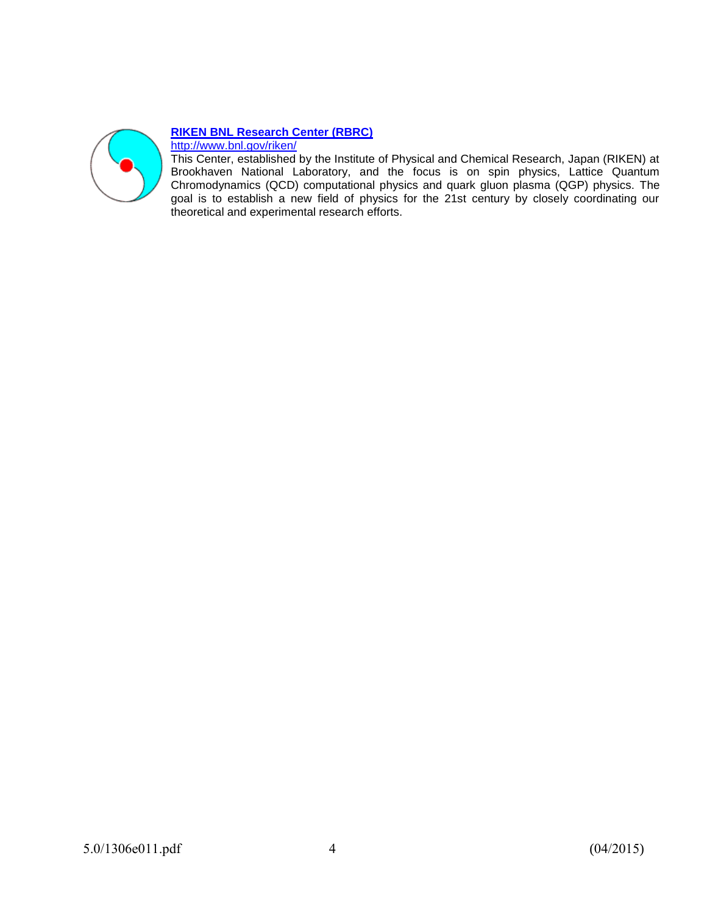**[RIKEN BNL Research Center (RBRC)](http://www.bnl.gov/riken/)**

[http://www.bnl.gov/riken/](http://www.bnl.gov/riken/)

This Center, established by the Institute of Physical and Chemical Research, Japan (RIKEN) at Brookhaven National Laboratory, and the focus is on spin physics, Lattice Quantum Chromodynamics (QCD) computational physics and quark gluon plasma (QGP) physics. The goal is to establish a new field of physics for the 21st century by closely coordinating our theoretical and experimental research efforts.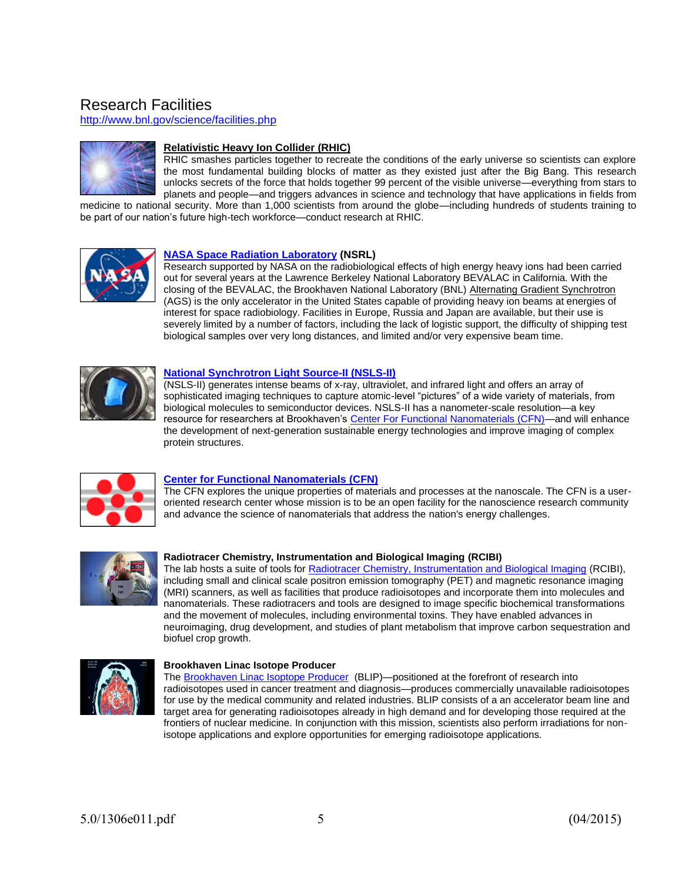# Research Facilities

http://www.bnl.gov/science/facilities.php

### Relativistic Heavy Ion Collider (RHIC)

RHIC smashes particles together to recreate the conditions of the early universe so scientists can explore the most fundamental building blocks of matter as they existed just after the Big Bang. This research unlocks secrets of the force that holds together 99 percent of the visible universe—everything from stars to planets and people—and triggers advances in science and technology that have applications in fields from medicine to national security. More than 1,000 scientists from around the globe—including hundreds of students training to be part of our nation's future high-tech workforce—conduct research at RHIC.

### NASA Space Radiation Laboratory (NSRL)

Research supported by NASA on the radiobiological effects of high energy heavy ions had been carried out for several years at the Lawrence Berkeley National Laboratory BEVALAC in California. With the closing of the BEVALAC, the Brookhaven National Laboratory (BNL) Alternating Gradient Synchrotron (AGS) is the only accelerator in the United States capable of providing heavy ion beams at energies of interest for space radiobiology. Facilities in Europe, Russia and Japan are available, but their use is severely limited by a number of factors, including the lack of logistic support, the difficulty of shipping test biological samples over very long distances, and limited and/or very expensive beam time.

### National Synchrotron Light Source-II (NSLS-II)

(NSLS-II) generates intense beams of x-ray, ultraviolet, and infrared light and offers an array of sophisticated imaging techniques to capture atomic-level "pictures" of a wide variety of materials, from biological molecules to semiconductor devices. NSLS-II has a nanometer-scale resolution—a key resource for researchers at Brookhaven's Center For Functional Nanomaterials (CFN)—and will enhance the development of next-generation sustainable energy technologies and improve imaging of complex protein structures.

### Center for Functional Nanomaterials (CFN)

The CFN explores the unique properties of materials and processes at the nanoscale. The CFN is a user-oriented research center whose mission is to be an open facility for the nanoscience research community and advance the science of nanomaterials that address the nation's energy challenges.

### Radiotracer Chemistry, Instrumentation and Biological Imaging (RCIBI)

The lab hosts a suite of tools for Radiotracer Chemistry, Instrumentation and Biological Imaging (RCIBI), including small and clinical scale positron emission tomography (PET) and magnetic resonance imaging (MRI) scanners, as well as facilities that produce radioisotopes and incorporate them into molecules and nanomaterials. These radiotracers and tools are designed to image specific biochemical transformations and the movement of molecules, including environmental toxins. They have enabled advances in neuroimaging, drug development, and studies of plant metabolism that improve carbon sequestration and biofuel crop growth.

### Brookhaven Linac Isotope Producer

The Brookhaven Linac Isoptope Producer (BLIP)—positioned at the forefront of research into radioisotopes used in cancer treatment and diagnosis—produces commercially unavailable radioisotopes for use by the medical community and related industries. BLIP consists of a an accelerator beam line and target area for generating radioisotopes already in high demand and for developing those required at the frontiers of nuclear medicine. In conjunction with this mission, scientists also perform irradiations for non-isotope applications and explore opportunities for emerging radioisotope applications.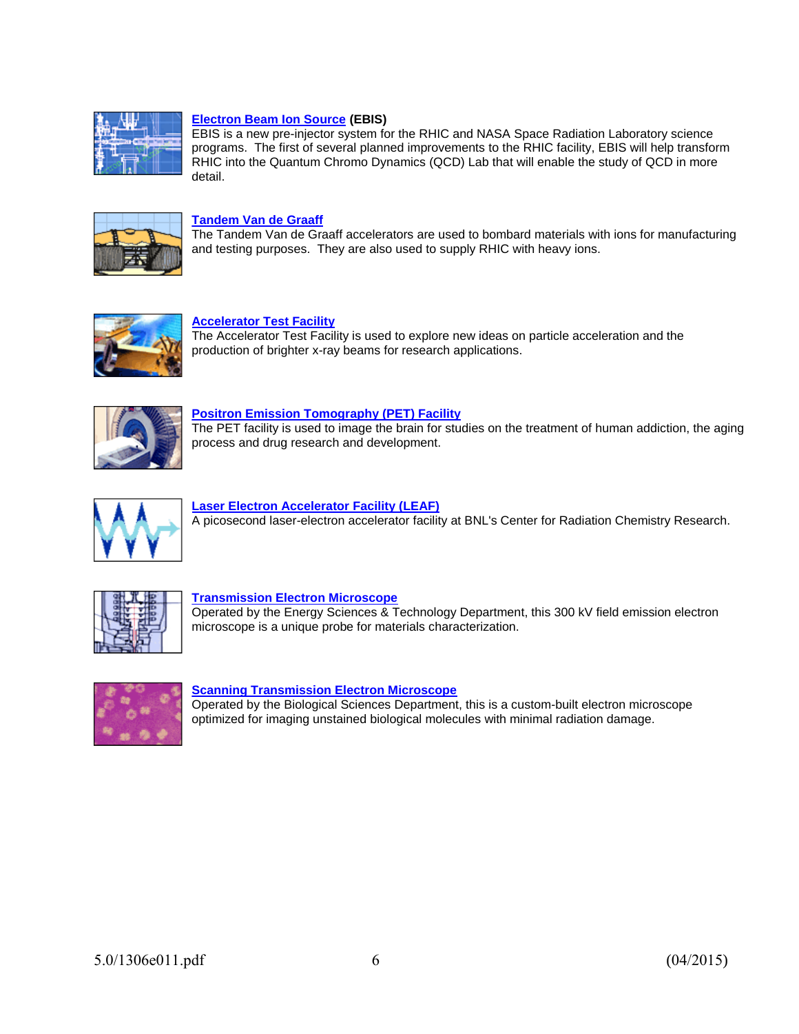**Electron Beam Ion Source (EBIS)**
EBIS is a new pre-injector system for the RHIC and NASA Space Radiation Laboratory science programs. The first of several planned improvements to the RHIC facility, EBIS will help transform RHIC into the Quantum Chromo Dynamics (QCD) Lab that will enable the study of QCD in more detail.

**Tandem Van de Graaff**
The Tandem Van de Graaff accelerators are used to bombard materials with ions for manufacturing and testing purposes. They are also used to supply RHIC with heavy ions.

**Accelerator Test Facility**
The Accelerator Test Facility is used to explore new ideas on particle acceleration and the production of brighter x-ray beams for research applications.

**Positron Emission Tomography (PET) Facility**
The PET facility is used to image the brain for studies on the treatment of human addiction, the aging process and drug research and development.

**Laser Electron Accelerator Facility (LEAF)**
A picosecond laser-electron accelerator facility at BNL's Center for Radiation Chemistry Research.

**Transmission Electron Microscope**
Operated by the Energy Sciences & Technology Department, this 300 kV field emission electron microscope is a unique probe for materials characterization.

**Scanning Transmission Electron Microscope**
Operated by the Biological Sciences Department, this is a custom-built electron microscope optimized for imaging unstained biological molecules with minimal radiation damage.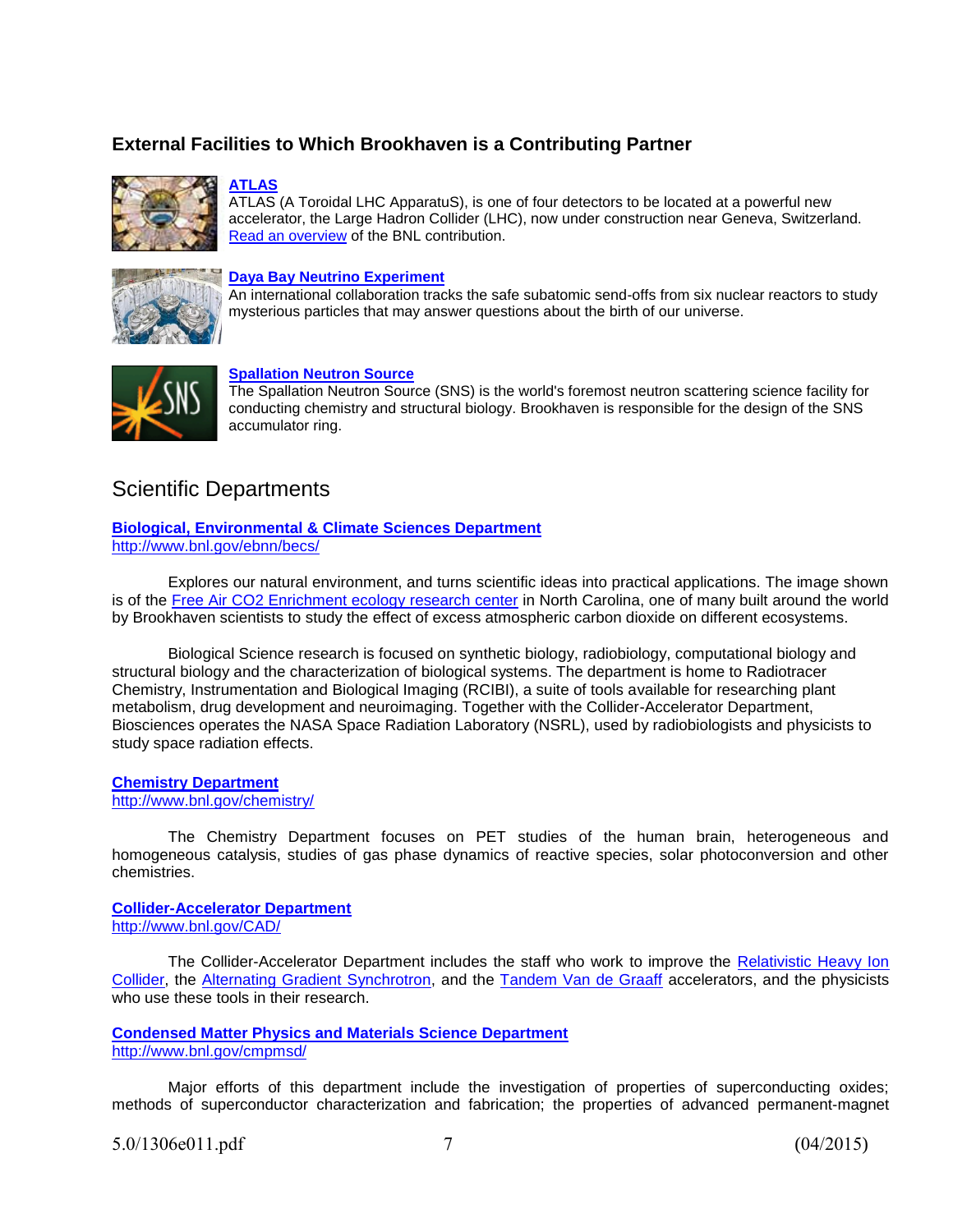## External Facilities to Which Brookhaven is a Contributing Partner

**ATLAS**

ATLAS (A Toroidal LHC ApparatuS), is one of four detectors to be located at a powerful new accelerator, the Large Hadron Collider (LHC), now under construction near Geneva, Switzerland. Read an overview of the BNL contribution.

**Daya Bay Neutrino Experiment**

An international collaboration tracks the safe subatomic send-offs from six nuclear reactors to study mysterious particles that may answer questions about the birth of our universe.

**Spallation Neutron Source**

The Spallation Neutron Source (SNS) is the world's foremost neutron scattering science facility for conducting chemistry and structural biology. Brookhaven is responsible for the design of the SNS accumulator ring.

## Scientific Departments

**Biological, Environmental & Climate Sciences Department**
http://www.bnl.gov/ebnn/becs/

Explores our natural environment, and turns scientific ideas into practical applications. The image shown is of the Free Air CO2 Enrichment ecology research center in North Carolina, one of many built around the world by Brookhaven scientists to study the effect of excess atmospheric carbon dioxide on different ecosystems.

Biological Science research is focused on synthetic biology, radiobiology, computational biology and structural biology and the characterization of biological systems. The department is home to Radiotracer Chemistry, Instrumentation and Biological Imaging (RCIBI), a suite of tools available for researching plant metabolism, drug development and neuroimaging. Together with the Collider-Accelerator Department, Biosciences operates the NASA Space Radiation Laboratory (NSRL), used by radiobiologists and physicists to study space radiation effects.

**Chemistry Department**
http://www.bnl.gov/chemistry/

The Chemistry Department focuses on PET studies of the human brain, heterogeneous and homogeneous catalysis, studies of gas phase dynamics of reactive species, solar photoconversion and other chemistries.

**Collider-Accelerator Department**
http://www.bnl.gov/CAD/

The Collider-Accelerator Department includes the staff who work to improve the Relativistic Heavy Ion Collider, the Alternating Gradient Synchrotron, and the Tandem Van de Graaff accelerators, and the physicists who use these tools in their research.

**Condensed Matter Physics and Materials Science Department**
http://www.bnl.gov/cmpmsd/

Major efforts of this department include the investigation of properties of superconducting oxides; methods of superconductor characterization and fabrication; the properties of advanced permanent-magnet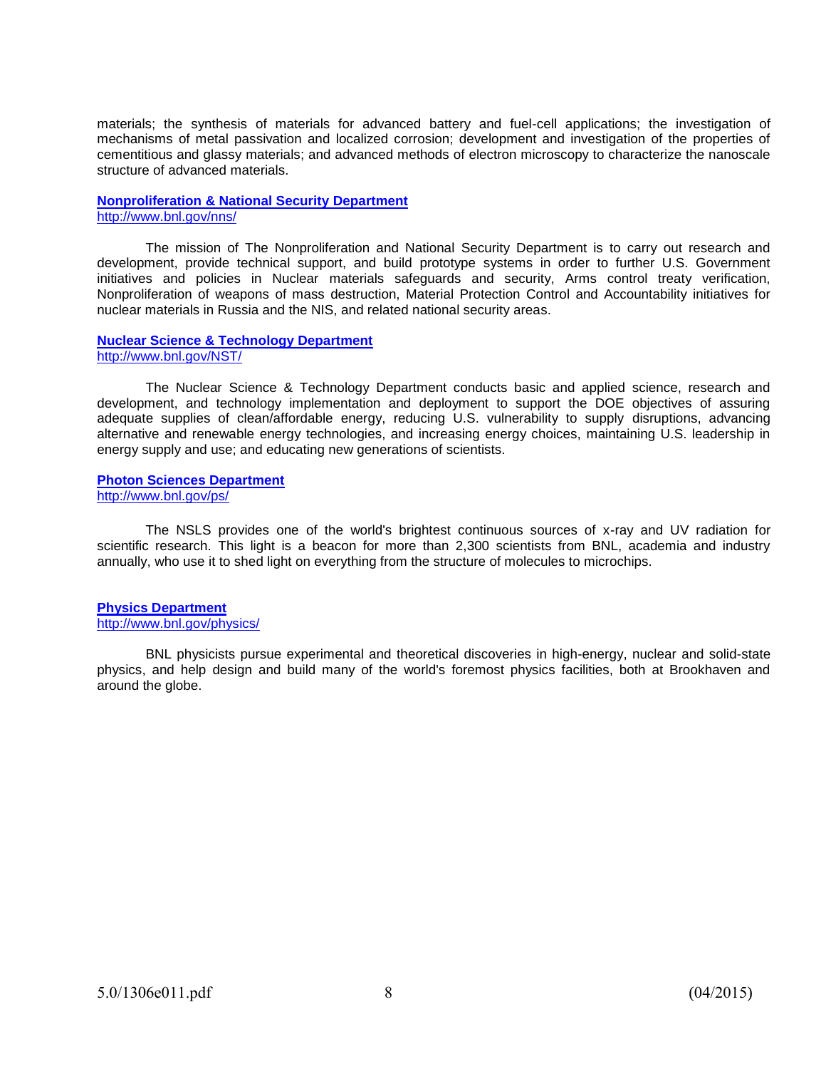materials; the synthesis of materials for advanced battery and fuel-cell applications; the investigation of mechanisms of metal passivation and localized corrosion; development and investigation of the properties of cementitious and glassy materials; and advanced methods of electron microscopy to characterize the nanoscale structure of advanced materials.

**Nonproliferation & National Security Department**
http://www.bnl.gov/nns/

The mission of The Nonproliferation and National Security Department is to carry out research and development, provide technical support, and build prototype systems in order to further U.S. Government initiatives and policies in Nuclear materials safeguards and security, Arms control treaty verification, Nonproliferation of weapons of mass destruction, Material Protection Control and Accountability initiatives for nuclear materials in Russia and the NIS, and related national security areas.

**Nuclear Science & Technology Department**
http://www.bnl.gov/NST/

The Nuclear Science & Technology Department conducts basic and applied science, research and development, and technology implementation and deployment to support the DOE objectives of assuring adequate supplies of clean/affordable energy, reducing U.S. vulnerability to supply disruptions, advancing alternative and renewable energy technologies, and increasing energy choices, maintaining U.S. leadership in energy supply and use; and educating new generations of scientists.

**Photon Sciences Department**
http://www.bnl.gov/ps/

The NSLS provides one of the world's brightest continuous sources of x-ray and UV radiation for scientific research. This light is a beacon for more than 2,300 scientists from BNL, academia and industry annually, who use it to shed light on everything from the structure of molecules to microchips.

**Physics Department**
http://www.bnl.gov/physics/

BNL physicists pursue experimental and theoretical discoveries in high-energy, nuclear and solid-state physics, and help design and build many of the world's foremost physics facilities, both at Brookhaven and around the globe.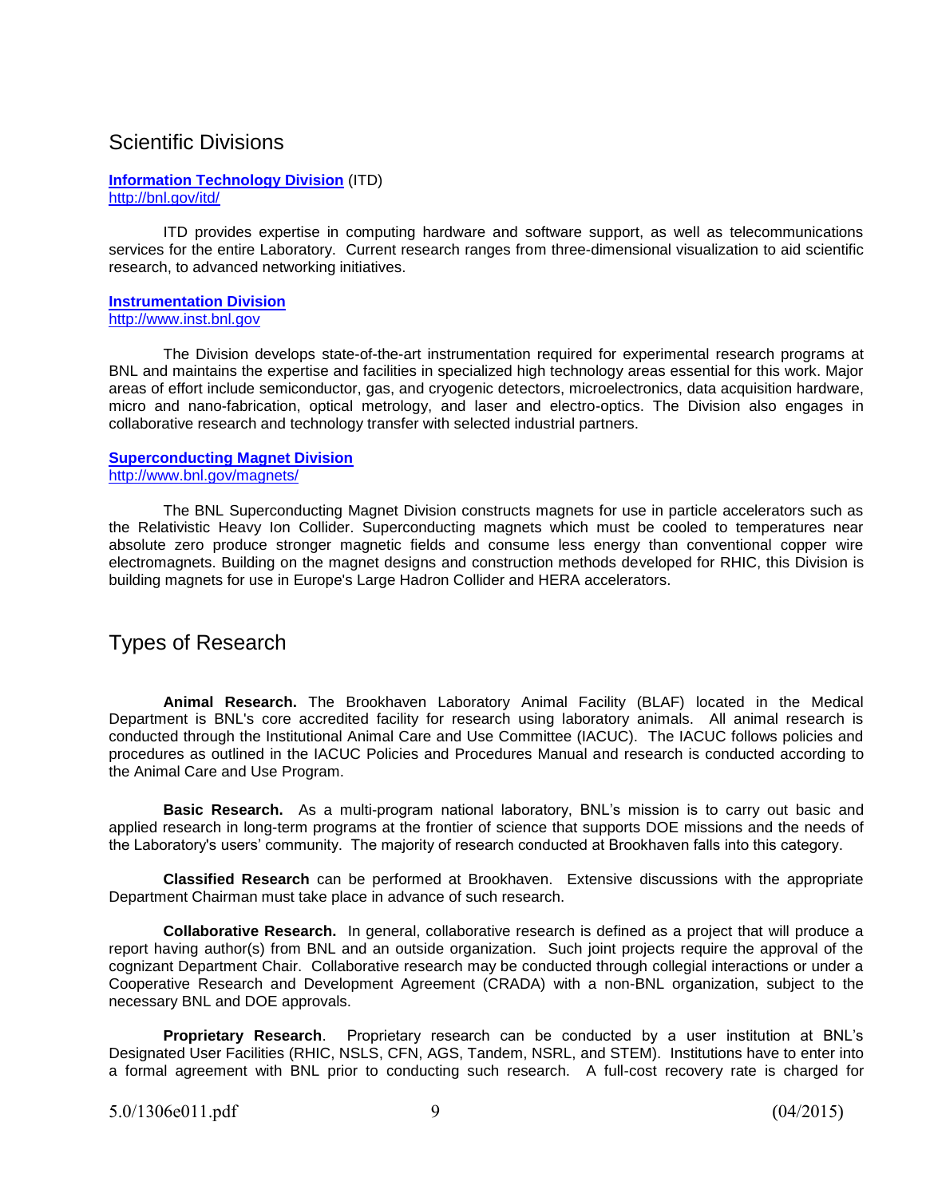## Scientific Divisions

**Information Technology Division** (ITD)
http://bnl.gov/itd/

ITD provides expertise in computing hardware and software support, as well as telecommunications services for the entire Laboratory. Current research ranges from three-dimensional visualization to aid scientific research, to advanced networking initiatives.

**Instrumentation Division**
http://www.inst.bnl.gov

The Division develops state-of-the-art instrumentation required for experimental research programs at BNL and maintains the expertise and facilities in specialized high technology areas essential for this work. Major areas of effort include semiconductor, gas, and cryogenic detectors, microelectronics, data acquisition hardware, micro and nano-fabrication, optical metrology, and laser and electro-optics. The Division also engages in collaborative research and technology transfer with selected industrial partners.

**Superconducting Magnet Division**
http://www.bnl.gov/magnets/

The BNL Superconducting Magnet Division constructs magnets for use in particle accelerators such as the Relativistic Heavy Ion Collider. Superconducting magnets which must be cooled to temperatures near absolute zero produce stronger magnetic fields and consume less energy than conventional copper wire electromagnets. Building on the magnet designs and construction methods developed for RHIC, this Division is building magnets for use in Europe's Large Hadron Collider and HERA accelerators.

## Types of Research

**Animal Research.** The Brookhaven Laboratory Animal Facility (BLAF) located in the Medical Department is BNL's core accredited facility for research using laboratory animals. All animal research is conducted through the Institutional Animal Care and Use Committee (IACUC). The IACUC follows policies and procedures as outlined in the IACUC Policies and Procedures Manual and research is conducted according to the Animal Care and Use Program.

**Basic Research.** As a multi-program national laboratory, BNL's mission is to carry out basic and applied research in long-term programs at the frontier of science that supports DOE missions and the needs of the Laboratory's users' community. The majority of research conducted at Brookhaven falls into this category.

**Classified Research** can be performed at Brookhaven. Extensive discussions with the appropriate Department Chairman must take place in advance of such research.

**Collaborative Research.** In general, collaborative research is defined as a project that will produce a report having author(s) from BNL and an outside organization. Such joint projects require the approval of the cognizant Department Chair. Collaborative research may be conducted through collegial interactions or under a Cooperative Research and Development Agreement (CRADA) with a non-BNL organization, subject to the necessary BNL and DOE approvals.

**Proprietary Research**. Proprietary research can be conducted by a user institution at BNL's Designated User Facilities (RHIC, NSLS, CFN, AGS, Tandem, NSRL, and STEM). Institutions have to enter into a formal agreement with BNL prior to conducting such research. A full-cost recovery rate is charged for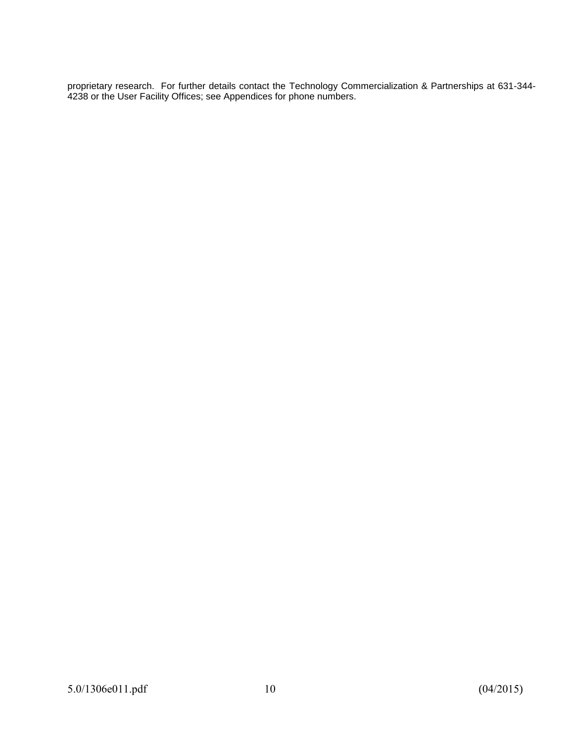proprietary research. For further details contact the Technology Commercialization & Partnerships at 631-344-4238 or the User Facility Offices; see Appendices for phone numbers.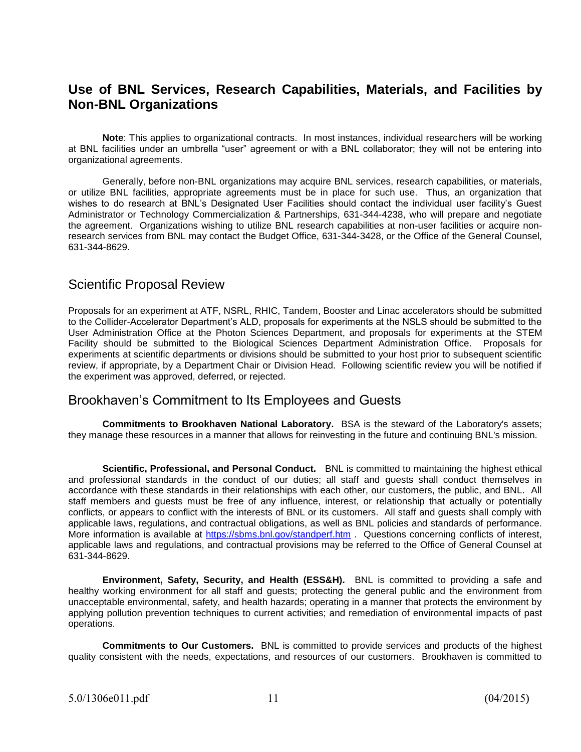## Use of BNL Services, Research Capabilities, Materials, and Facilities by Non-BNL Organizations

**Note**: This applies to organizational contracts. In most instances, individual researchers will be working at BNL facilities under an umbrella "user" agreement or with a BNL collaborator; they will not be entering into organizational agreements.

Generally, before non-BNL organizations may acquire BNL services, research capabilities, or materials, or utilize BNL facilities, appropriate agreements must be in place for such use. Thus, an organization that wishes to do research at BNL's Designated User Facilities should contact the individual user facility's Guest Administrator or Technology Commercialization & Partnerships, 631-344-4238, who will prepare and negotiate the agreement. Organizations wishing to utilize BNL research capabilities at non-user facilities or acquire non-research services from BNL may contact the Budget Office, 631-344-3428, or the Office of the General Counsel, 631-344-8629.

## Scientific Proposal Review

Proposals for an experiment at ATF, NSRL, RHIC, Tandem, Booster and Linac accelerators should be submitted to the Collider-Accelerator Department's ALD, proposals for experiments at the NSLS should be submitted to the User Administration Office at the Photon Sciences Department, and proposals for experiments at the STEM Facility should be submitted to the Biological Sciences Department Administration Office. Proposals for experiments at scientific departments or divisions should be submitted to your host prior to subsequent scientific review, if appropriate, by a Department Chair or Division Head. Following scientific review you will be notified if the experiment was approved, deferred, or rejected.

## Brookhaven's Commitment to Its Employees and Guests

**Commitments to Brookhaven National Laboratory.** BSA is the steward of the Laboratory's assets; they manage these resources in a manner that allows for reinvesting in the future and continuing BNL's mission.

**Scientific, Professional, and Personal Conduct.** BNL is committed to maintaining the highest ethical and professional standards in the conduct of our duties; all staff and guests shall conduct themselves in accordance with these standards in their relationships with each other, our customers, the public, and BNL. All staff members and guests must be free of any influence, interest, or relationship that actually or potentially conflicts, or appears to conflict with the interests of BNL or its customers. All staff and guests shall comply with applicable laws, regulations, and contractual obligations, as well as BNL policies and standards of performance. More information is available at https://sbms.bnl.gov/standperf.htm . Questions concerning conflicts of interest, applicable laws and regulations, and contractual provisions may be referred to the Office of General Counsel at 631-344-8629.

**Environment, Safety, Security, and Health (ESS&H).** BNL is committed to providing a safe and healthy working environment for all staff and guests; protecting the general public and the environment from unacceptable environmental, safety, and health hazards; operating in a manner that protects the environment by applying pollution prevention techniques to current activities; and remediation of environmental impacts of past operations.

**Commitments to Our Customers.** BNL is committed to provide services and products of the highest quality consistent with the needs, expectations, and resources of our customers. Brookhaven is committed to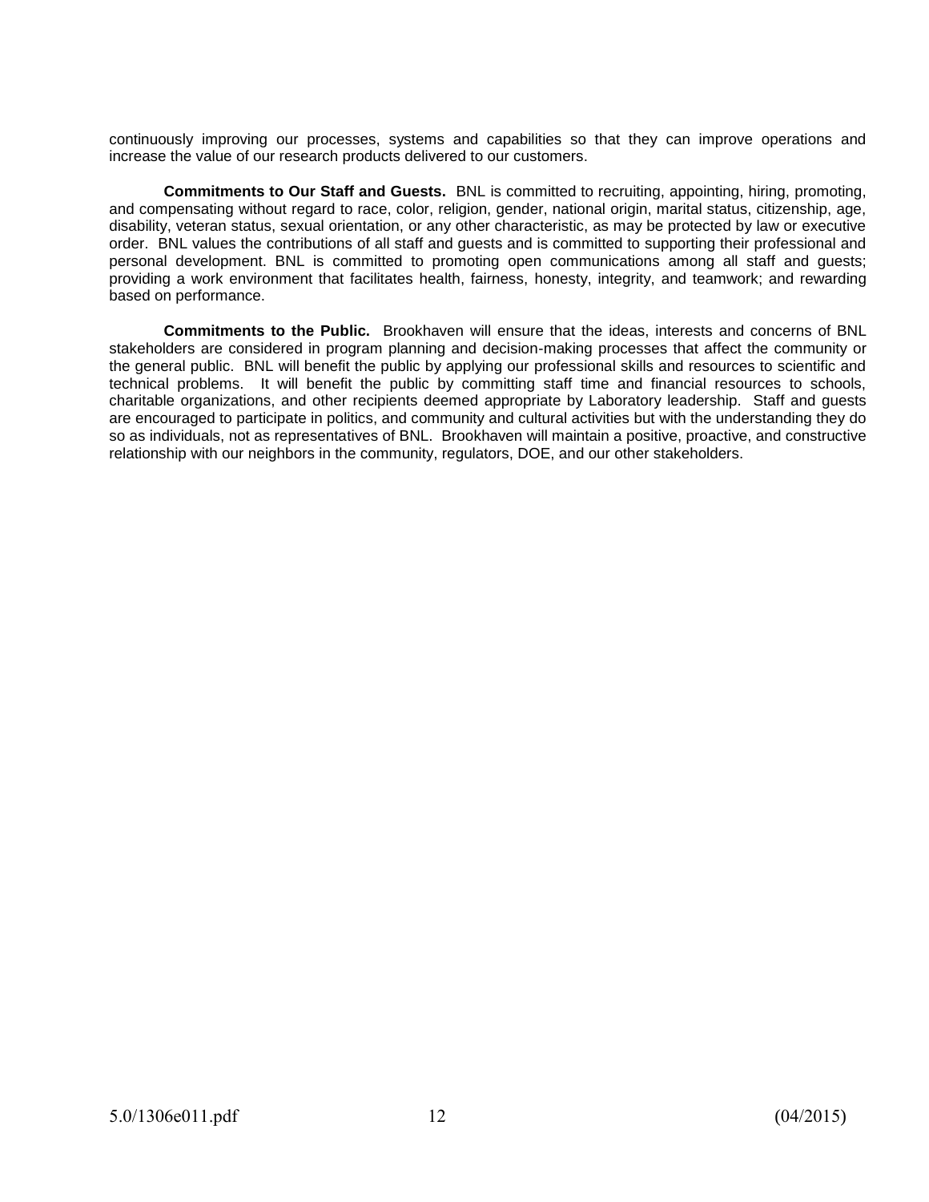continuously improving our processes, systems and capabilities so that they can improve operations and increase the value of our research products delivered to our customers.

**Commitments to Our Staff and Guests.** BNL is committed to recruiting, appointing, hiring, promoting, and compensating without regard to race, color, religion, gender, national origin, marital status, citizenship, age, disability, veteran status, sexual orientation, or any other characteristic, as may be protected by law or executive order. BNL values the contributions of all staff and guests and is committed to supporting their professional and personal development. BNL is committed to promoting open communications among all staff and guests; providing a work environment that facilitates health, fairness, honesty, integrity, and teamwork; and rewarding based on performance.

**Commitments to the Public.** Brookhaven will ensure that the ideas, interests and concerns of BNL stakeholders are considered in program planning and decision-making processes that affect the community or the general public. BNL will benefit the public by applying our professional skills and resources to scientific and technical problems. It will benefit the public by committing staff time and financial resources to schools, charitable organizations, and other recipients deemed appropriate by Laboratory leadership. Staff and guests are encouraged to participate in politics, and community and cultural activities but with the understanding they do so as individuals, not as representatives of BNL. Brookhaven will maintain a positive, proactive, and constructive relationship with our neighbors in the community, regulators, DOE, and our other stakeholders.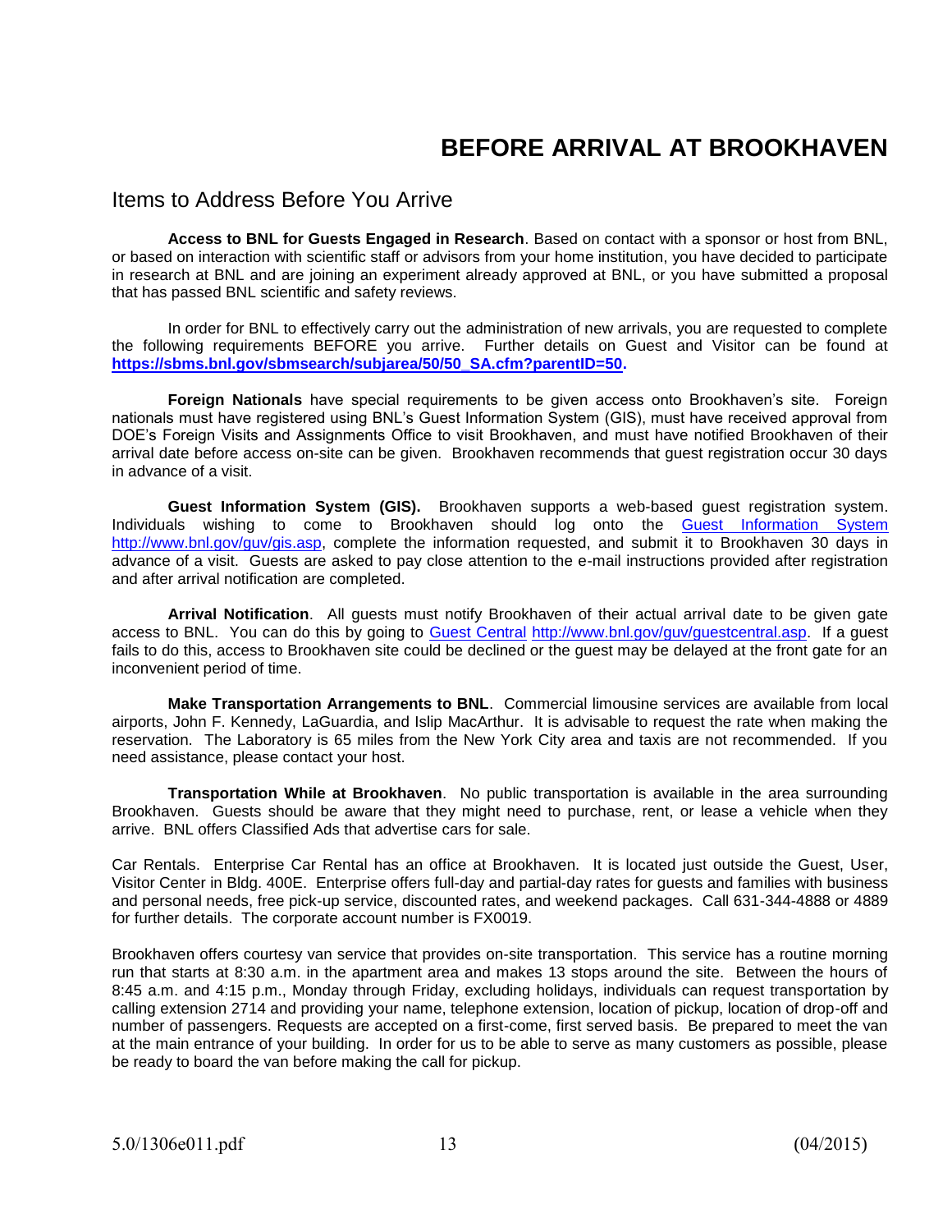# BEFORE ARRIVAL AT BROOKHAVEN

## Items to Address Before You Arrive

**Access to BNL for Guests Engaged in Research**. Based on contact with a sponsor or host from BNL, or based on interaction with scientific staff or advisors from your home institution, you have decided to participate in research at BNL and are joining an experiment already approved at BNL, or you have submitted a proposal that has passed BNL scientific and safety reviews.

In order for BNL to effectively carry out the administration of new arrivals, you are requested to complete the following requirements BEFORE you arrive. Further details on Guest and Visitor can be found at **https://sbms.bnl.gov/sbmsearch/subjarea/50/50_SA.cfm?parentID=50.**

**Foreign Nationals** have special requirements to be given access onto Brookhaven's site. Foreign nationals must have registered using BNL's Guest Information System (GIS), must have received approval from DOE's Foreign Visits and Assignments Office to visit Brookhaven, and must have notified Brookhaven of their arrival date before access on-site can be given. Brookhaven recommends that guest registration occur 30 days in advance of a visit.

**Guest Information System (GIS).** Brookhaven supports a web-based guest registration system. Individuals wishing to come to Brookhaven should log onto the Guest Information System http://www.bnl.gov/guv/gis.asp, complete the information requested, and submit it to Brookhaven 30 days in advance of a visit. Guests are asked to pay close attention to the e-mail instructions provided after registration and after arrival notification are completed.

**Arrival Notification**. All guests must notify Brookhaven of their actual arrival date to be given gate access to BNL. You can do this by going to Guest Central http://www.bnl.gov/guv/guestcentral.asp. If a guest fails to do this, access to Brookhaven site could be declined or the guest may be delayed at the front gate for an inconvenient period of time.

**Make Transportation Arrangements to BNL**. Commercial limousine services are available from local airports, John F. Kennedy, LaGuardia, and Islip MacArthur. It is advisable to request the rate when making the reservation. The Laboratory is 65 miles from the New York City area and taxis are not recommended. If you need assistance, please contact your host.

**Transportation While at Brookhaven**. No public transportation is available in the area surrounding Brookhaven. Guests should be aware that they might need to purchase, rent, or lease a vehicle when they arrive. BNL offers Classified Ads that advertise cars for sale.

Car Rentals. Enterprise Car Rental has an office at Brookhaven. It is located just outside the Guest, User, Visitor Center in Bldg. 400E. Enterprise offers full-day and partial-day rates for guests and families with business and personal needs, free pick-up service, discounted rates, and weekend packages. Call 631-344-4888 or 4889 for further details. The corporate account number is FX0019.

Brookhaven offers courtesy van service that provides on-site transportation. This service has a routine morning run that starts at 8:30 a.m. in the apartment area and makes 13 stops around the site. Between the hours of 8:45 a.m. and 4:15 p.m., Monday through Friday, excluding holidays, individuals can request transportation by calling extension 2714 and providing your name, telephone extension, location of pickup, location of drop-off and number of passengers. Requests are accepted on a first-come, first served basis. Be prepared to meet the van at the main entrance of your building. In order for us to be able to serve as many customers as possible, please be ready to board the van before making the call for pickup.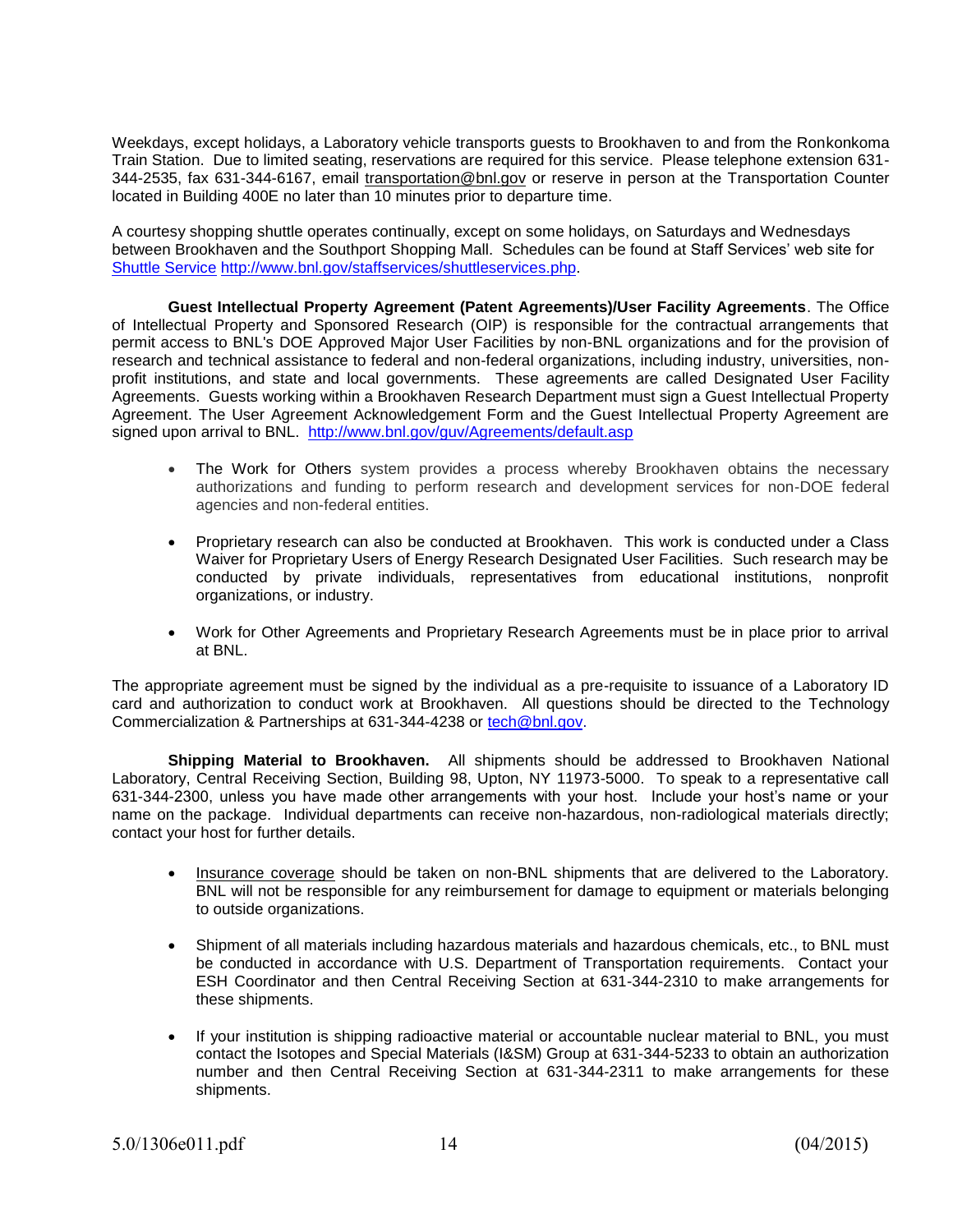Weekdays, except holidays, a Laboratory vehicle transports guests to Brookhaven to and from the Ronkonkoma Train Station. Due to limited seating, reservations are required for this service. Please telephone extension 631-344-2535, fax 631-344-6167, email transportation@bnl.gov or reserve in person at the Transportation Counter located in Building 400E no later than 10 minutes prior to departure time.

A courtesy shopping shuttle operates continually, except on some holidays, on Saturdays and Wednesdays between Brookhaven and the Southport Shopping Mall. Schedules can be found at Staff Services' web site for Shuttle Service http://www.bnl.gov/staffservices/shuttleservices.php.

**Guest Intellectual Property Agreement (Patent Agreements)/User Facility Agreements**. The Office of Intellectual Property and Sponsored Research (OIP) is responsible for the contractual arrangements that permit access to BNL's DOE Approved Major User Facilities by non-BNL organizations and for the provision of research and technical assistance to federal and non-federal organizations, including industry, universities, non-profit institutions, and state and local governments. These agreements are called Designated User Facility Agreements. Guests working within a Brookhaven Research Department must sign a Guest Intellectual Property Agreement. The User Agreement Acknowledgement Form and the Guest Intellectual Property Agreement are signed upon arrival to BNL. http://www.bnl.gov/guv/Agreements/default.asp

- The Work for Others system provides a process whereby Brookhaven obtains the necessary authorizations and funding to perform research and development services for non-DOE federal agencies and non-federal entities.
- Proprietary research can also be conducted at Brookhaven. This work is conducted under a Class Waiver for Proprietary Users of Energy Research Designated User Facilities. Such research may be conducted by private individuals, representatives from educational institutions, nonprofit organizations, or industry.
- Work for Other Agreements and Proprietary Research Agreements must be in place prior to arrival at BNL.

The appropriate agreement must be signed by the individual as a pre-requisite to issuance of a Laboratory ID card and authorization to conduct work at Brookhaven. All questions should be directed to the Technology Commercialization & Partnerships at 631-344-4238 or tech@bnl.gov.

**Shipping Material to Brookhaven.** All shipments should be addressed to Brookhaven National Laboratory, Central Receiving Section, Building 98, Upton, NY 11973-5000. To speak to a representative call 631-344-2300, unless you have made other arrangements with your host. Include your host's name or your name on the package. Individual departments can receive non-hazardous, non-radiological materials directly; contact your host for further details.

- Insurance coverage should be taken on non-BNL shipments that are delivered to the Laboratory. BNL will not be responsible for any reimbursement for damage to equipment or materials belonging to outside organizations.
- Shipment of all materials including hazardous materials and hazardous chemicals, etc., to BNL must be conducted in accordance with U.S. Department of Transportation requirements. Contact your ESH Coordinator and then Central Receiving Section at 631-344-2310 to make arrangements for these shipments.
- If your institution is shipping radioactive material or accountable nuclear material to BNL, you must contact the Isotopes and Special Materials (I&SM) Group at 631-344-5233 to obtain an authorization number and then Central Receiving Section at 631-344-2311 to make arrangements for these shipments.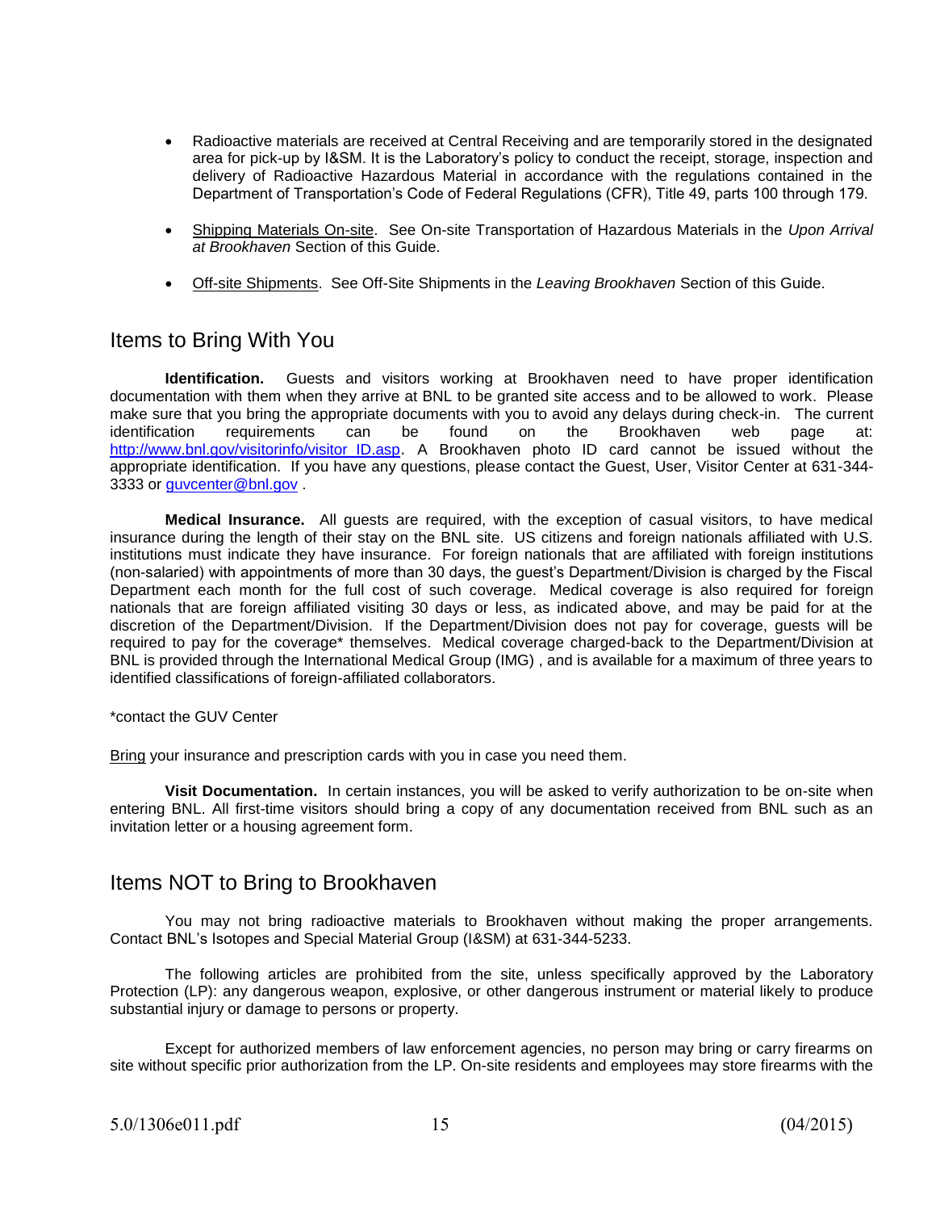- Radioactive materials are received at Central Receiving and are temporarily stored in the designated area for pick-up by I&SM. It is the Laboratory's policy to conduct the receipt, storage, inspection and delivery of Radioactive Hazardous Material in accordance with the regulations contained in the Department of Transportation's Code of Federal Regulations (CFR), Title 49, parts 100 through 179.

- Shipping Materials On-site. See On-site Transportation of Hazardous Materials in the *Upon Arrival at Brookhaven* Section of this Guide.

- Off-site Shipments. See Off-Site Shipments in the *Leaving Brookhaven* Section of this Guide.

## Items to Bring With You

**Identification.** Guests and visitors working at Brookhaven need to have proper identification documentation with them when they arrive at BNL to be granted site access and to be allowed to work. Please make sure that you bring the appropriate documents with you to avoid any delays during check-in. The current identification requirements can be found on the Brookhaven web page at: http://www.bnl.gov/visitorinfo/visitor_ID.asp. A Brookhaven photo ID card cannot be issued without the appropriate identification. If you have any questions, please contact the Guest, User, Visitor Center at 631-344-3333 or guvcenter@bnl.gov .

**Medical Insurance.** All guests are required, with the exception of casual visitors, to have medical insurance during the length of their stay on the BNL site. US citizens and foreign nationals affiliated with U.S. institutions must indicate they have insurance. For foreign nationals that are affiliated with foreign institutions (non-salaried) with appointments of more than 30 days, the guest's Department/Division is charged by the Fiscal Department each month for the full cost of such coverage. Medical coverage is also required for foreign nationals that are foreign affiliated visiting 30 days or less, as indicated above, and may be paid for at the discretion of the Department/Division. If the Department/Division does not pay for coverage, guests will be required to pay for the coverage* themselves. Medical coverage charged-back to the Department/Division at BNL is provided through the International Medical Group (IMG) , and is available for a maximum of three years to identified classifications of foreign-affiliated collaborators.

*contact the GUV Center

Bring your insurance and prescription cards with you in case you need them.

**Visit Documentation.** In certain instances, you will be asked to verify authorization to be on-site when entering BNL. All first-time visitors should bring a copy of any documentation received from BNL such as an invitation letter or a housing agreement form.

## Items NOT to Bring to Brookhaven

You may not bring radioactive materials to Brookhaven without making the proper arrangements. Contact BNL's Isotopes and Special Material Group (I&SM) at 631-344-5233.

The following articles are prohibited from the site, unless specifically approved by the Laboratory Protection (LP): any dangerous weapon, explosive, or other dangerous instrument or material likely to produce substantial injury or damage to persons or property.

Except for authorized members of law enforcement agencies, no person may bring or carry firearms on site without specific prior authorization from the LP. On-site residents and employees may store firearms with the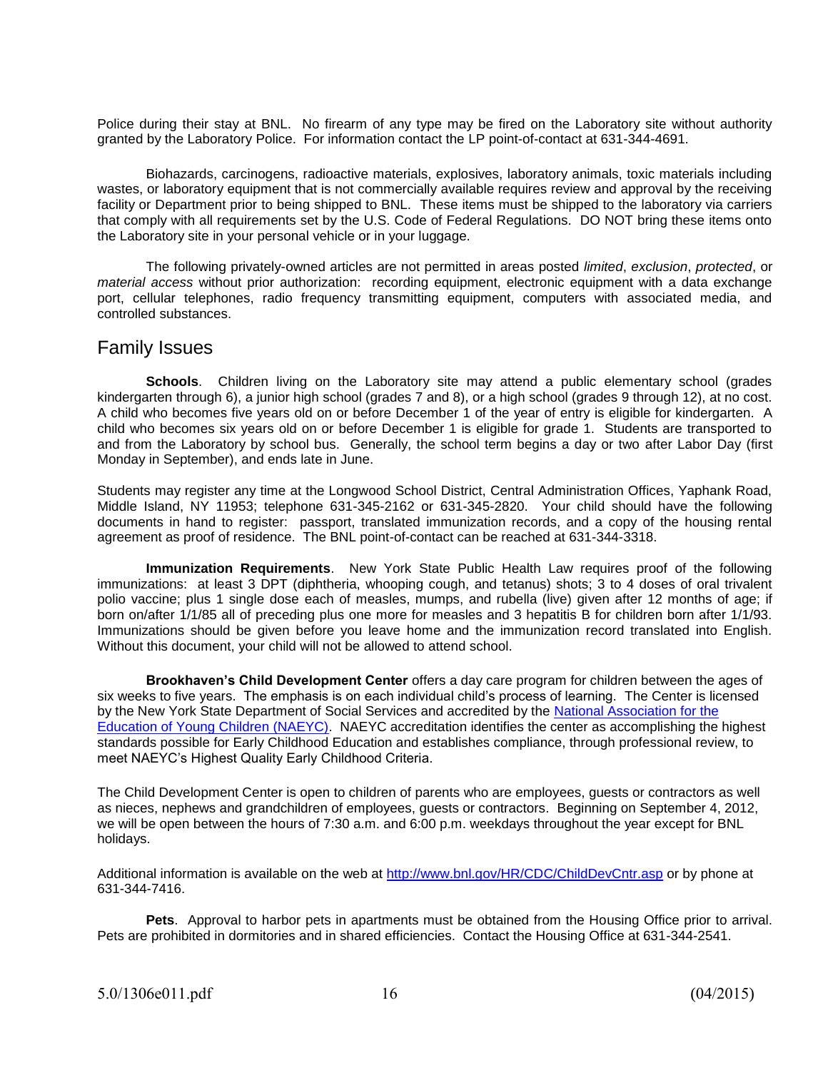Police during their stay at BNL. No firearm of any type may be fired on the Laboratory site without authority granted by the Laboratory Police. For information contact the LP point-of-contact at 631-344-4691.

Biohazards, carcinogens, radioactive materials, explosives, laboratory animals, toxic materials including wastes, or laboratory equipment that is not commercially available requires review and approval by the receiving facility or Department prior to being shipped to BNL. These items must be shipped to the laboratory via carriers that comply with all requirements set by the U.S. Code of Federal Regulations. DO NOT bring these items onto the Laboratory site in your personal vehicle or in your luggage.

The following privately-owned articles are not permitted in areas posted *limited*, *exclusion*, *protected*, or *material access* without prior authorization: recording equipment, electronic equipment with a data exchange port, cellular telephones, radio frequency transmitting equipment, computers with associated media, and controlled substances.

## Family Issues

**Schools**. Children living on the Laboratory site may attend a public elementary school (grades kindergarten through 6), a junior high school (grades 7 and 8), or a high school (grades 9 through 12), at no cost. A child who becomes five years old on or before December 1 of the year of entry is eligible for kindergarten. A child who becomes six years old on or before December 1 is eligible for grade 1. Students are transported to and from the Laboratory by school bus. Generally, the school term begins a day or two after Labor Day (first Monday in September), and ends late in June.

Students may register any time at the Longwood School District, Central Administration Offices, Yaphank Road, Middle Island, NY 11953; telephone 631-345-2162 or 631-345-2820. Your child should have the following documents in hand to register: passport, translated immunization records, and a copy of the housing rental agreement as proof of residence. The BNL point-of-contact can be reached at 631-344-3318.

**Immunization Requirements**. New York State Public Health Law requires proof of the following immunizations: at least 3 DPT (diphtheria, whooping cough, and tetanus) shots; 3 to 4 doses of oral trivalent polio vaccine; plus 1 single dose each of measles, mumps, and rubella (live) given after 12 months of age; if born on/after 1/1/85 all of preceding plus one more for measles and 3 hepatitis B for children born after 1/1/93. Immunizations should be given before you leave home and the immunization record translated into English. Without this document, your child will not be allowed to attend school.

**Brookhaven's Child Development Center** offers a day care program for children between the ages of six weeks to five years. The emphasis is on each individual child's process of learning. The Center is licensed by the New York State Department of Social Services and accredited by the [National Association for the Education of Young Children (NAEYC)](). NAEYC accreditation identifies the center as accomplishing the highest standards possible for Early Childhood Education and establishes compliance, through professional review, to meet NAEYC's Highest Quality Early Childhood Criteria.

The Child Development Center is open to children of parents who are employees, guests or contractors as well as nieces, nephews and grandchildren of employees, guests or contractors. Beginning on September 4, 2012, we will be open between the hours of 7:30 a.m. and 6:00 p.m. weekdays throughout the year except for BNL holidays.

Additional information is available on the web at http://www.bnl.gov/HR/CDC/ChildDevCntr.asp or by phone at 631-344-7416.

**Pets**. Approval to harbor pets in apartments must be obtained from the Housing Office prior to arrival. Pets are prohibited in dormitories and in shared efficiencies. Contact the Housing Office at 631-344-2541.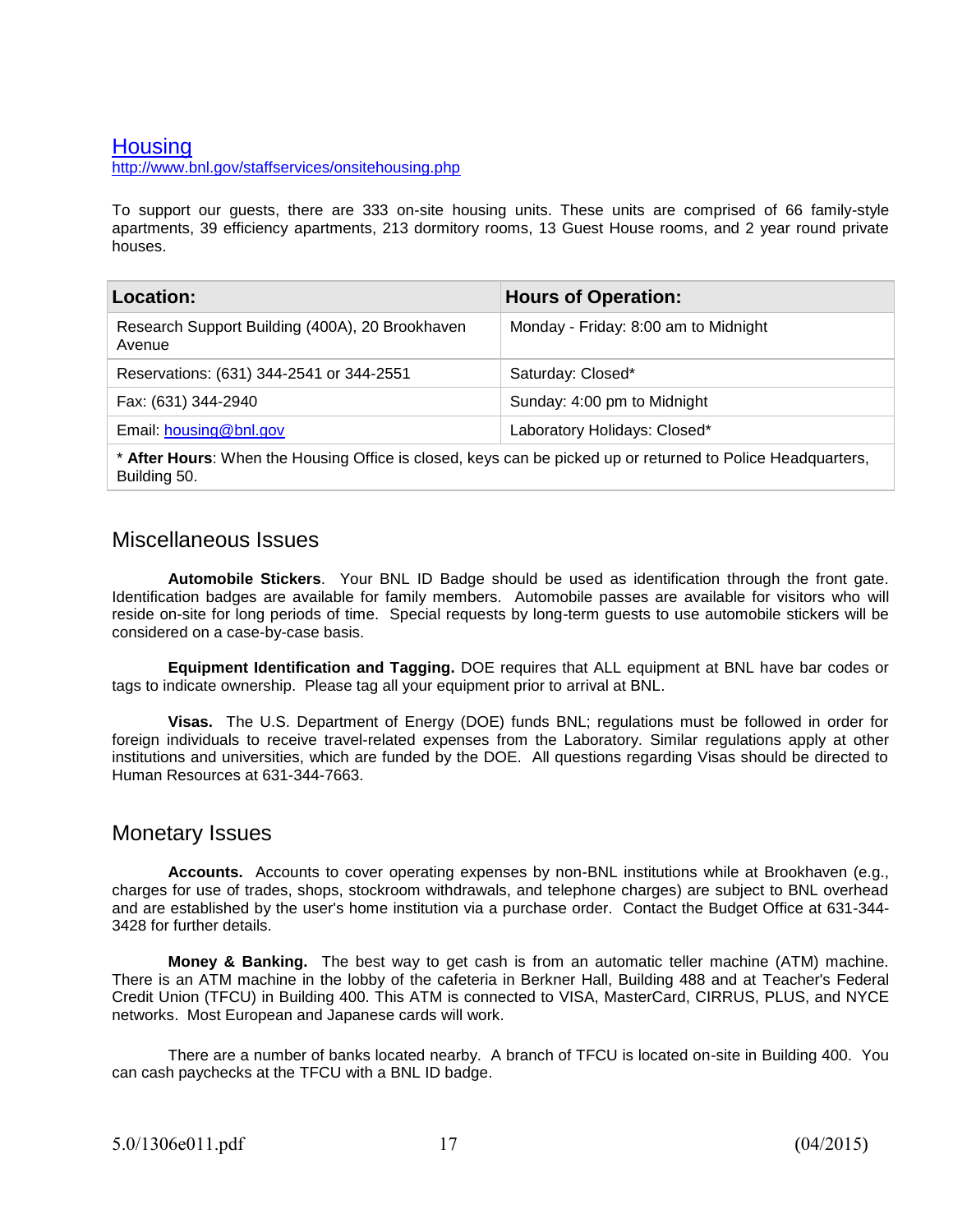## [Housing](http://www.bnl.gov/staffservices/onsitehousing.php)

[http://www.bnl.gov/staffservices/onsitehousing.php](http://www.bnl.gov/staffservices/onsitehousing.php)

To support our guests, there are 333 on-site housing units. These units are comprised of 66 family-style apartments, 39 efficiency apartments, 213 dormitory rooms, 13 Guest House rooms, and 2 year round private houses.

| Location: | Hours of Operation: |
| --- | --- |
| Research Support Building (400A), 20 Brookhaven Avenue | Monday - Friday: 8:00 am to Midnight |
| Reservations: (631) 344-2541 or 344-2551 | Saturday: Closed* |
| Fax: (631) 344-2940 | Sunday: 4:00 pm to Midnight |
| Email: [housing@bnl.gov](mailto:housing@bnl.gov) | Laboratory Holidays: Closed* |
| * **After Hours**: When the Housing Office is closed, keys can be picked up or returned to Police Headquarters, Building 50. | |

## Miscellaneous Issues

**Automobile Stickers**. Your BNL ID Badge should be used as identification through the front gate. Identification badges are available for family members. Automobile passes are available for visitors who will reside on-site for long periods of time. Special requests by long-term guests to use automobile stickers will be considered on a case-by-case basis.

**Equipment Identification and Tagging.** DOE requires that ALL equipment at BNL have bar codes or tags to indicate ownership. Please tag all your equipment prior to arrival at BNL.

**Visas.** The U.S. Department of Energy (DOE) funds BNL; regulations must be followed in order for foreign individuals to receive travel-related expenses from the Laboratory. Similar regulations apply at other institutions and universities, which are funded by the DOE. All questions regarding Visas should be directed to Human Resources at 631-344-7663.

## Monetary Issues

**Accounts.** Accounts to cover operating expenses by non-BNL institutions while at Brookhaven (e.g., charges for use of trades, shops, stockroom withdrawals, and telephone charges) are subject to BNL overhead and are established by the user's home institution via a purchase order. Contact the Budget Office at 631-344-3428 for further details.

**Money & Banking.** The best way to get cash is from an automatic teller machine (ATM) machine. There is an ATM machine in the lobby of the cafeteria in Berkner Hall, Building 488 and at Teacher's Federal Credit Union (TFCU) in Building 400. This ATM is connected to VISA, MasterCard, CIRRUS, PLUS, and NYCE networks. Most European and Japanese cards will work.

There are a number of banks located nearby. A branch of TFCU is located on-site in Building 400. You can cash paychecks at the TFCU with a BNL ID badge.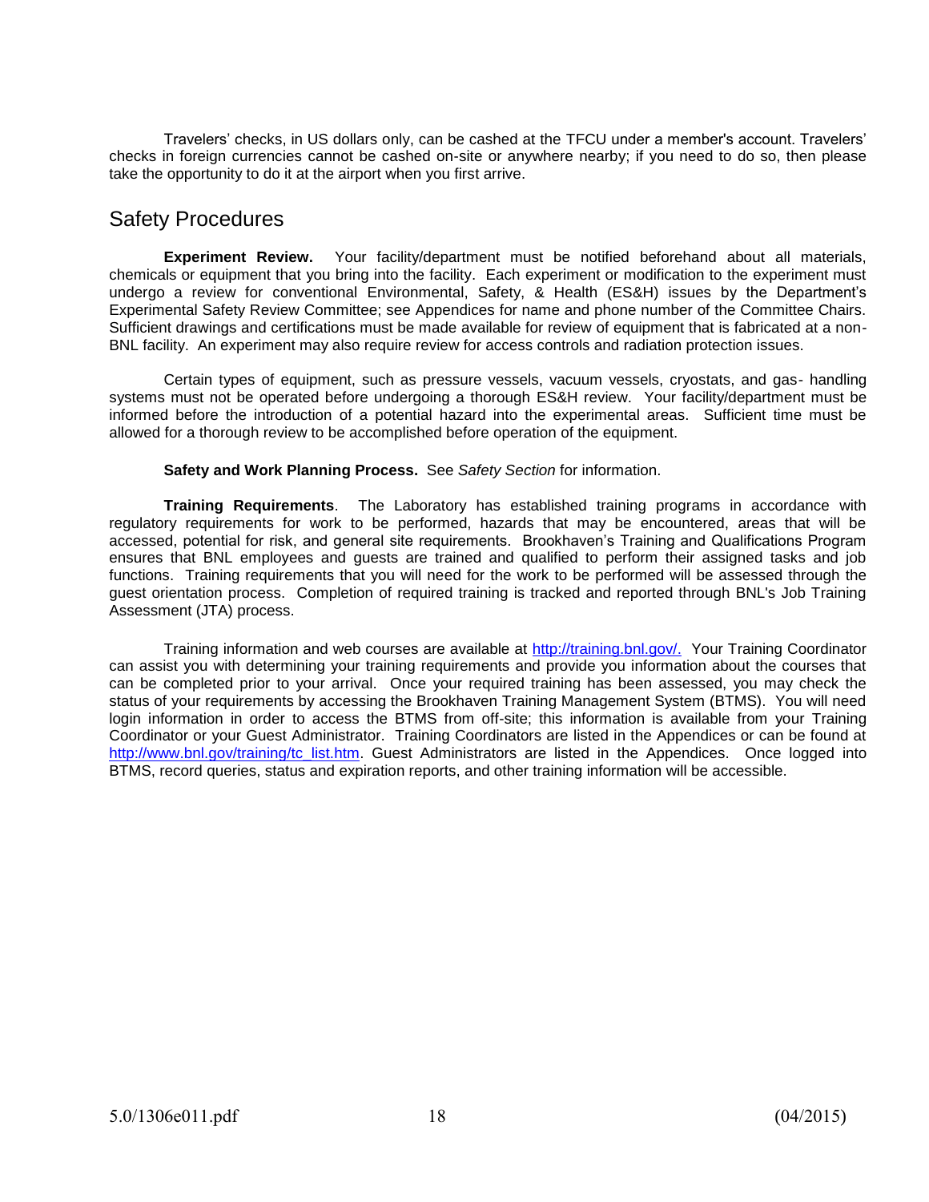Travelers' checks, in US dollars only, can be cashed at the TFCU under a member's account. Travelers' checks in foreign currencies cannot be cashed on-site or anywhere nearby; if you need to do so, then please take the opportunity to do it at the airport when you first arrive.

## Safety Procedures

**Experiment Review.** Your facility/department must be notified beforehand about all materials, chemicals or equipment that you bring into the facility. Each experiment or modification to the experiment must undergo a review for conventional Environmental, Safety, & Health (ES&H) issues by the Department's Experimental Safety Review Committee; see Appendices for name and phone number of the Committee Chairs. Sufficient drawings and certifications must be made available for review of equipment that is fabricated at a non-BNL facility. An experiment may also require review for access controls and radiation protection issues.

Certain types of equipment, such as pressure vessels, vacuum vessels, cryostats, and gas- handling systems must not be operated before undergoing a thorough ES&H review. Your facility/department must be informed before the introduction of a potential hazard into the experimental areas. Sufficient time must be allowed for a thorough review to be accomplished before operation of the equipment.

**Safety and Work Planning Process.** See *Safety Section* for information.

**Training Requirements**. The Laboratory has established training programs in accordance with regulatory requirements for work to be performed, hazards that may be encountered, areas that will be accessed, potential for risk, and general site requirements. Brookhaven's Training and Qualifications Program ensures that BNL employees and guests are trained and qualified to perform their assigned tasks and job functions. Training requirements that you will need for the work to be performed will be assessed through the guest orientation process. Completion of required training is tracked and reported through BNL's Job Training Assessment (JTA) process.

Training information and web courses are available at http://training.bnl.gov/. Your Training Coordinator can assist you with determining your training requirements and provide you information about the courses that can be completed prior to your arrival. Once your required training has been assessed, you may check the status of your requirements by accessing the Brookhaven Training Management System (BTMS). You will need login information in order to access the BTMS from off-site; this information is available from your Training Coordinator or your Guest Administrator. Training Coordinators are listed in the Appendices or can be found at http://www.bnl.gov/training/tc_list.htm. Guest Administrators are listed in the Appendices. Once logged into BTMS, record queries, status and expiration reports, and other training information will be accessible.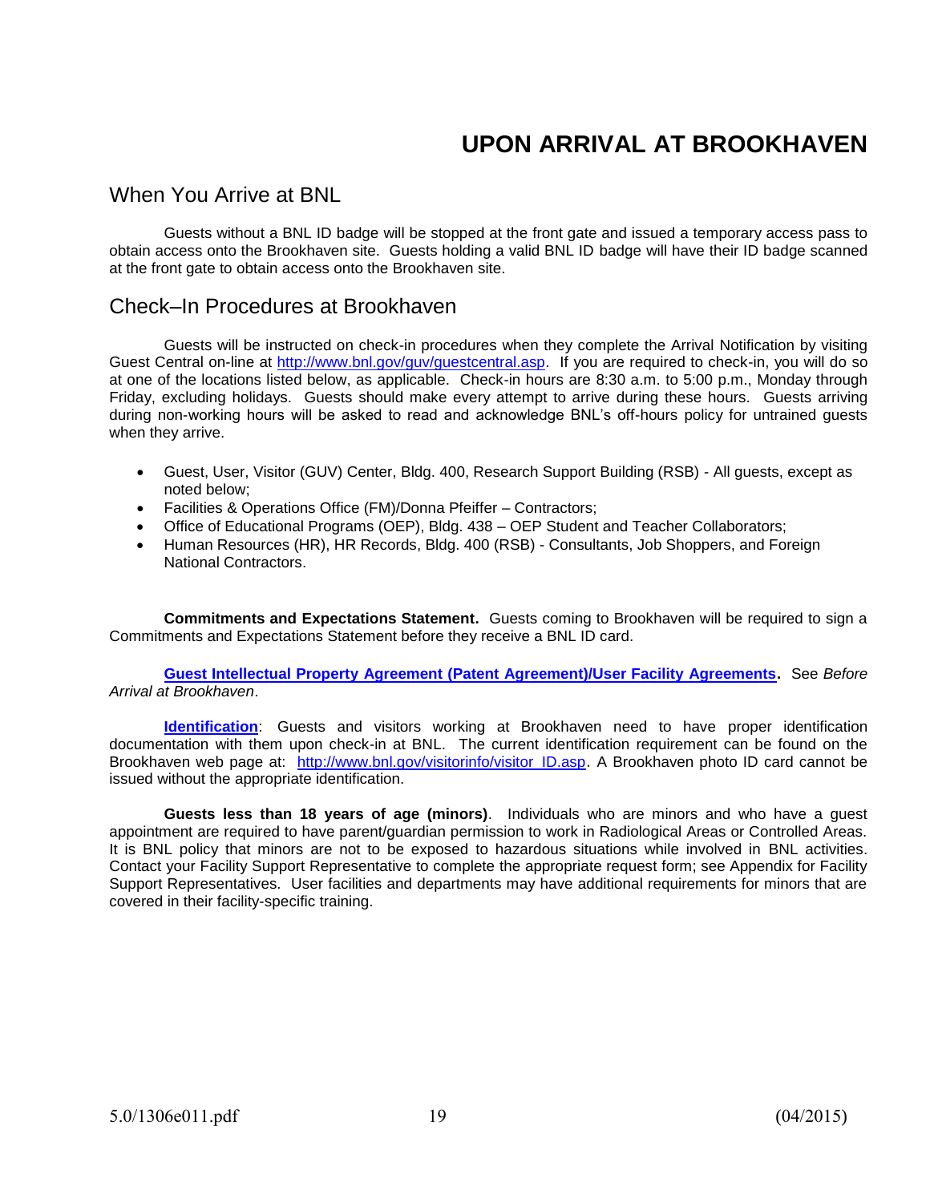# UPPON ARRIVAL AT BROOKHAVEN

## When You Arrive at BNL

Guests without a BNL ID badge will be stopped at the front gate and issued a temporary access pass to obtain access onto the Brookhaven site. Guests holding a valid BNL ID badge will have their ID badge scanned at the front gate to obtain access onto the Brookhaven site.

## Check–In Procedures at Brookhaven

Guests will be instructed on check-in procedures when they complete the Arrival Notification by visiting Guest Central on-line at [http://www.bnl.gov/guv/guestcentral.asp](http://www.bnl.gov/guv/guestcentral.asp). If you are required to check-in, you will do so at one of the locations listed below, as applicable. Check-in hours are 8:30 a.m. to 5:00 p.m., Monday through Friday, excluding holidays. Guests should make every attempt to arrive during these hours. Guests arriving during non-working hours will be asked to read and acknowledge BNL's off-hours policy for untrained guests when they arrive.

- Guest, User, Visitor (GUV) Center, Bldg. 400, Research Support Building (RSB) - All guests, except as noted below;
- Facilities & Operations Office (FM)/Donna Pfeiffer – Contractors;
- Office of Educational Programs (OEP), Bldg. 438 – OEP Student and Teacher Collaborators;
- Human Resources (HR), HR Records, Bldg. 400 (RSB) - Consultants, Job Shoppers, and Foreign National Contractors.

**Commitments and Expectations Statement.** Guests coming to Brookhaven will be required to sign a Commitments and Expectations Statement before they receive a BNL ID card.

**Guest Intellectual Property Agreement (Patent Agreement)/User Facility Agreements.** See *Before Arrival at Brookhaven*.

**Identification**: Guests and visitors working at Brookhaven need to have proper identification documentation with them upon check-in at BNL. The current identification requirement can be found on the Brookhaven web page at: [http://www.bnl.gov/visitorinfo/visitor_ID.asp](http://www.bnl.gov/visitorinfo/visitor_ID.asp). A Brookhaven photo ID card cannot be issued without the appropriate identification.

**Guests less than 18 years of age (minors)**. Individuals who are minors and who have a guest appointment are required to have parent/guardian permission to work in Radiological Areas or Controlled Areas. It is BNL policy that minors are not to be exposed to hazardous situations while involved in BNL activities. Contact your Facility Support Representative to complete the appropriate request form; see Appendix for Facility Support Representatives. User facilities and departments may have additional requirements for minors that are covered in their facility-specific training.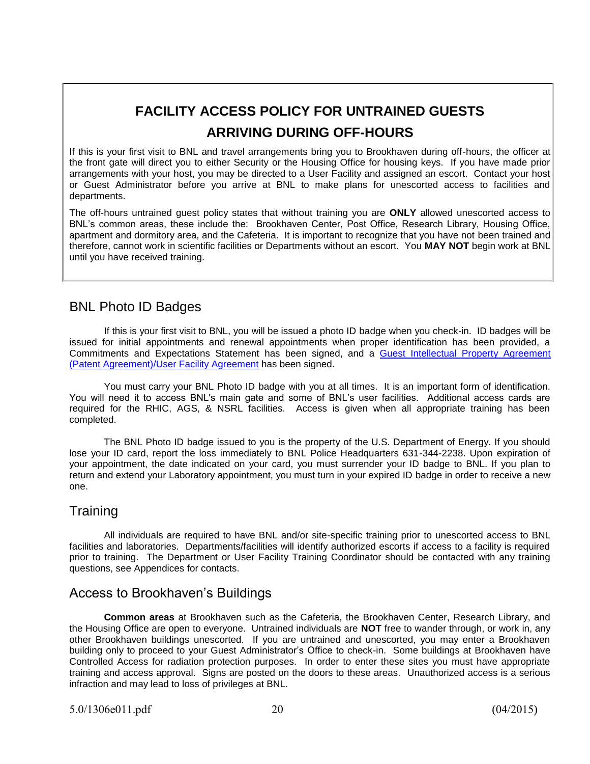## FACILITY ACCESS POLICY FOR UNTRAINED GUESTS ARRIVING DURING OFF-HOURS

If this is your first visit to BNL and travel arrangements bring you to Brookhaven during off-hours, the officer at the front gate will direct you to either Security or the Housing Office for housing keys. If you have made prior arrangements with your host, you may be directed to a User Facility and assigned an escort. Contact your host or Guest Administrator before you arrive at BNL to make plans for unescorted access to facilities and departments.

The off-hours untrained guest policy states that without training you are **ONLY** allowed unescorted access to BNL's common areas, these include the: Brookhaven Center, Post Office, Research Library, Housing Office, apartment and dormitory area, and the Cafeteria. It is important to recognize that you have not been trained and therefore, cannot work in scientific facilities or Departments without an escort. You **MAY NOT** begin work at BNL until you have received training.

## BNL Photo ID Badges

If this is your first visit to BNL, you will be issued a photo ID badge when you check-in. ID badges will be issued for initial appointments and renewal appointments when proper identification has been provided, a Commitments and Expectations Statement has been signed, and a Guest Intellectual Property Agreement (Patent Agreement)/User Facility Agreement has been signed.

You must carry your BNL Photo ID badge with you at all times. It is an important form of identification. You will need it to access BNL's main gate and some of BNL's user facilities. Additional access cards are required for the RHIC, AGS, & NSRL facilities. Access is given when all appropriate training has been completed.

The BNL Photo ID badge issued to you is the property of the U.S. Department of Energy. If you should lose your ID card, report the loss immediately to BNL Police Headquarters 631-344-2238. Upon expiration of your appointment, the date indicated on your card, you must surrender your ID badge to BNL. If you plan to return and extend your Laboratory appointment, you must turn in your expired ID badge in order to receive a new one.

## Training

All individuals are required to have BNL and/or site-specific training prior to unescorted access to BNL facilities and laboratories. Departments/facilities will identify authorized escorts if access to a facility is required prior to training. The Department or User Facility Training Coordinator should be contacted with any training questions, see Appendices for contacts.

## Access to Brookhaven's Buildings

**Common areas** at Brookhaven such as the Cafeteria, the Brookhaven Center, Research Library, and the Housing Office are open to everyone. Untrained individuals are **NOT** free to wander through, or work in, any other Brookhaven buildings unescorted. If you are untrained and unescorted, you may enter a Brookhaven building only to proceed to your Guest Administrator's Office to check-in. Some buildings at Brookhaven have Controlled Access for radiation protection purposes. In order to enter these sites you must have appropriate training and access approval. Signs are posted on the doors to these areas. Unauthorized access is a serious infraction and may lead to loss of privileges at BNL.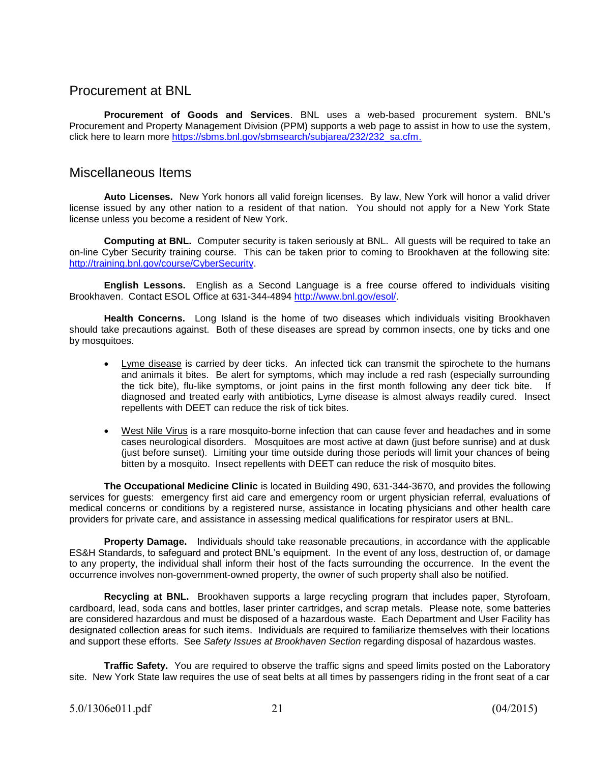## Procurement at BNL

**Procurement of Goods and Services**. BNL uses a web-based procurement system. BNL's Procurement and Property Management Division (PPM) supports a web page to assist in how to use the system, click here to learn more https://sbms.bnl.gov/sbmsearch/subjarea/232/232_sa.cfm.

## Miscellaneous Items

**Auto Licenses.** New York honors all valid foreign licenses. By law, New York will honor a valid driver license issued by any other nation to a resident of that nation. You should not apply for a New York State license unless you become a resident of New York.

**Computing at BNL.** Computer security is taken seriously at BNL. All guests will be required to take an on-line Cyber Security training course. This can be taken prior to coming to Brookhaven at the following site: http://training.bnl.gov/course/CyberSecurity.

**English Lessons.** English as a Second Language is a free course offered to individuals visiting Brookhaven. Contact ESOL Office at 631-344-4894 http://www.bnl.gov/esol/.

**Health Concerns.** Long Island is the home of two diseases which individuals visiting Brookhaven should take precautions against. Both of these diseases are spread by common insects, one by ticks and one by mosquitoes.

- Lyme disease is carried by deer ticks. An infected tick can transmit the spirochete to the humans and animals it bites. Be alert for symptoms, which may include a red rash (especially surrounding the tick bite), flu-like symptoms, or joint pains in the first month following any deer tick bite. If diagnosed and treated early with antibiotics, Lyme disease is almost always readily cured. Insect repellents with DEET can reduce the risk of tick bites.

- West Nile Virus is a rare mosquito-borne infection that can cause fever and headaches and in some cases neurological disorders. Mosquitoes are most active at dawn (just before sunrise) and at dusk (just before sunset). Limiting your time outside during those periods will limit your chances of being bitten by a mosquito. Insect repellents with DEET can reduce the risk of mosquito bites.

**The Occupational Medicine Clinic** is located in Building 490, 631-344-3670, and provides the following services for guests: emergency first aid care and emergency room or urgent physician referral, evaluations of medical concerns or conditions by a registered nurse, assistance in locating physicians and other health care providers for private care, and assistance in assessing medical qualifications for respirator users at BNL.

**Property Damage.** Individuals should take reasonable precautions, in accordance with the applicable ES&H Standards, to safeguard and protect BNL's equipment. In the event of any loss, destruction of, or damage to any property, the individual shall inform their host of the facts surrounding the occurrence. In the event the occurrence involves non-government-owned property, the owner of such property shall also be notified.

**Recycling at BNL.** Brookhaven supports a large recycling program that includes paper, Styrofoam, cardboard, lead, soda cans and bottles, laser printer cartridges, and scrap metals. Please note, some batteries are considered hazardous and must be disposed of a hazardous waste. Each Department and User Facility has designated collection areas for such items. Individuals are required to familiarize themselves with their locations and support these efforts. See *Safety Issues at Brookhaven Section* regarding disposal of hazardous wastes.

**Traffic Safety.** You are required to observe the traffic signs and speed limits posted on the Laboratory site. New York State law requires the use of seat belts at all times by passengers riding in the front seat of a car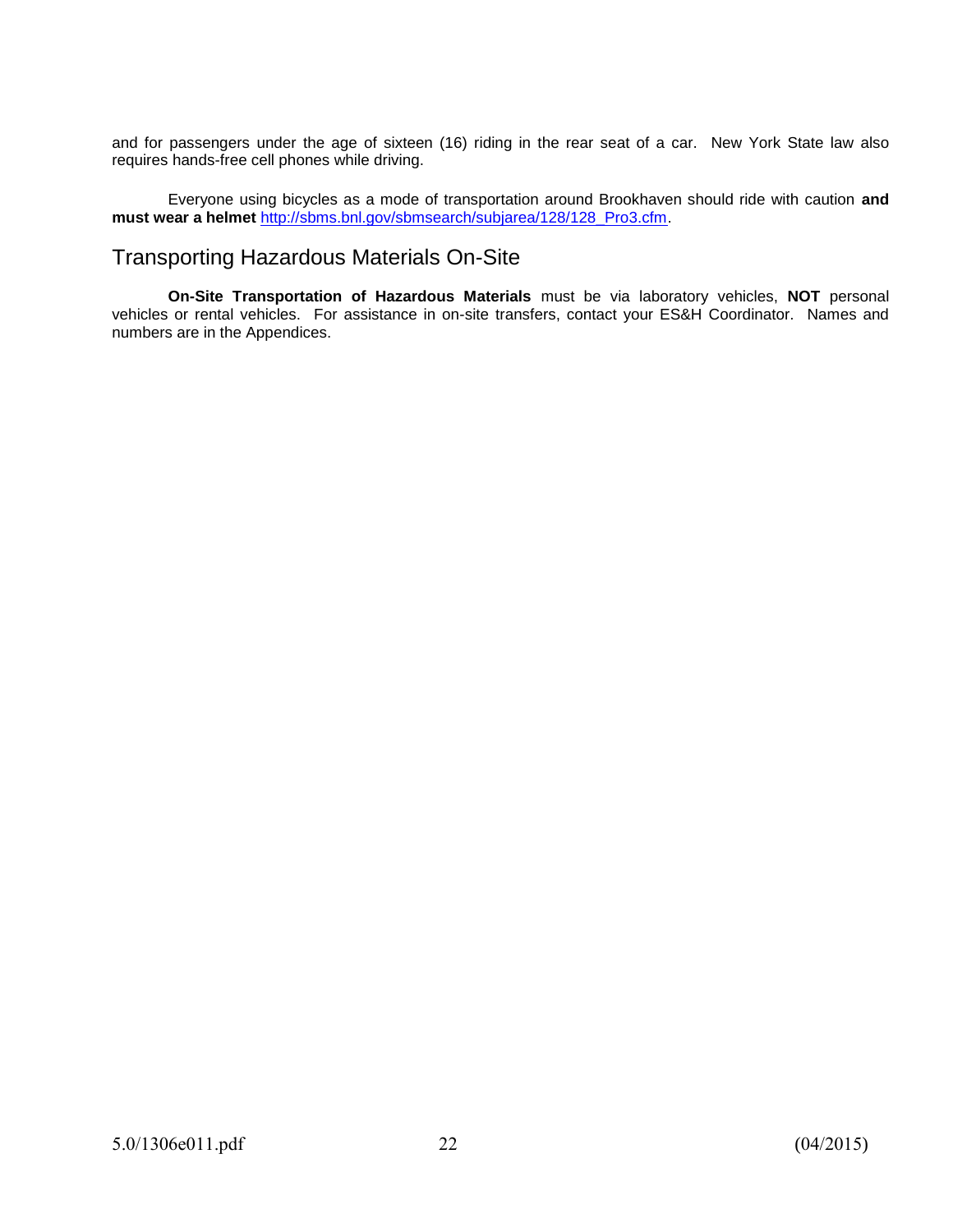and for passengers under the age of sixteen (16) riding in the rear seat of a car. New York State law also requires hands-free cell phones while driving.

Everyone using bicycles as a mode of transportation around Brookhaven should ride with caution **and must wear a helmet** http://sbms.bnl.gov/sbmsearch/subjarea/128/128_Pro3.cfm.

## Transporting Hazardous Materials On-Site

**On-Site Transportation of Hazardous Materials** must be via laboratory vehicles, **NOT** personal vehicles or rental vehicles. For assistance in on-site transfers, contact your ES&H Coordinator. Names and numbers are in the Appendices.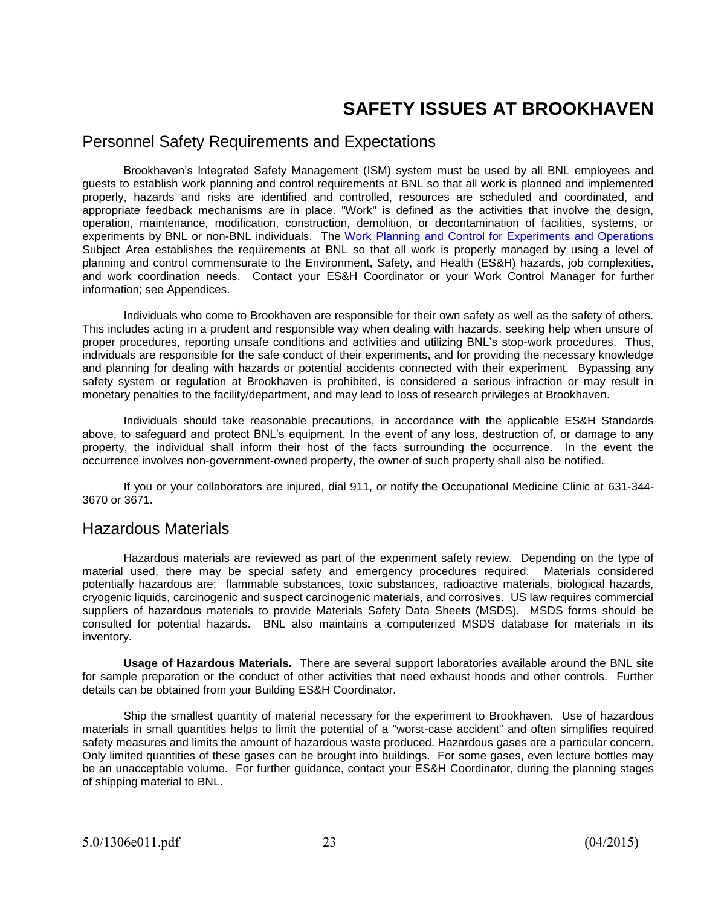# SAFETY ISSUES AT BROOKHAVEN

## Personnel Safety Requirements and Expectations

Brookhaven's Integrated Safety Management (ISM) system must be used by all BNL employees and guests to establish work planning and control requirements at BNL so that all work is planned and implemented properly, hazards and risks are identified and controlled, resources are scheduled and coordinated, and appropriate feedback mechanisms are in place. "Work" is defined as the activities that involve the design, operation, maintenance, modification, construction, demolition, or decontamination of facilities, systems, or experiments by BNL or non-BNL individuals. The Work Planning and Control for Experiments and Operations Subject Area establishes the requirements at BNL so that all work is properly managed by using a level of planning and control commensurate to the Environment, Safety, and Health (ES&H) hazards, job complexities, and work coordination needs. Contact your ES&H Coordinator or your Work Control Manager for further information; see Appendices.

Individuals who come to Brookhaven are responsible for their own safety as well as the safety of others. This includes acting in a prudent and responsible way when dealing with hazards, seeking help when unsure of proper procedures, reporting unsafe conditions and activities and utilizing BNL's stop-work procedures. Thus, individuals are responsible for the safe conduct of their experiments, and for providing the necessary knowledge and planning for dealing with hazards or potential accidents connected with their experiment. Bypassing any safety system or regulation at Brookhaven is prohibited, is considered a serious infraction or may result in monetary penalties to the facility/department, and may lead to loss of research privileges at Brookhaven.

Individuals should take reasonable precautions, in accordance with the applicable ES&H Standards above, to safeguard and protect BNL's equipment. In the event of any loss, destruction of, or damage to any property, the individual shall inform their host of the facts surrounding the occurrence. In the event the occurrence involves non-government-owned property, the owner of such property shall also be notified.

If you or your collaborators are injured, dial 911, or notify the Occupational Medicine Clinic at 631-344-3670 or 3671.

## Hazardous Materials

Hazardous materials are reviewed as part of the experiment safety review. Depending on the type of material used, there may be special safety and emergency procedures required. Materials considered potentially hazardous are: flammable substances, toxic substances, radioactive materials, biological hazards, cryogenic liquids, carcinogenic and suspect carcinogenic materials, and corrosives. US law requires commercial suppliers of hazardous materials to provide Materials Safety Data Sheets (MSDS). MSDS forms should be consulted for potential hazards. BNL also maintains a computerized MSDS database for materials in its inventory.

**Usage of Hazardous Materials.** There are several support laboratories available around the BNL site for sample preparation or the conduct of other activities that need exhaust hoods and other controls. Further details can be obtained from your Building ES&H Coordinator.

Ship the smallest quantity of material necessary for the experiment to Brookhaven. Use of hazardous materials in small quantities helps to limit the potential of a "worst-case accident" and often simplifies required safety measures and limits the amount of hazardous waste produced. Hazardous gases are a particular concern. Only limited quantities of these gases can be brought into buildings. For some gases, even lecture bottles may be an unacceptable volume. For further guidance, contact your ES&H Coordinator, during the planning stages of shipping material to BNL.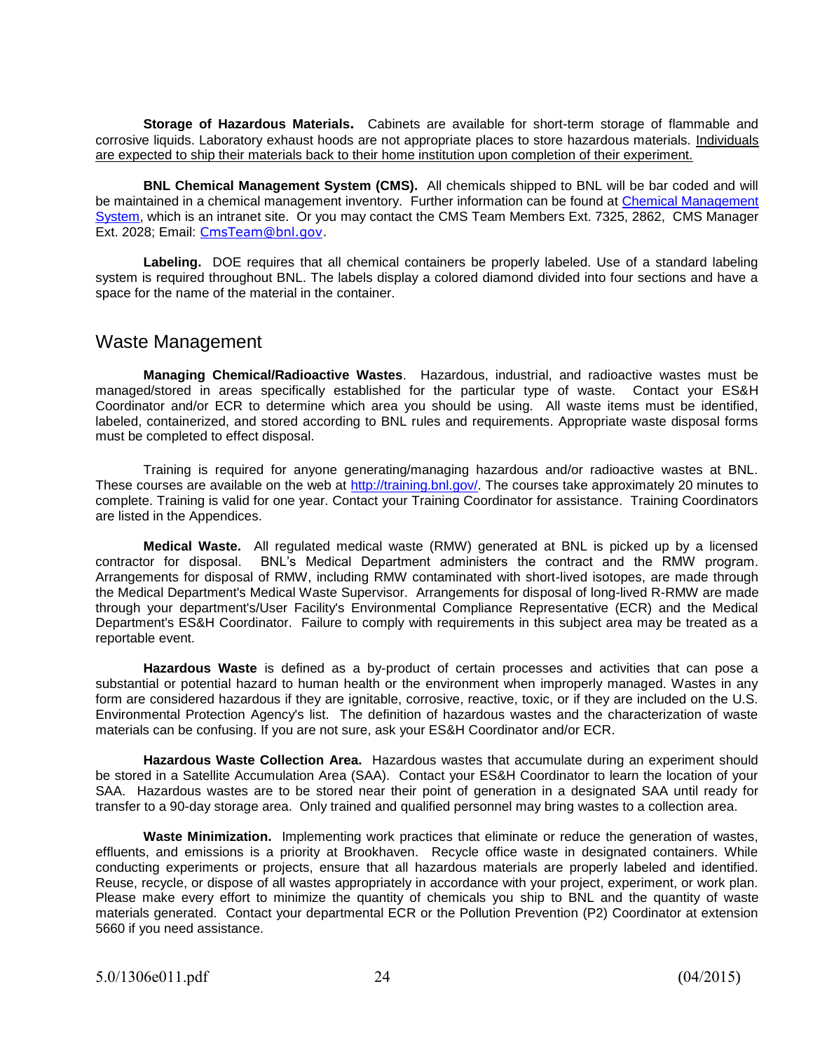**Storage of Hazardous Materials.** Cabinets are available for short-term storage of flammable and corrosive liquids. Laboratory exhaust hoods are not appropriate places to store hazardous materials. Individuals are expected to ship their materials back to their home institution upon completion of their experiment.

**BNL Chemical Management System (CMS).** All chemicals shipped to BNL will be bar coded and will be maintained in a chemical management inventory. Further information can be found at [Chemical Management System](), which is an intranet site. Or you may contact the CMS Team Members Ext. 7325, 2862, CMS Manager Ext. 2028; Email: CmsTeam@bnl.gov.

**Labeling.** DOE requires that all chemical containers be properly labeled. Use of a standard labeling system is required throughout BNL. The labels display a colored diamond divided into four sections and have a space for the name of the material in the container.

## Waste Management

**Managing Chemical/Radioactive Wastes**. Hazardous, industrial, and radioactive wastes must be managed/stored in areas specifically established for the particular type of waste. Contact your ES&H Coordinator and/or ECR to determine which area you should be using. All waste items must be identified, labeled, containerized, and stored according to BNL rules and requirements. Appropriate waste disposal forms must be completed to effect disposal.

Training is required for anyone generating/managing hazardous and/or radioactive wastes at BNL. These courses are available on the web at http://training.bnl.gov/. The courses take approximately 20 minutes to complete. Training is valid for one year. Contact your Training Coordinator for assistance. Training Coordinators are listed in the Appendices.

**Medical Waste.** All regulated medical waste (RMW) generated at BNL is picked up by a licensed contractor for disposal. BNL's Medical Department administers the contract and the RMW program. Arrangements for disposal of RMW, including RMW contaminated with short-lived isotopes, are made through the Medical Department's Medical Waste Supervisor. Arrangements for disposal of long-lived R-RMW are made through your department's/User Facility's Environmental Compliance Representative (ECR) and the Medical Department's ES&H Coordinator. Failure to comply with requirements in this subject area may be treated as a reportable event.

**Hazardous Waste** is defined as a by-product of certain processes and activities that can pose a substantial or potential hazard to human health or the environment when improperly managed. Wastes in any form are considered hazardous if they are ignitable, corrosive, reactive, toxic, or if they are included on the U.S. Environmental Protection Agency's list. The definition of hazardous wastes and the characterization of waste materials can be confusing. If you are not sure, ask your ES&H Coordinator and/or ECR.

**Hazardous Waste Collection Area.** Hazardous wastes that accumulate during an experiment should be stored in a Satellite Accumulation Area (SAA). Contact your ES&H Coordinator to learn the location of your SAA. Hazardous wastes are to be stored near their point of generation in a designated SAA until ready for transfer to a 90-day storage area. Only trained and qualified personnel may bring wastes to a collection area.

**Waste Minimization.** Implementing work practices that eliminate or reduce the generation of wastes, effluents, and emissions is a priority at Brookhaven. Recycle office waste in designated containers. While conducting experiments or projects, ensure that all hazardous materials are properly labeled and identified. Reuse, recycle, or dispose of all wastes appropriately in accordance with your project, experiment, or work plan. Please make every effort to minimize the quantity of chemicals you ship to BNL and the quantity of waste materials generated. Contact your departmental ECR or the Pollution Prevention (P2) Coordinator at extension 5660 if you need assistance.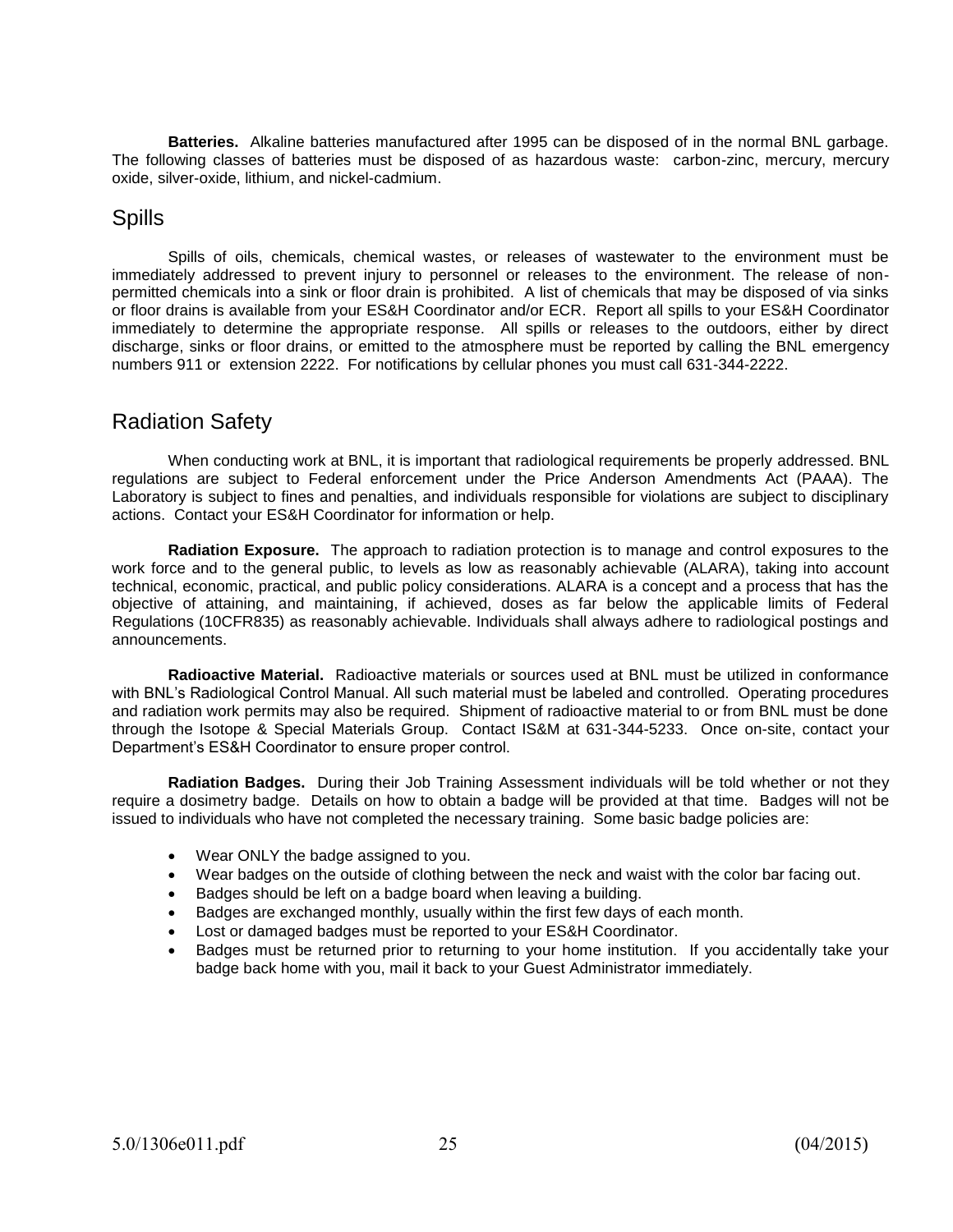**Batteries.** Alkaline batteries manufactured after 1995 can be disposed of in the normal BNL garbage. The following classes of batteries must be disposed of as hazardous waste: carbon-zinc, mercury, mercury oxide, silver-oxide, lithium, and nickel-cadmium.

## Spills

Spills of oils, chemicals, chemical wastes, or releases of wastewater to the environment must be immediately addressed to prevent injury to personnel or releases to the environment. The release of non-permitted chemicals into a sink or floor drain is prohibited. A list of chemicals that may be disposed of via sinks or floor drains is available from your ES&H Coordinator and/or ECR. Report all spills to your ES&H Coordinator immediately to determine the appropriate response. All spills or releases to the outdoors, either by direct discharge, sinks or floor drains, or emitted to the atmosphere must be reported by calling the BNL emergency numbers 911 or extension 2222. For notifications by cellular phones you must call 631-344-2222.

## Radiation Safety

When conducting work at BNL, it is important that radiological requirements be properly addressed. BNL regulations are subject to Federal enforcement under the Price Anderson Amendments Act (PAAA). The Laboratory is subject to fines and penalties, and individuals responsible for violations are subject to disciplinary actions. Contact your ES&H Coordinator for information or help.

**Radiation Exposure.** The approach to radiation protection is to manage and control exposures to the work force and to the general public, to levels as low as reasonably achievable (ALARA), taking into account technical, economic, practical, and public policy considerations. ALARA is a concept and a process that has the objective of attaining, and maintaining, if achieved, doses as far below the applicable limits of Federal Regulations (10CFR835) as reasonably achievable. Individuals shall always adhere to radiological postings and announcements.

**Radioactive Material.** Radioactive materials or sources used at BNL must be utilized in conformance with BNL's Radiological Control Manual. All such material must be labeled and controlled. Operating procedures and radiation work permits may also be required. Shipment of radioactive material to or from BNL must be done through the Isotope & Special Materials Group. Contact IS&M at 631-344-5233. Once on-site, contact your Department's ES&H Coordinator to ensure proper control.

**Radiation Badges.** During their Job Training Assessment individuals will be told whether or not they require a dosimetry badge. Details on how to obtain a badge will be provided at that time. Badges will not be issued to individuals who have not completed the necessary training. Some basic badge policies are:

- Wear ONLY the badge assigned to you.
- Wear badges on the outside of clothing between the neck and waist with the color bar facing out.
- Badges should be left on a badge board when leaving a building.
- Badges are exchanged monthly, usually within the first few days of each month.
- Lost or damaged badges must be reported to your ES&H Coordinator.
- Badges must be returned prior to returning to your home institution. If you accidentally take your badge back home with you, mail it back to your Guest Administrator immediately.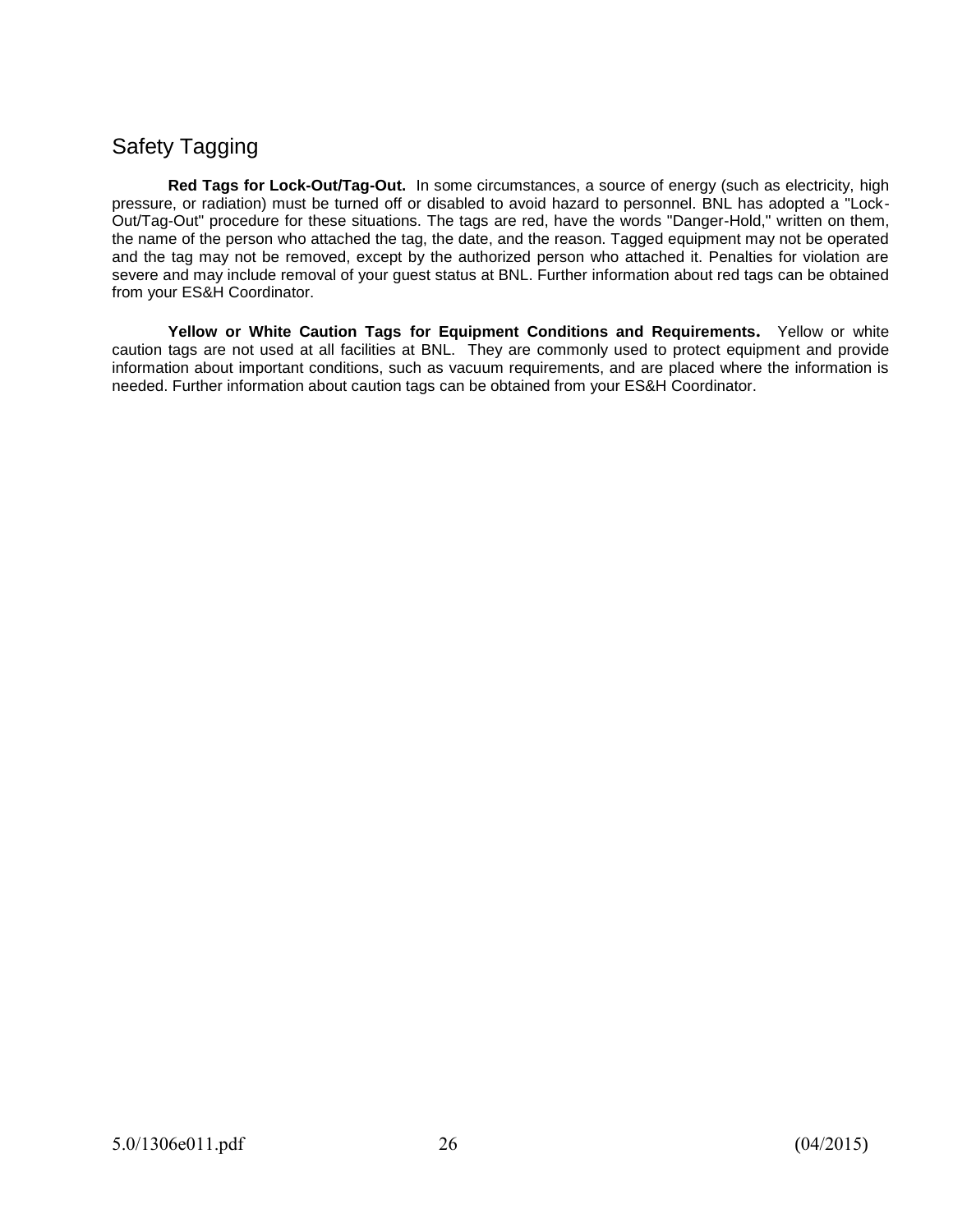## Safety Tagging

**Red Tags for Lock-Out/Tag-Out.** In some circumstances, a source of energy (such as electricity, high pressure, or radiation) must be turned off or disabled to avoid hazard to personnel. BNL has adopted a "Lock-Out/Tag-Out" procedure for these situations. The tags are red, have the words "Danger-Hold," written on them, the name of the person who attached the tag, the date, and the reason. Tagged equipment may not be operated and the tag may not be removed, except by the authorized person who attached it. Penalties for violation are severe and may include removal of your guest status at BNL. Further information about red tags can be obtained from your ES&H Coordinator.

**Yellow or White Caution Tags for Equipment Conditions and Requirements.** Yellow or white caution tags are not used at all facilities at BNL. They are commonly used to protect equipment and provide information about important conditions, such as vacuum requirements, and are placed where the information is needed. Further information about caution tags can be obtained from your ES&H Coordinator.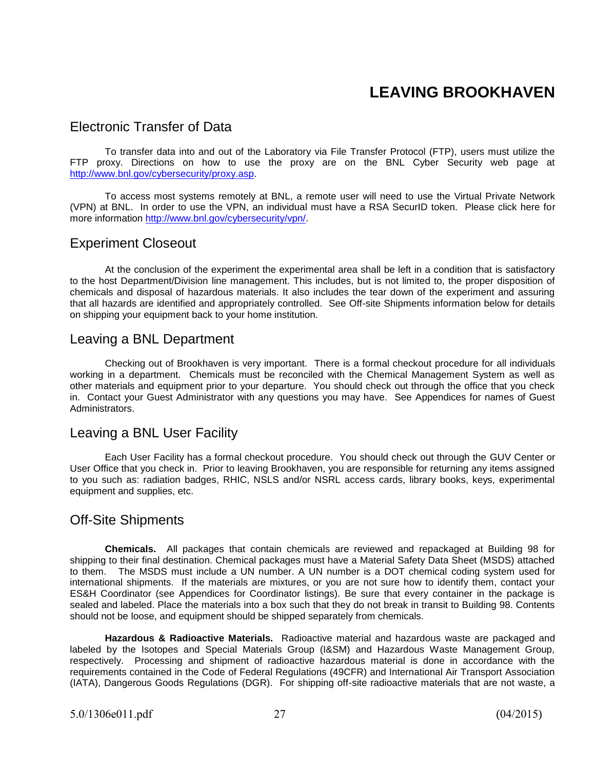# LEAVING BROOKHAVEN

## Electronic Transfer of Data

To transfer data into and out of the Laboratory via File Transfer Protocol (FTP), users must utilize the FTP proxy. Directions on how to use the proxy are on the BNL Cyber Security web page at http://www.bnl.gov/cybersecurity/proxy.asp.

To access most systems remotely at BNL, a remote user will need to use the Virtual Private Network (VPN) at BNL. In order to use the VPN, an individual must have a RSA SecurID token. Please click here for more information http://www.bnl.gov/cybersecurity/vpn/.

## Experiment Closeout

At the conclusion of the experiment the experimental area shall be left in a condition that is satisfactory to the host Department/Division line management. This includes, but is not limited to, the proper disposition of chemicals and disposal of hazardous materials. It also includes the tear down of the experiment and assuring that all hazards are identified and appropriately controlled. See Off-site Shipments information below for details on shipping your equipment back to your home institution.

## Leaving a BNL Department

Checking out of Brookhaven is very important. There is a formal checkout procedure for all individuals working in a department. Chemicals must be reconciled with the Chemical Management System as well as other materials and equipment prior to your departure. You should check out through the office that you check in. Contact your Guest Administrator with any questions you may have. See Appendices for names of Guest Administrators.

## Leaving a BNL User Facility

Each User Facility has a formal checkout procedure. You should check out through the GUV Center or User Office that you check in. Prior to leaving Brookhaven, you are responsible for returning any items assigned to you such as: radiation badges, RHIC, NSLS and/or NSRL access cards, library books, keys, experimental equipment and supplies, etc.

## Off-Site Shipments

**Chemicals.** All packages that contain chemicals are reviewed and repackaged at Building 98 for shipping to their final destination. Chemical packages must have a Material Safety Data Sheet (MSDS) attached to them. The MSDS must include a UN number. A UN number is a DOT chemical coding system used for international shipments. If the materials are mixtures, or you are not sure how to identify them, contact your ES&H Coordinator (see Appendices for Coordinator listings). Be sure that every container in the package is sealed and labeled. Place the materials into a box such that they do not break in transit to Building 98. Contents should not be loose, and equipment should be shipped separately from chemicals.

**Hazardous & Radioactive Materials.** Radioactive material and hazardous waste are packaged and labeled by the Isotopes and Special Materials Group (I&SM) and Hazardous Waste Management Group, respectively. Processing and shipment of radioactive hazardous material is done in accordance with the requirements contained in the Code of Federal Regulations (49CFR) and International Air Transport Association (IATA), Dangerous Goods Regulations (DGR). For shipping off-site radioactive materials that are not waste, a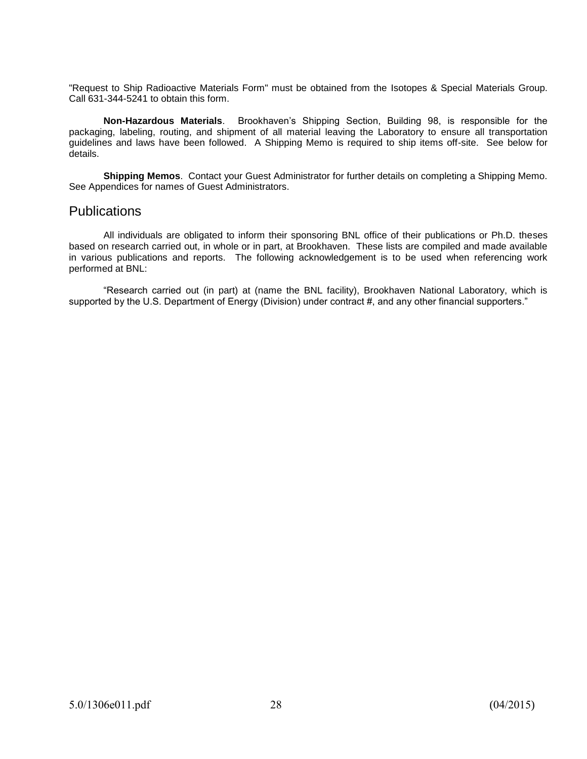"Request to Ship Radioactive Materials Form" must be obtained from the Isotopes & Special Materials Group. Call 631-344-5241 to obtain this form.

**Non-Hazardous Materials**. Brookhaven's Shipping Section, Building 98, is responsible for the packaging, labeling, routing, and shipment of all material leaving the Laboratory to ensure all transportation guidelines and laws have been followed. A Shipping Memo is required to ship items off-site. See below for details.

**Shipping Memos**. Contact your Guest Administrator for further details on completing a Shipping Memo. See Appendices for names of Guest Administrators.

## Publications

All individuals are obligated to inform their sponsoring BNL office of their publications or Ph.D. theses based on research carried out, in whole or in part, at Brookhaven. These lists are compiled and made available in various publications and reports. The following acknowledgement is to be used when referencing work performed at BNL:

"Research carried out (in part) at (name the BNL facility), Brookhaven National Laboratory, which is supported by the U.S. Department of Energy (Division) under contract #, and any other financial supporters."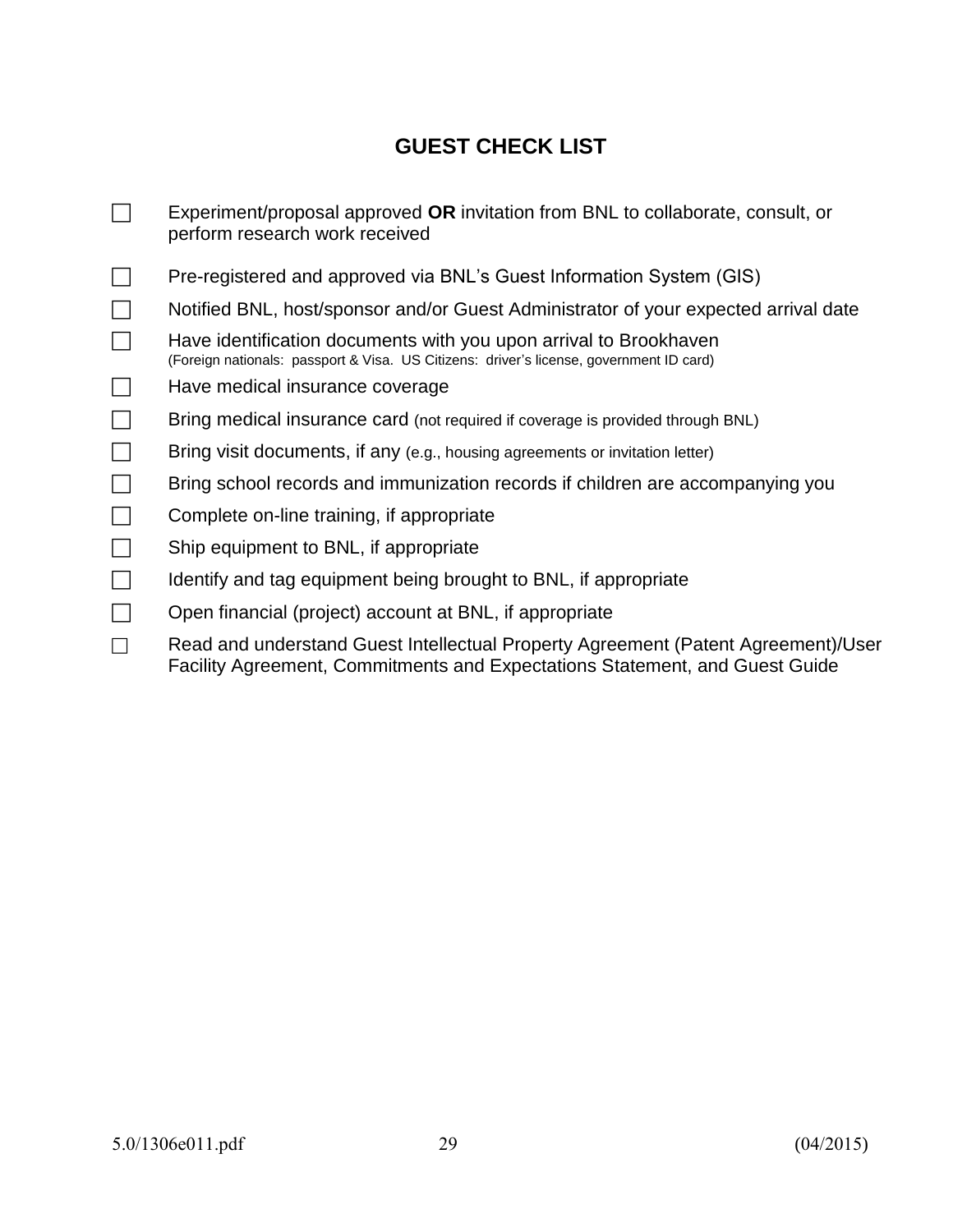## GUEST CHECK LIST

- ☐ Experiment/proposal approved **OR** invitation from BNL to collaborate, consult, or perform research work received
- ☐ Pre-registered and approved via BNL's Guest Information System (GIS)
- ☐ Notified BNL, host/sponsor and/or Guest Administrator of your expected arrival date
- ☐ Have identification documents with you upon arrival to Brookhaven
  (Foreign nationals: passport & Visa. US Citizens: driver's license, government ID card)
- ☐ Have medical insurance coverage
- ☐ Bring medical insurance card (not required if coverage is provided through BNL)
- ☐ Bring visit documents, if any (e.g., housing agreements or invitation letter)
- ☐ Bring school records and immunization records if children are accompanying you
- ☐ Complete on-line training, if appropriate
- ☐ Ship equipment to BNL, if appropriate
- ☐ Identify and tag equipment being brought to BNL, if appropriate
- ☐ Open financial (project) account at BNL, if appropriate
- ☐ Read and understand Guest Intellectual Property Agreement (Patent Agreement)/User Facility Agreement, Commitments and Expectations Statement, and Guest Guide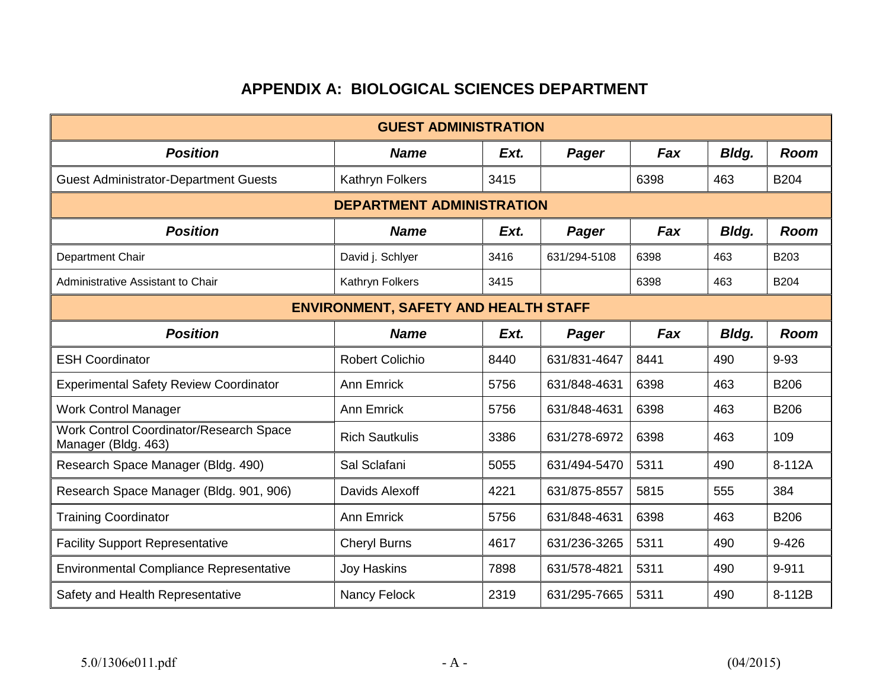# APPENDIX A: BIOLOGICAL SCIENCES DEPARTMENT

| GUEST ADMINISTRATION | | | | | | |
|---|---|---|---|---|---|---|
| ***Position*** | ***Name*** | ***Ext.*** | ***Pager*** | ***Fax*** | ***Bldg.*** | ***Room*** |
| Guest Administrator-Department Guests | Kathryn Folkers | 3415 | | 6398 | 463 | B204 |
| **DEPARTMENT ADMINISTRATION** | | | | | | |
| ***Position*** | ***Name*** | ***Ext.*** | ***Pager*** | ***Fax*** | ***Bldg.*** | ***Room*** |
| Department Chair | David j. Schlyer | 3416 | 631/294-5108 | 6398 | 463 | B203 |
| Administrative Assistant to Chair | Kathryn Folkers | 3415 | | 6398 | 463 | B204 |
| **ENVIRONMENT, SAFETY AND HEALTH STAFF** | | | | | | |
| ***Position*** | ***Name*** | ***Ext.*** | ***Pager*** | ***Fax*** | ***Bldg.*** | ***Room*** |
| ESH Coordinator | Robert Colichio | 8440 | 631/831-4647 | 8441 | 490 | 9-93 |
| Experimental Safety Review Coordinator | Ann Emrick | 5756 | 631/848-4631 | 6398 | 463 | B206 |
| Work Control Manager | Ann Emrick | 5756 | 631/848-4631 | 6398 | 463 | B206 |
| Work Control Coordinator/Research Space Manager (Bldg. 463) | Rich Sautkulis | 3386 | 631/278-6972 | 6398 | 463 | 109 |
| Research Space Manager (Bldg. 490) | Sal Sclafani | 5055 | 631/494-5470 | 5311 | 490 | 8-112A |
| Research Space Manager (Bldg. 901, 906) | Davids Alexoff | 4221 | 631/875-8557 | 5815 | 555 | 384 |
| Training Coordinator | Ann Emrick | 5756 | 631/848-4631 | 6398 | 463 | B206 |
| Facility Support Representative | Cheryl Burns | 4617 | 631/236-3265 | 5311 | 490 | 9-426 |
| Environmental Compliance Representative | Joy Haskins | 7898 | 631/578-4821 | 5311 | 490 | 9-911 |
| Safety and Health Representative | Nancy Felock | 2319 | 631/295-7665 | 5311 | 490 | 8-112B |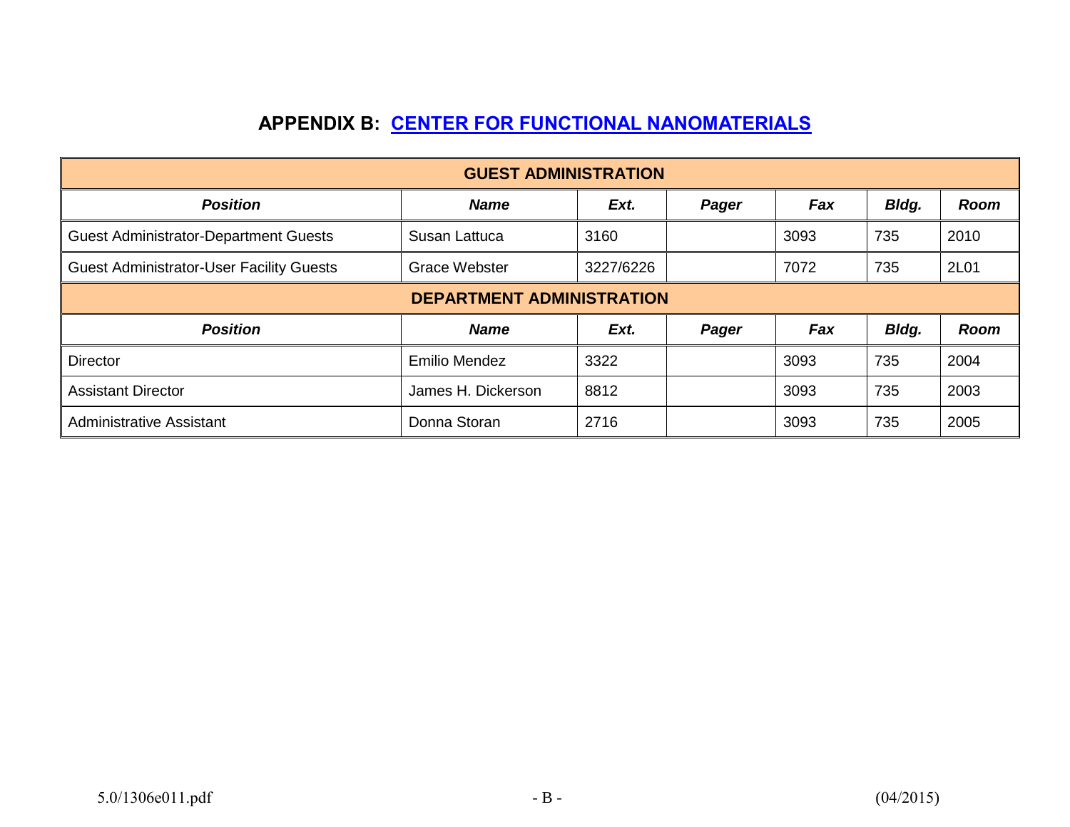## APPENDIX B: CENTER FOR FUNCTIONAL NANOMATERIALS

| GUEST ADMINISTRATION | | | | | | |
|---|---|---|---|---|---|---|
| ***Position*** | ***Name*** | ***Ext.*** | ***Pager*** | ***Fax*** | ***Bldg.*** | ***Room*** |
| Guest Administrator-Department Guests | Susan Lattuca | 3160 | | 3093 | 735 | 2010 |
| Guest Administrator-User Facility Guests | Grace Webster | 3227/6226 | | 7072 | 735 | 2L01 |
| **DEPARTMENT ADMINISTRATION** | | | | | | |
| ***Position*** | ***Name*** | ***Ext.*** | ***Pager*** | ***Fax*** | ***Bldg.*** | ***Room*** |
| Director | Emilio Mendez | 3322 | | 3093 | 735 | 2004 |
| Assistant Director | James H. Dickerson | 8812 | | 3093 | 735 | 2003 |
| Administrative Assistant | Donna Storan | 2716 | | 3093 | 735 | 2005 |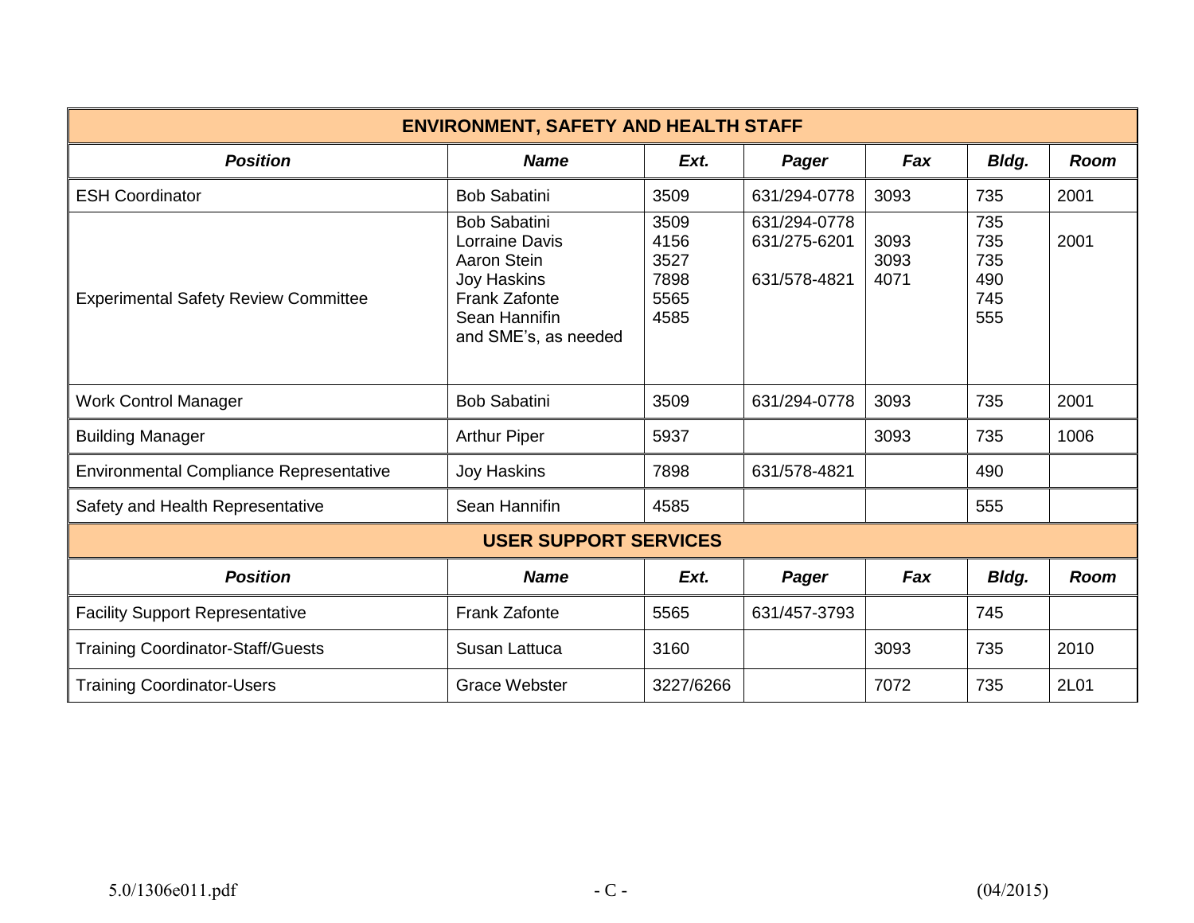## ENVIRONMENT, SAFETY AND HEALTH STAFF

| ***Position*** | ***Name*** | ***Ext.*** | ***Pager*** | ***Fax*** | ***Bldg.*** | ***Room*** |
|---|---|---|---|---|---|---|
| ESH Coordinator | Bob Sabatini | 3509 | 631/294-0778 | 3093 | 735 | 2001 |
| Experimental Safety Review Committee | Bob Sabatini<br>Lorraine Davis<br>Aaron Stein<br>Joy Haskins<br>Frank Zafonte<br>Sean Hannifin<br>and SME's, as needed | 3509<br>4156<br>3527<br>7898<br>5565<br>4585 | 631/294-0778<br>631/275-6201<br><br>631/578-4821 | <br>3093<br>3093<br>4071 | 735<br>735<br>735<br>490<br>745<br>555 | <br>2001 |
| Work Control Manager | Bob Sabatini | 3509 | 631/294-0778 | 3093 | 735 | 2001 |
| Building Manager | Arthur Piper | 5937 | | 3093 | 735 | 1006 |
| Environmental Compliance Representative | Joy Haskins | 7898 | 631/578-4821 | | 490 | |
| Safety and Health Representative | Sean Hannifin | 4585 | | | 555 | |

## USER SUPPORT SERVICES

| ***Position*** | ***Name*** | ***Ext.*** | ***Pager*** | ***Fax*** | ***Bldg.*** | ***Room*** |
|---|---|---|---|---|---|---|
| Facility Support Representative | Frank Zafonte | 5565 | 631/457-3793 | | 745 | |
| Training Coordinator-Staff/Guests | Susan Lattuca | 3160 | | 3093 | 735 | 2010 |
| Training Coordinator-Users | Grace Webster | 3227/6266 | | 7072 | 735 | 2L01 |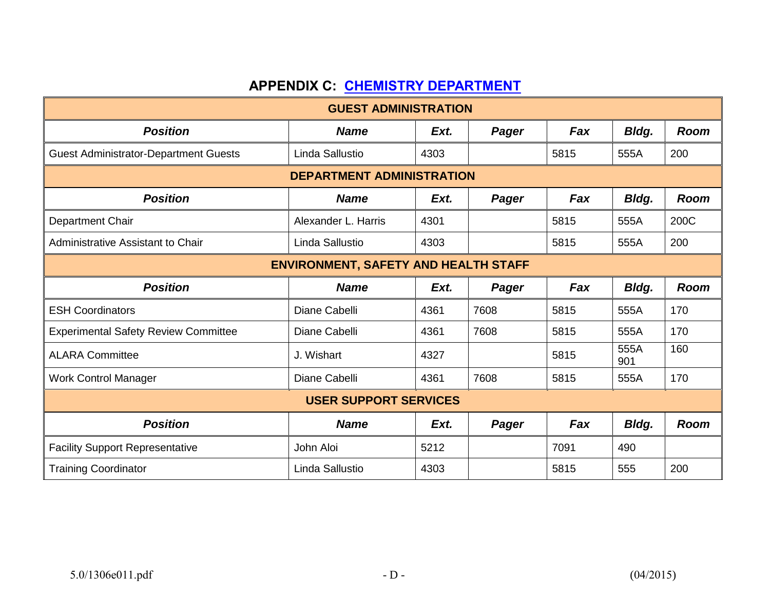## APPENDIX C: CHEMISTRY DEPARTMENT

| **GUEST ADMINISTRATION** | | | | | | |
|---|---|---|---|---|---|---|
| ***Position*** | ***Name*** | ***Ext.*** | ***Pager*** | ***Fax*** | ***Bldg.*** | ***Room*** |
| Guest Administrator-Department Guests | Linda Sallustio | 4303 | | 5815 | 555A | 200 |
| **DEPARTMENT ADMINISTRATION** | | | | | | |
| ***Position*** | ***Name*** | ***Ext.*** | ***Pager*** | ***Fax*** | ***Bldg.*** | ***Room*** |
| Department Chair | Alexander L. Harris | 4301 | | 5815 | 555A | 200C |
| Administrative Assistant to Chair | Linda Sallustio | 4303 | | 5815 | 555A | 200 |
| **ENVIRONMENT, SAFETY AND HEALTH STAFF** | | | | | | |
| ***Position*** | ***Name*** | ***Ext.*** | ***Pager*** | ***Fax*** | ***Bldg.*** | ***Room*** |
| ESH Coordinators | Diane Cabelli | 4361 | 7608 | 5815 | 555A | 170 |
| Experimental Safety Review Committee | Diane Cabelli | 4361 | 7608 | 5815 | 555A | 170 |
| ALARA Committee | J. Wishart | 4327 | | 5815 | 555A 901 | 160 |
| Work Control Manager | Diane Cabelli | 4361 | 7608 | 5815 | 555A | 170 |
| **USER SUPPORT SERVICES** | | | | | | |
| ***Position*** | ***Name*** | ***Ext.*** | ***Pager*** | ***Fax*** | ***Bldg.*** | ***Room*** |
| Facility Support Representative | John Aloi | 5212 | | 7091 | 490 | |
| Training Coordinator | Linda Sallustio | 4303 | | 5815 | 555 | 200 |

5.0/1306e011.pdf - D - (04/2015)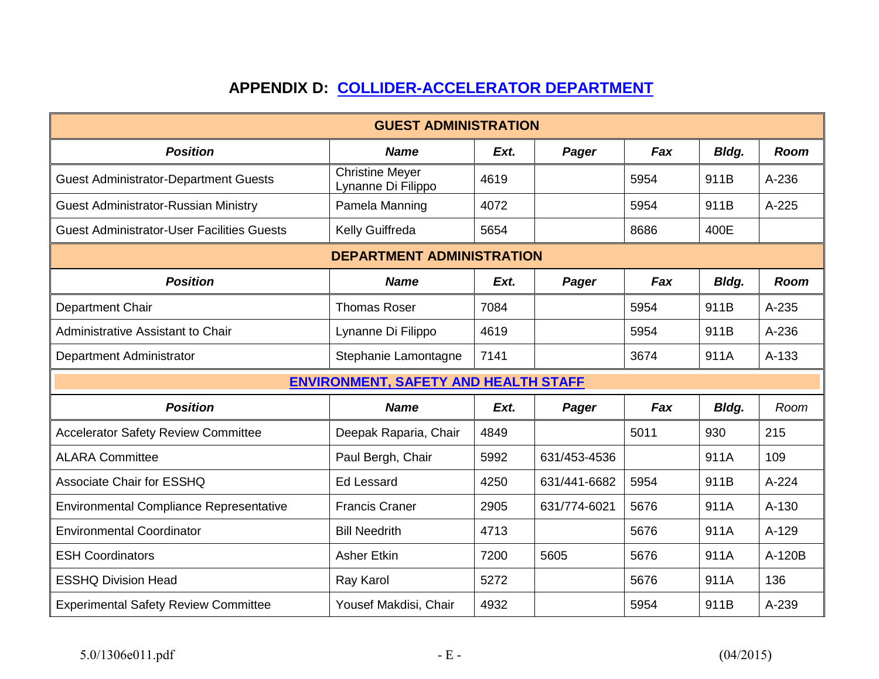## APPENDIX D: COLLIDER-ACCELERATOR DEPARTMENT

| GUEST ADMINISTRATION | | | | | | |
|---|---|---|---|---|---|---|
| ***Position*** | ***Name*** | ***Ext.*** | ***Pager*** | ***Fax*** | ***Bldg.*** | ***Room*** |
| Guest Administrator-Department Guests | Christine Meyer<br>Lynanne Di Filippo | 4619 | | 5954 | 911B | A-236 |
| Guest Administrator-Russian Ministry | Pamela Manning | 4072 | | 5954 | 911B | A-225 |
| Guest Administrator-User Facilities Guests | Kelly Guiffreda | 5654 | | 8686 | 400E | |
| **DEPARTMENT ADMINISTRATION** | | | | | | |
| ***Position*** | ***Name*** | ***Ext.*** | ***Pager*** | ***Fax*** | ***Bldg.*** | ***Room*** |
| Department Chair | Thomas Roser | 7084 | | 5954 | 911B | A-235 |
| Administrative Assistant to Chair | Lynanne Di Filippo | 4619 | | 5954 | 911B | A-236 |
| Department Administrator | Stephanie Lamontagne | 7141 | | 3674 | 911A | A-133 |
| **ENVIRONMENT, SAFETY AND HEALTH STAFF** | | | | | | |
| ***Position*** | ***Name*** | ***Ext.*** | ***Pager*** | ***Fax*** | ***Bldg.*** | *Room* |
| Accelerator Safety Review Committee | Deepak Raparia, Chair | 4849 | | 5011 | 930 | 215 |
| ALARA Committee | Paul Bergh, Chair | 5992 | 631/453-4536 | | 911A | 109 |
| Associate Chair for ESSHQ | Ed Lessard | 4250 | 631/441-6682 | 5954 | 911B | A-224 |
| Environmental Compliance Representative | Francis Craner | 2905 | 631/774-6021 | 5676 | 911A | A-130 |
| Environmental Coordinator | Bill Needrith | 4713 | | 5676 | 911A | A-129 |
| ESH Coordinators | Asher Etkin | 7200 | 5605 | 5676 | 911A | A-120B |
| ESSHQ Division Head | Ray Karol | 5272 | | 5676 | 911A | 136 |
| Experimental Safety Review Committee | Yousef Makdisi, Chair | 4932 | | 5954 | 911B | A-239 |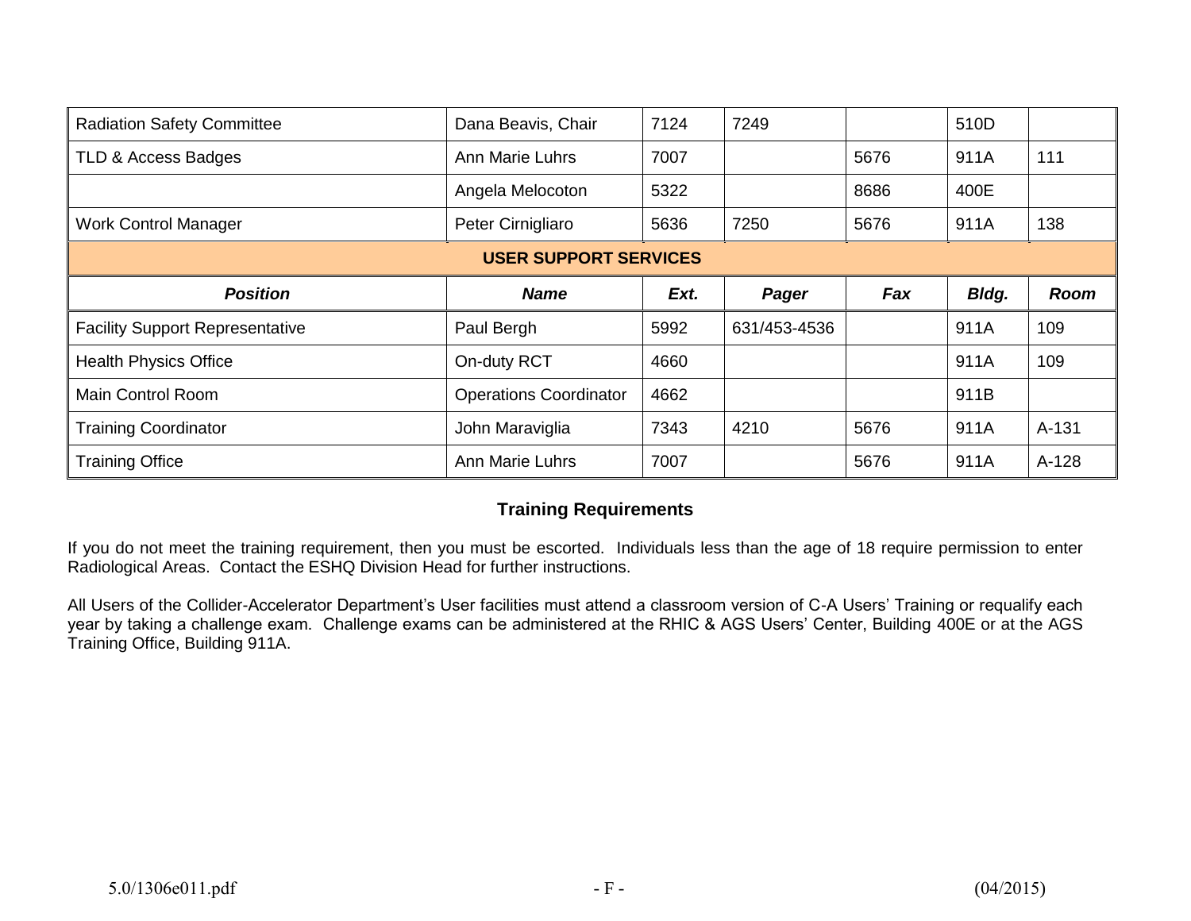| Radiation Safety Committee | Dana Beavis, Chair | 7124 | 7249 | | 510D | |
|---|---|---|---|---|---|---|
| TLD & Access Badges | Ann Marie Luhrs | 7007 | | 5676 | 911A | 111 |
| | Angela Melocoton | 5322 | | 8686 | 400E | |
| Work Control Manager | Peter Cirnigliaro | 5636 | 7250 | 5676 | 911A | 138 |
| **USER SUPPORT SERVICES** | | | | | | |
| ***Position*** | ***Name*** | ***Ext.*** | ***Pager*** | ***Fax*** | ***Bldg.*** | ***Room*** |
| Facility Support Representative | Paul Bergh | 5992 | 631/453-4536 | | 911A | 109 |
| Health Physics Office | On-duty RCT | 4660 | | | 911A | 109 |
| Main Control Room | Operations Coordinator | 4662 | | | 911B | |
| Training Coordinator | John Maraviglia | 7343 | 4210 | 5676 | 911A | A-131 |
| Training Office | Ann Marie Luhrs | 7007 | | 5676 | 911A | A-128 |

## Training Requirements

If you do not meet the training requirement, then you must be escorted. Individuals less than the age of 18 require permission to enter Radiological Areas. Contact the ESHQ Division Head for further instructions.

All Users of the Collider-Accelerator Department's User facilities must attend a classroom version of C-A Users' Training or requalify each year by taking a challenge exam. Challenge exams can be administered at the RHIC & AGS Users' Center, Building 400E or at the AGS Training Office, Building 911A.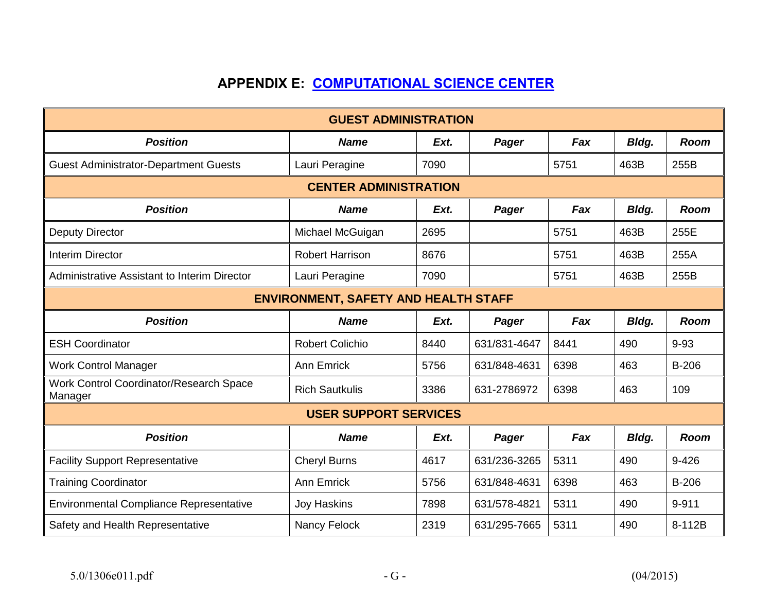# APPENDIX E: COMPUTATIONAL SCIENCE CENTER

| GUEST ADMINISTRATION | | | | | | |
|---|---|---|---|---|---|---|
| ***Position*** | ***Name*** | ***Ext.*** | ***Pager*** | ***Fax*** | ***Bldg.*** | ***Room*** |
| Guest Administrator-Department Guests | Lauri Peragine | 7090 | | 5751 | 463B | 255B |
| **CENTER ADMINISTRATION** | | | | | | |
| ***Position*** | ***Name*** | ***Ext.*** | ***Pager*** | ***Fax*** | ***Bldg.*** | ***Room*** |
| Deputy Director | Michael McGuigan | 2695 | | 5751 | 463B | 255E |
| Interim Director | Robert Harrison | 8676 | | 5751 | 463B | 255A |
| Administrative Assistant to Interim Director | Lauri Peragine | 7090 | | 5751 | 463B | 255B |
| **ENVIRONMENT, SAFETY AND HEALTH STAFF** | | | | | | |
| ***Position*** | ***Name*** | ***Ext.*** | ***Pager*** | ***Fax*** | ***Bldg.*** | ***Room*** |
| ESH Coordinator | Robert Colichio | 8440 | 631/831-4647 | 8441 | 490 | 9-93 |
| Work Control Manager | Ann Emrick | 5756 | 631/848-4631 | 6398 | 463 | B-206 |
| Work Control Coordinator/Research Space Manager | Rich Sautkulis | 3386 | 631-2786972 | 6398 | 463 | 109 |
| **USER SUPPORT SERVICES** | | | | | | |
| ***Position*** | ***Name*** | ***Ext.*** | ***Pager*** | ***Fax*** | ***Bldg.*** | ***Room*** |
| Facility Support Representative | Cheryl Burns | 4617 | 631/236-3265 | 5311 | 490 | 9-426 |
| Training Coordinator | Ann Emrick | 5756 | 631/848-4631 | 6398 | 463 | B-206 |
| Environmental Compliance Representative | Joy Haskins | 7898 | 631/578-4821 | 5311 | 490 | 9-911 |
| Safety and Health Representative | Nancy Felock | 2319 | 631/295-7665 | 5311 | 490 | 8-112B |

5.0/1306e011.pdf - G - (04/2015)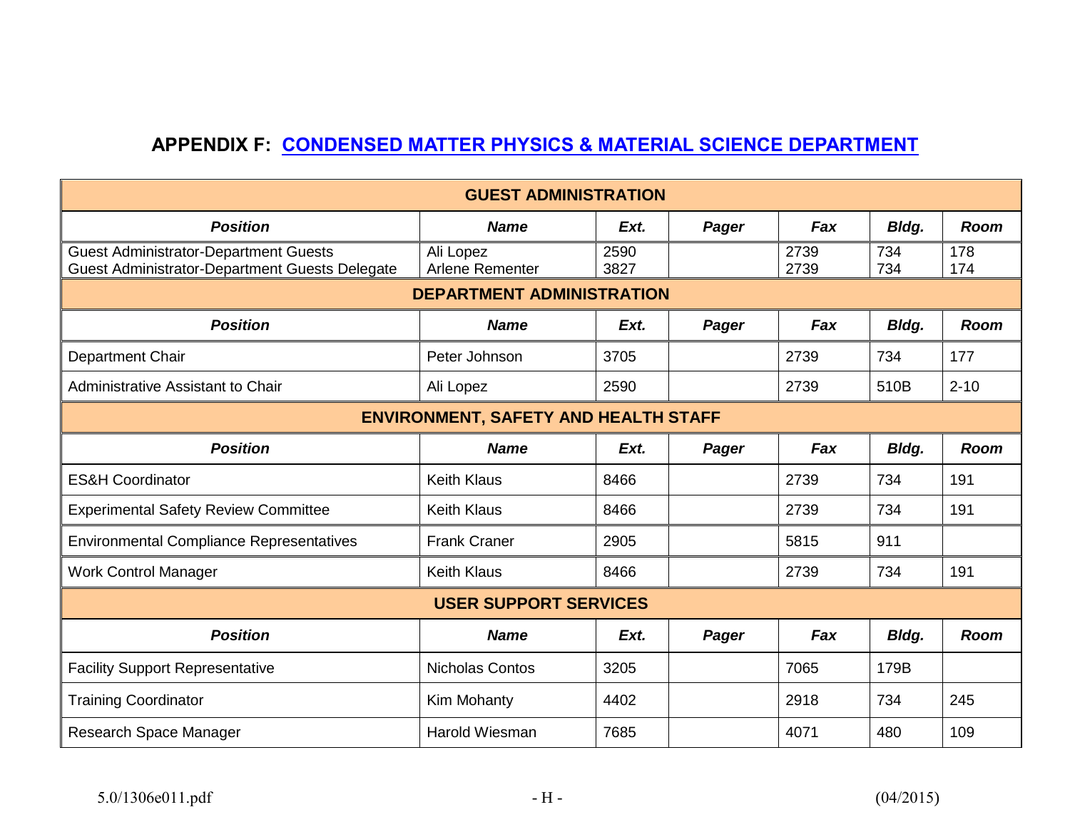## APPENDIX F: CONDENSED MATTER PHYSICS & MATERIAL SCIENCE DEPARTMENT

| GUEST ADMINISTRATION | | | | | | |
|---|---|---|---|---|---|---|
| ***Position*** | ***Name*** | ***Ext.*** | ***Pager*** | ***Fax*** | ***Bldg.*** | ***Room*** |
| Guest Administrator-Department Guests<br>Guest Administrator-Department Guests Delegate | Ali Lopez<br>Arlene Rementer | 2590<br>3827 | | 2739<br>2739 | 734<br>734 | 178<br>174 |
| **DEPARTMENT ADMINISTRATION** | | | | | | |
| ***Position*** | ***Name*** | ***Ext.*** | ***Pager*** | ***Fax*** | ***Bldg.*** | ***Room*** |
| Department Chair | Peter Johnson | 3705 | | 2739 | 734 | 177 |
| Administrative Assistant to Chair | Ali Lopez | 2590 | | 2739 | 510B | 2-10 |
| **ENVIRONMENT, SAFETY AND HEALTH STAFF** | | | | | | |
| ***Position*** | ***Name*** | ***Ext.*** | ***Pager*** | ***Fax*** | ***Bldg.*** | ***Room*** |
| ES&H Coordinator | Keith Klaus | 8466 | | 2739 | 734 | 191 |
| Experimental Safety Review Committee | Keith Klaus | 8466 | | 2739 | 734 | 191 |
| Environmental Compliance Representatives | Frank Craner | 2905 | | 5815 | 911 | |
| Work Control Manager | Keith Klaus | 8466 | | 2739 | 734 | 191 |
| **USER SUPPORT SERVICES** | | | | | | |
| ***Position*** | ***Name*** | ***Ext.*** | ***Pager*** | ***Fax*** | ***Bldg.*** | ***Room*** |
| Facility Support Representative | Nicholas Contos | 3205 | | 7065 | 179B | |
| Training Coordinator | Kim Mohanty | 4402 | | 2918 | 734 | 245 |
| Research Space Manager | Harold Wiesman | 7685 | | 4071 | 480 | 109 |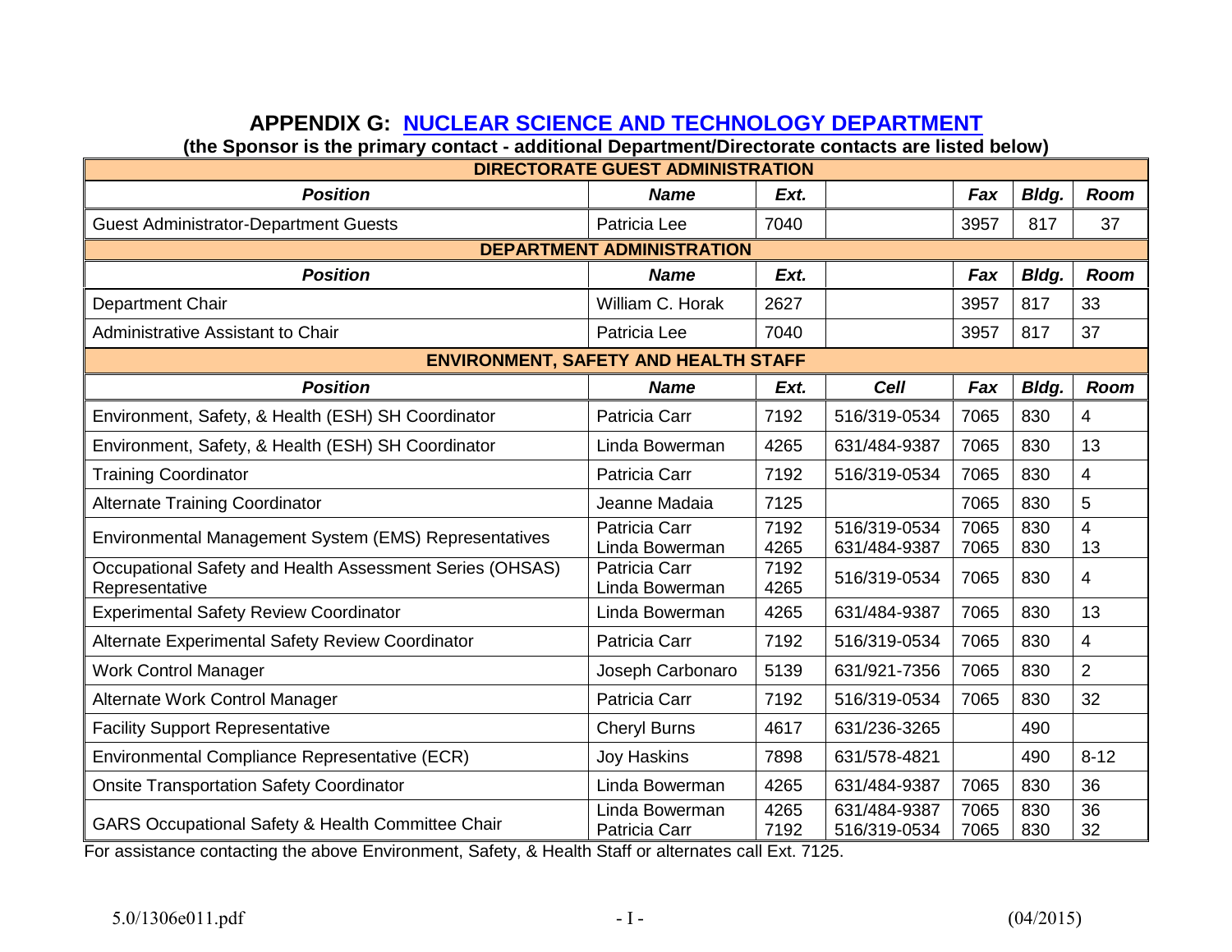# APPENDIX G: NUCLEAR SCIENCE AND TECHNOLOGY DEPARTMENT

**(the Sponsor is the primary contact - additional Department/Directorate contacts are listed below)**

| **DIRECTORATE GUEST ADMINISTRATION** | | | | | | |
|---|---|---|---|---|---|---|
| ***Position*** | ***Name*** | ***Ext.*** | | ***Fax*** | ***Bldg.*** | ***Room*** |
| Guest Administrator-Department Guests | Patricia Lee | 7040 | | 3957 | 817 | 37 |
| **DEPARTMENT ADMINISTRATION** | | | | | | |
| ***Position*** | ***Name*** | ***Ext.*** | | ***Fax*** | ***Bldg.*** | ***Room*** |
| Department Chair | William C. Horak | 2627 | | 3957 | 817 | 33 |
| Administrative Assistant to Chair | Patricia Lee | 7040 | | 3957 | 817 | 37 |
| **ENVIRONMENT, SAFETY AND HEALTH STAFF** | | | | | | |
| ***Position*** | ***Name*** | ***Ext.*** | ***Cell*** | ***Fax*** | ***Bldg.*** | ***Room*** |
| Environment, Safety, & Health (ESH) SH Coordinator | Patricia Carr | 7192 | 516/319-0534 | 7065 | 830 | 4 |
| Environment, Safety, & Health (ESH) SH Coordinator | Linda Bowerman | 4265 | 631/484-9387 | 7065 | 830 | 13 |
| Training Coordinator | Patricia Carr | 7192 | 516/319-0534 | 7065 | 830 | 4 |
| Alternate Training Coordinator | Jeanne Madaia | 7125 | | 7065 | 830 | 5 |
| Environmental Management System (EMS) Representatives | Patricia Carr<br>Linda Bowerman | 7192<br>4265 | 516/319-0534<br>631/484-9387 | 7065<br>7065 | 830<br>830 | 4<br>13 |
| Occupational Safety and Health Assessment Series (OHSAS) Representative | Patricia Carr<br>Linda Bowerman | 7192<br>4265 | 516/319-0534 | 7065 | 830 | 4 |
| Experimental Safety Review Coordinator | Linda Bowerman | 4265 | 631/484-9387 | 7065 | 830 | 13 |
| Alternate Experimental Safety Review Coordinator | Patricia Carr | 7192 | 516/319-0534 | 7065 | 830 | 4 |
| Work Control Manager | Joseph Carbonaro | 5139 | 631/921-7356 | 7065 | 830 | 2 |
| Alternate Work Control Manager | Patricia Carr | 7192 | 516/319-0534 | 7065 | 830 | 32 |
| Facility Support Representative | Cheryl Burns | 4617 | 631/236-3265 | | 490 | |
| Environmental Compliance Representative (ECR) | Joy Haskins | 7898 | 631/578-4821 | | 490 | 8-12 |
| Onsite Transportation Safety Coordinator | Linda Bowerman | 4265 | 631/484-9387 | 7065 | 830 | 36 |
| GARS Occupational Safety & Health Committee Chair | Linda Bowerman<br>Patricia Carr | 4265<br>7192 | 631/484-9387<br>516/319-0534 | 7065<br>7065 | 830<br>830 | 36<br>32 |

For assistance contacting the above Environment, Safety, & Health Staff or alternates call Ext. 7125.

5.0/1306e011.pdf (04/2015)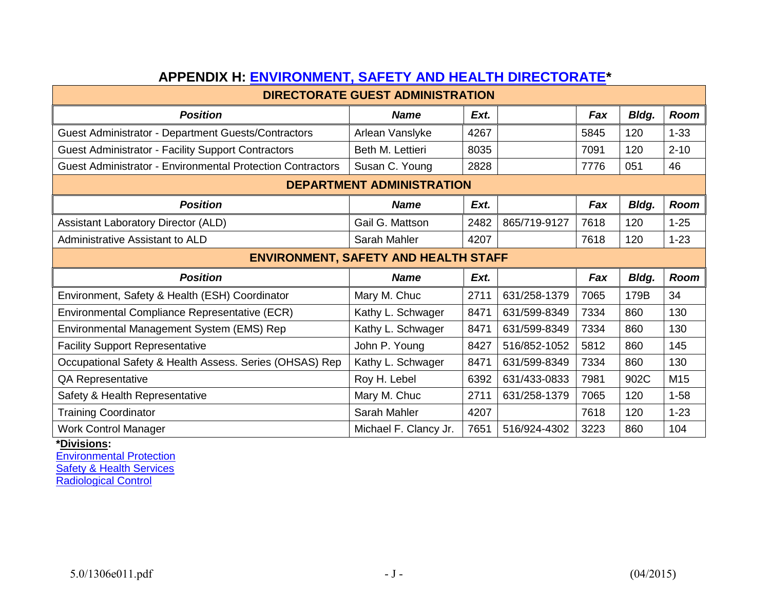## APPENDIX H: ENVIRONMENT, SAFETY AND HEALTH DIRECTORATE*

| DIRECTORATE GUEST ADMINISTRATION | | | | | | |
|---|---|---|---|---|---|---|
| **Position** | **Name** | **Ext.** | | **Fax** | **Bldg.** | **Room** |
| Guest Administrator - Department Guests/Contractors | Arlean Vanslyke | 4267 | | 5845 | 120 | 1-33 |
| Guest Administrator - Facility Support Contractors | Beth M. Lettieri | 8035 | | 7091 | 120 | 2-10 |
| Guest Administrator - Environmental Protection Contractors | Susan C. Young | 2828 | | 7776 | 051 | 46 |
| **DEPARTMENT ADMINISTRATION** | | | | | | |
| **Position** | **Name** | **Ext.** | | **Fax** | **Bldg.** | **Room** |
| Assistant Laboratory Director (ALD) | Gail G. Mattson | 2482 | 865/719-9127 | 7618 | 120 | 1-25 |
| Administrative Assistant to ALD | Sarah Mahler | 4207 | | 7618 | 120 | 1-23 |
| **ENVIRONMENT, SAFETY AND HEALTH STAFF** | | | | | | |
| **Position** | **Name** | **Ext.** | | **Fax** | **Bldg.** | **Room** |
| Environment, Safety & Health (ESH) Coordinator | Mary M. Chuc | 2711 | 631/258-1379 | 7065 | 179B | 34 |
| Environmental Compliance Representative (ECR) | Kathy L. Schwager | 8471 | 631/599-8349 | 7334 | 860 | 130 |
| Environmental Management System (EMS) Rep | Kathy L. Schwager | 8471 | 631/599-8349 | 7334 | 860 | 130 |
| Facility Support Representative | John P. Young | 8427 | 516/852-1052 | 5812 | 860 | 145 |
| Occupational Safety & Health Assess. Series (OHSAS) Rep | Kathy L. Schwager | 8471 | 631/599-8349 | 7334 | 860 | 130 |
| QA Representative | Roy H. Lebel | 6392 | 631/433-0833 | 7981 | 902C | M15 |
| Safety & Health Representative | Mary M. Chuc | 2711 | 631/258-1379 | 7065 | 120 | 1-58 |
| Training Coordinator | Sarah Mahler | 4207 | | 7618 | 120 | 1-23 |
| Work Control Manager | Michael F. Clancy Jr. | 7651 | 516/924-4302 | 3223 | 860 | 104 |

***Divisions:**

Environmental Protection
Safety & Health Services
Radiological Control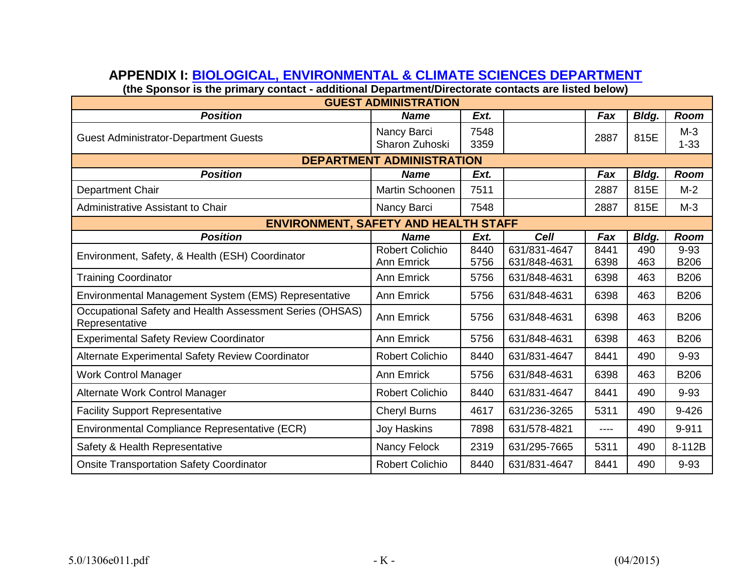# APPENDIX I: BIOLOGICAL, ENVIRONMENTAL & CLIMATE SCIENCES DEPARTMENT

**(the Sponsor is the primary contact - additional Department/Directorate contacts are listed below)**

| **GUEST ADMINISTRATION** | | | | | | |
|---|---|---|---|---|---|---|
| ***Position*** | ***Name*** | ***Ext.*** | | ***Fax*** | ***Bldg.*** | ***Room*** |
| Guest Administrator-Department Guests | Nancy Barci<br>Sharon Zuhoski | 7548<br>3359 | | 2887 | 815E | M-3<br>1-33 |
| **DEPARTMENT ADMINISTRATION** | | | | | | |
| ***Position*** | ***Name*** | ***Ext.*** | | ***Fax*** | ***Bldg.*** | ***Room*** |
| Department Chair | Martin Schoonen | 7511 | | 2887 | 815E | M-2 |
| Administrative Assistant to Chair | Nancy Barci | 7548 | | 2887 | 815E | M-3 |
| **ENVIRONMENT, SAFETY AND HEALTH STAFF** | | | | | | |
| ***Position*** | ***Name*** | ***Ext.*** | ***Cell*** | ***Fax*** | ***Bldg.*** | ***Room*** |
| Environment, Safety, & Health (ESH) Coordinator | Robert Colichio<br>Ann Emrick | 8440<br>5756 | 631/831-4647<br>631/848-4631 | 8441<br>6398 | 490<br>463 | 9-93<br>B206 |
| Training Coordinator | Ann Emrick | 5756 | 631/848-4631 | 6398 | 463 | B206 |
| Environmental Management System (EMS) Representative | Ann Emrick | 5756 | 631/848-4631 | 6398 | 463 | B206 |
| Occupational Safety and Health Assessment Series (OHSAS) Representative | Ann Emrick | 5756 | 631/848-4631 | 6398 | 463 | B206 |
| Experimental Safety Review Coordinator | Ann Emrick | 5756 | 631/848-4631 | 6398 | 463 | B206 |
| Alternate Experimental Safety Review Coordinator | Robert Colichio | 8440 | 631/831-4647 | 8441 | 490 | 9-93 |
| Work Control Manager | Ann Emrick | 5756 | 631/848-4631 | 6398 | 463 | B206 |
| Alternate Work Control Manager | Robert Colichio | 8440 | 631/831-4647 | 8441 | 490 | 9-93 |
| Facility Support Representative | Cheryl Burns | 4617 | 631/236-3265 | 5311 | 490 | 9-426 |
| Environmental Compliance Representative (ECR) | Joy Haskins | 7898 | 631/578-4821 | ---- | 490 | 9-911 |
| Safety & Health Representative | Nancy Felock | 2319 | 631/295-7665 | 5311 | 490 | 8-112B |
| Onsite Transportation Safety Coordinator | Robert Colichio | 8440 | 631/831-4647 | 8441 | 490 | 9-93 |

5.0/1306e011.pdf - K - (04/2015)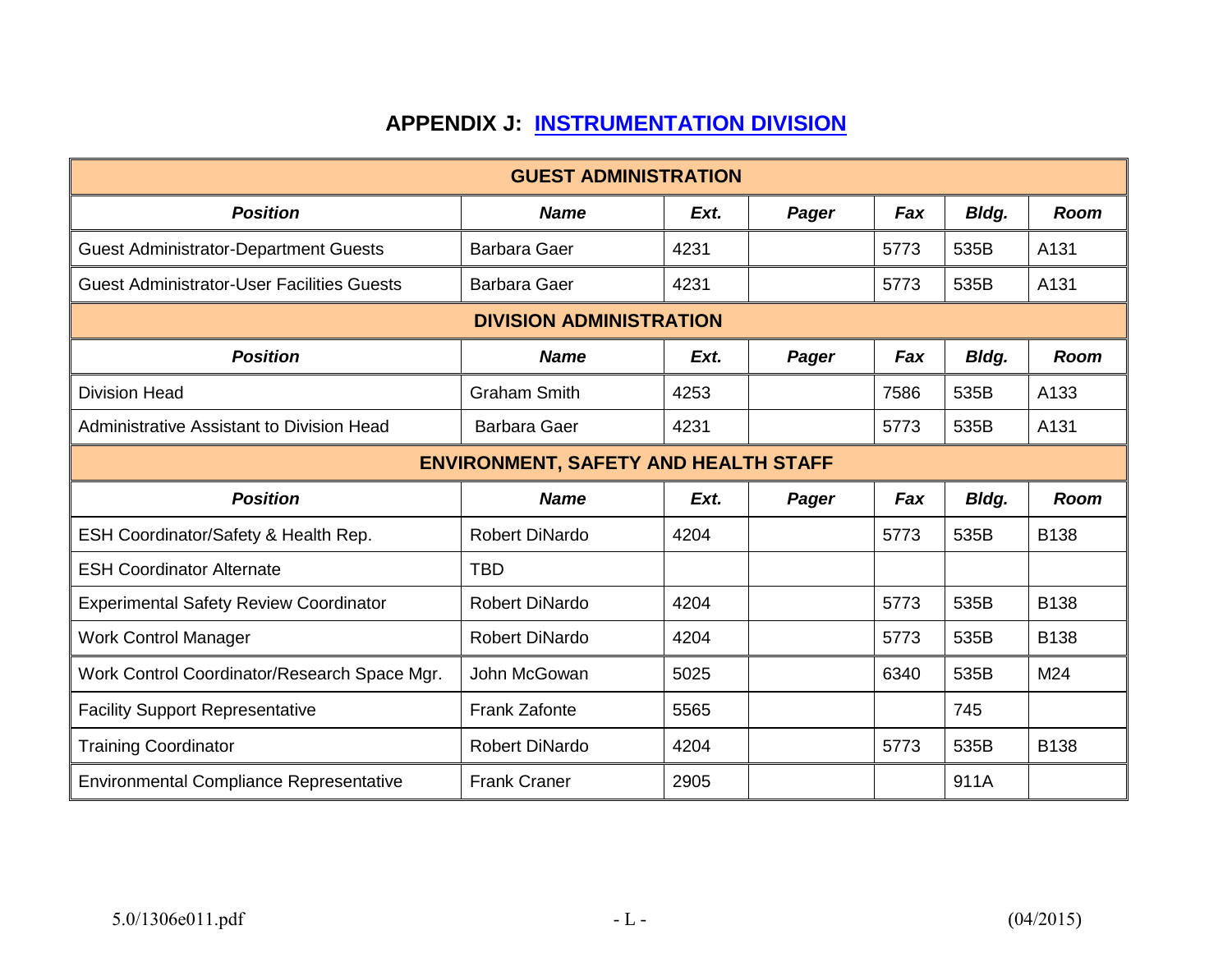# APPENDIX J: INSTRUMENTATION DIVISION

| GUEST ADMINISTRATION | | | | | | |
|---|---|---|---|---|---|---|
| ***Position*** | ***Name*** | ***Ext.*** | ***Pager*** | ***Fax*** | ***Bldg.*** | ***Room*** |
| Guest Administrator-Department Guests | Barbara Gaer | 4231 | | 5773 | 535B | A131 |
| Guest Administrator-User Facilities Guests | Barbara Gaer | 4231 | | 5773 | 535B | A131 |
| **DIVISION ADMINISTRATION** | | | | | | |
| ***Position*** | ***Name*** | ***Ext.*** | ***Pager*** | ***Fax*** | ***Bldg.*** | ***Room*** |
| Division Head | Graham Smith | 4253 | | 7586 | 535B | A133 |
| Administrative Assistant to Division Head | Barbara Gaer | 4231 | | 5773 | 535B | A131 |
| **ENVIRONMENT, SAFETY AND HEALTH STAFF** | | | | | | |
| ***Position*** | ***Name*** | ***Ext.*** | ***Pager*** | ***Fax*** | ***Bldg.*** | ***Room*** |
| ESH Coordinator/Safety & Health Rep. | Robert DiNardo | 4204 | | 5773 | 535B | B138 |
| ESH Coordinator Alternate | TBD | | | | | |
| Experimental Safety Review Coordinator | Robert DiNardo | 4204 | | 5773 | 535B | B138 |
| Work Control Manager | Robert DiNardo | 4204 | | 5773 | 535B | B138 |
| Work Control Coordinator/Research Space Mgr. | John McGowan | 5025 | | 6340 | 535B | M24 |
| Facility Support Representative | Frank Zafonte | 5565 | | | 745 | |
| Training Coordinator | Robert DiNardo | 4204 | | 5773 | 535B | B138 |
| Environmental Compliance Representative | Frank Craner | 2905 | | | 911A | |

5.0/1306e011.pdf - L - (04/2015)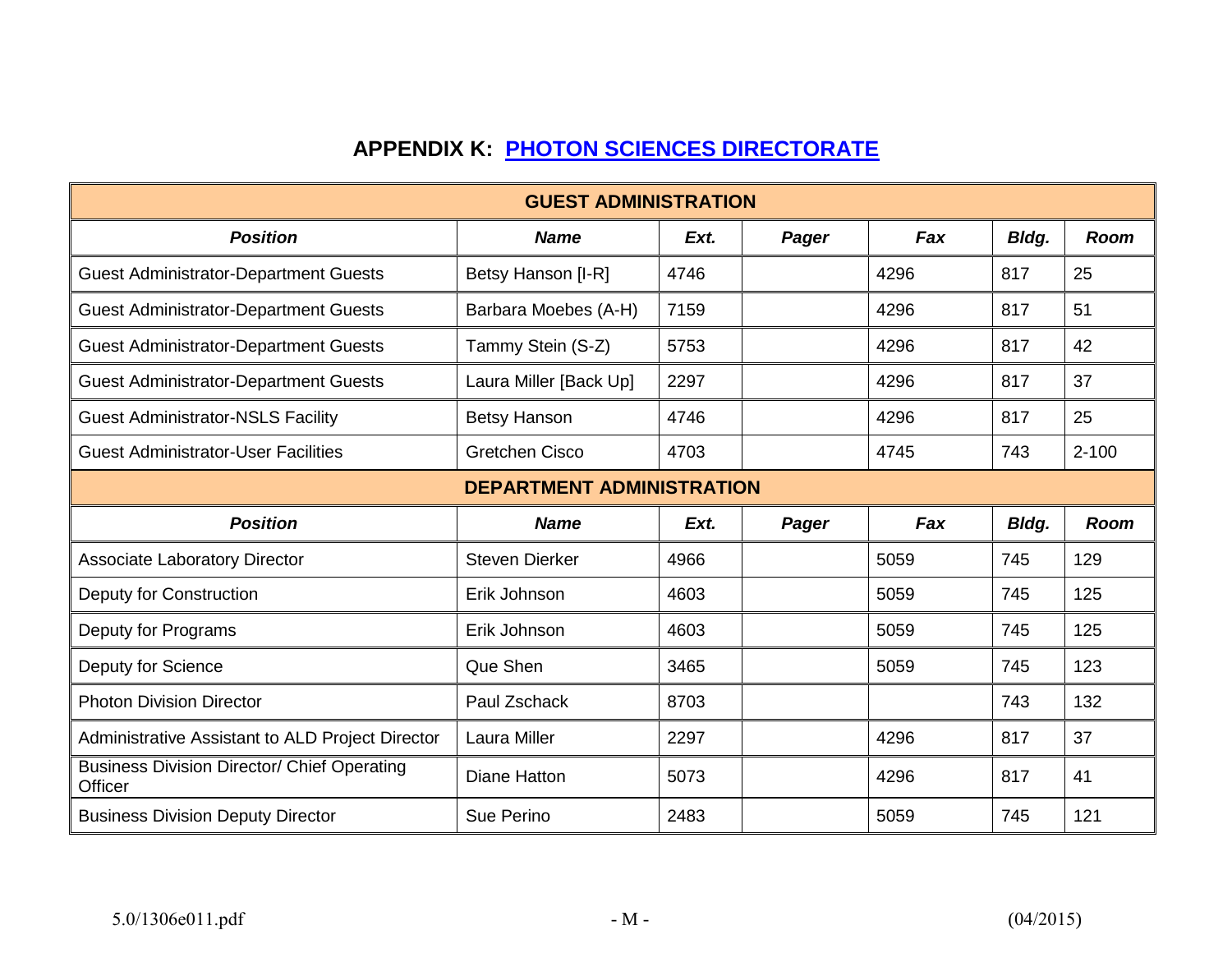## APPENDIX K: PHOTON SCIENCES DIRECTORATE

| GUEST ADMINISTRATION | | | | | | |
|---|---|---|---|---|---|---|
| ***Position*** | ***Name*** | ***Ext.*** | ***Pager*** | ***Fax*** | ***Bldg.*** | ***Room*** |
| Guest Administrator-Department Guests | Betsy Hanson [I-R] | 4746 | | 4296 | 817 | 25 |
| Guest Administrator-Department Guests | Barbara Moebes (A-H) | 7159 | | 4296 | 817 | 51 |
| Guest Administrator-Department Guests | Tammy Stein (S-Z) | 5753 | | 4296 | 817 | 42 |
| Guest Administrator-Department Guests | Laura Miller [Back Up] | 2297 | | 4296 | 817 | 37 |
| Guest Administrator-NSLS Facility | Betsy Hanson | 4746 | | 4296 | 817 | 25 |
| Guest Administrator-User Facilities | Gretchen Cisco | 4703 | | 4745 | 743 | 2-100 |
| **DEPARTMENT ADMINISTRATION** | | | | | | |
| ***Position*** | ***Name*** | ***Ext.*** | ***Pager*** | ***Fax*** | ***Bldg.*** | ***Room*** |
| Associate Laboratory Director | Steven Dierker | 4966 | | 5059 | 745 | 129 |
| Deputy for Construction | Erik Johnson | 4603 | | 5059 | 745 | 125 |
| Deputy for Programs | Erik Johnson | 4603 | | 5059 | 745 | 125 |
| Deputy for Science | Que Shen | 3465 | | 5059 | 745 | 123 |
| Photon Division Director | Paul Zschack | 8703 | | | 743 | 132 |
| Administrative Assistant to ALD Project Director | Laura Miller | 2297 | | 4296 | 817 | 37 |
| Business Division Director/ Chief Operating Officer | Diane Hatton | 5073 | | 4296 | 817 | 41 |
| Business Division Deputy Director | Sue Perino | 2483 | | 5059 | 745 | 121 |

5.0/1306e011.pdf - M - (04/2015)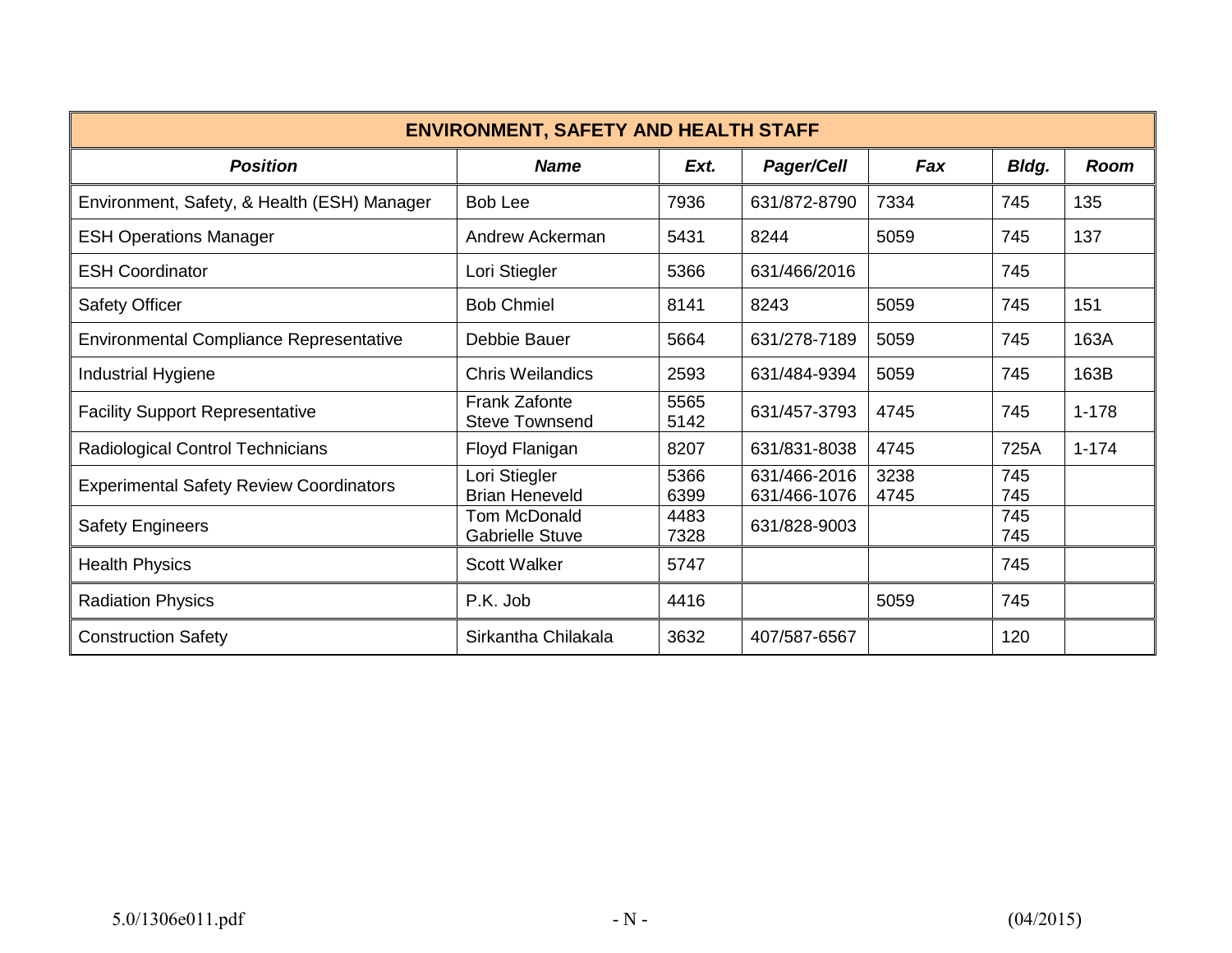| ENVIRONMENT, SAFETY AND HEALTH STAFF | | | | | | |
|---|---|---|---|---|---|---|
| ***Position*** | ***Name*** | ***Ext.*** | ***Pager/Cell*** | ***Fax*** | ***Bldg.*** | ***Room*** |
| Environment, Safety, & Health (ESH) Manager | Bob Lee | 7936 | 631/872-8790 | 7334 | 745 | 135 |
| ESH Operations Manager | Andrew Ackerman | 5431 | 8244 | 5059 | 745 | 137 |
| ESH Coordinator | Lori Stiegler | 5366 | 631/466/2016 | | 745 | |
| Safety Officer | Bob Chmiel | 8141 | 8243 | 5059 | 745 | 151 |
| Environmental Compliance Representative | Debbie Bauer | 5664 | 631/278-7189 | 5059 | 745 | 163A |
| Industrial Hygiene | Chris Weilandics | 2593 | 631/484-9394 | 5059 | 745 | 163B |
| Facility Support Representative | Frank Zafonte<br>Steve Townsend | 5565<br>5142 | 631/457-3793 | 4745 | 745 | 1-178 |
| Radiological Control Technicians | Floyd Flanigan | 8207 | 631/831-8038 | 4745 | 725A | 1-174 |
| Experimental Safety Review Coordinators | Lori Stiegler<br>Brian Heneveld | 5366<br>6399 | 631/466-2016<br>631/466-1076 | 3238<br>4745 | 745<br>745 | |
| Safety Engineers | Tom McDonald<br>Gabrielle Stuve | 4483<br>7328 | 631/828-9003 | | 745<br>745 | |
| Health Physics | Scott Walker | 5747 | | | 745 | |
| Radiation Physics | P.K. Job | 4416 | | 5059 | 745 | |
| Construction Safety | Sirkantha Chilakala | 3632 | 407/587-6567 | | 120 | |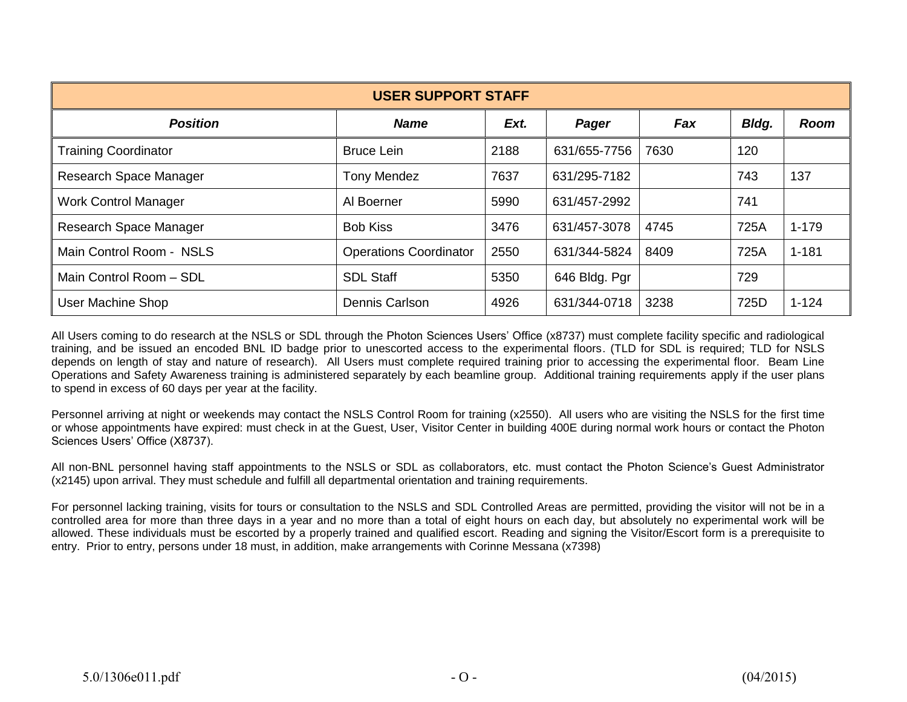| USER SUPPORT STAFF | | | | | | |
|---|---|---|---|---|---|---|
| ***Position*** | ***Name*** | ***Ext.*** | ***Pager*** | ***Fax*** | ***Bldg.*** | ***Room*** |
| Training Coordinator | Bruce Lein | 2188 | 631/655-7756 | 7630 | 120 | |
| Research Space Manager | Tony Mendez | 7637 | 631/295-7182 | | 743 | 137 |
| Work Control Manager | Al Boerner | 5990 | 631/457-2992 | | 741 | |
| Research Space Manager | Bob Kiss | 3476 | 631/457-3078 | 4745 | 725A | 1-179 |
| Main Control Room - NSLS | Operations Coordinator | 2550 | 631/344-5824 | 8409 | 725A | 1-181 |
| Main Control Room – SDL | SDL Staff | 5350 | 646 Bldg. Pgr | | 729 | |
| User Machine Shop | Dennis Carlson | 4926 | 631/344-0718 | 3238 | 725D | 1-124 |

All Users coming to do research at the NSLS or SDL through the Photon Sciences Users' Office (x8737) must complete facility specific and radiological training, and be issued an encoded BNL ID badge prior to unescorted access to the experimental floors. (TLD for SDL is required; TLD for NSLS depends on length of stay and nature of research). All Users must complete required training prior to accessing the experimental floor. Beam Line Operations and Safety Awareness training is administered separately by each beamline group. Additional training requirements apply if the user plans to spend in excess of 60 days per year at the facility.

Personnel arriving at night or weekends may contact the NSLS Control Room for training (x2550). All users who are visiting the NSLS for the first time or whose appointments have expired: must check in at the Guest, User, Visitor Center in building 400E during normal work hours or contact the Photon Sciences Users' Office (X8737).

All non-BNL personnel having staff appointments to the NSLS or SDL as collaborators, etc. must contact the Photon Science's Guest Administrator (x2145) upon arrival. They must schedule and fulfill all departmental orientation and training requirements.

For personnel lacking training, visits for tours or consultation to the NSLS and SDL Controlled Areas are permitted, providing the visitor will not be in a controlled area for more than three days in a year and no more than a total of eight hours on each day, but absolutely no experimental work will be allowed. These individuals must be escorted by a properly trained and qualified escort. Reading and signing the Visitor/Escort form is a prerequisite to entry. Prior to entry, persons under 18 must, in addition, make arrangements with Corinne Messana (x7398)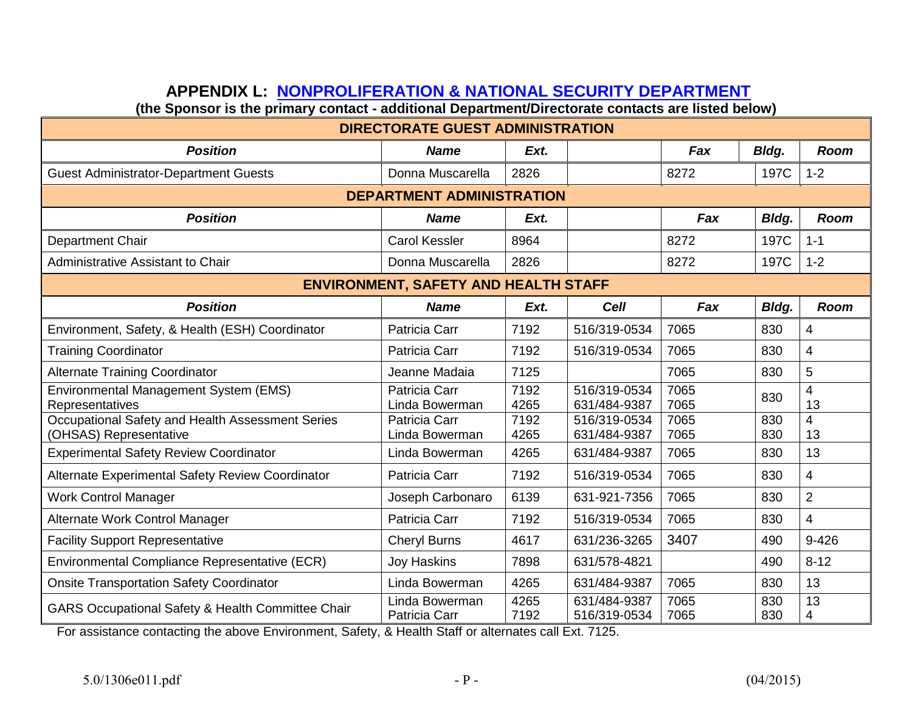## APPENDIX L: NONPROLIFERATION & NATIONAL SECURITY DEPARTMENT

**(the Sponsor is the primary contact - additional Department/Directorate contacts are listed below)**

| **DIRECTORATE GUEST ADMINISTRATION** | | | | | | |
|---|---|---|---|---|---|---|
| ***Position*** | ***Name*** | ***Ext.*** | | ***Fax*** | ***Bldg.*** | ***Room*** |
| Guest Administrator-Department Guests | Donna Muscarella | 2826 | | 8272 | 197C | 1-2 |
| **DEPARTMENT ADMINISTRATION** | | | | | | |
| ***Position*** | ***Name*** | ***Ext.*** | | ***Fax*** | ***Bldg.*** | ***Room*** |
| Department Chair | Carol Kessler | 8964 | | 8272 | 197C | 1-1 |
| Administrative Assistant to Chair | Donna Muscarella | 2826 | | 8272 | 197C | 1-2 |
| **ENVIRONMENT, SAFETY AND HEALTH STAFF** | | | | | | |
| ***Position*** | ***Name*** | ***Ext.*** | ***Cell*** | ***Fax*** | ***Bldg.*** | ***Room*** |
| Environment, Safety, & Health (ESH) Coordinator | Patricia Carr | 7192 | 516/319-0534 | 7065 | 830 | 4 |
| Training Coordinator | Patricia Carr | 7192 | 516/319-0534 | 7065 | 830 | 4 |
| Alternate Training Coordinator | Jeanne Madaia | 7125 | | 7065 | 830 | 5 |
| Environmental Management System (EMS) Representatives | Patricia Carr<br>Linda Bowerman | 7192<br>4265 | 516/319-0534<br>631/484-9387 | 7065<br>7065 | 830 | 4<br>13 |
| Occupational Safety and Health Assessment Series (OHSAS) Representative | Patricia Carr<br>Linda Bowerman | 7192<br>4265 | 516/319-0534<br>631/484-9387 | 7065<br>7065 | 830<br>830 | 4<br>13 |
| Experimental Safety Review Coordinator | Linda Bowerman | 4265 | 631/484-9387 | 7065 | 830 | 13 |
| Alternate Experimental Safety Review Coordinator | Patricia Carr | 7192 | 516/319-0534 | 7065 | 830 | 4 |
| Work Control Manager | Joseph Carbonaro | 6139 | 631-921-7356 | 7065 | 830 | 2 |
| Alternate Work Control Manager | Patricia Carr | 7192 | 516/319-0534 | 7065 | 830 | 4 |
| Facility Support Representative | Cheryl Burns | 4617 | 631/236-3265 | 3407 | 490 | 9-426 |
| Environmental Compliance Representative (ECR) | Joy Haskins | 7898 | 631/578-4821 | | 490 | 8-12 |
| Onsite Transportation Safety Coordinator | Linda Bowerman | 4265 | 631/484-9387 | 7065 | 830 | 13 |
| GARS Occupational Safety & Health Committee Chair | Linda Bowerman<br>Patricia Carr | 4265<br>7192 | 631/484-9387<br>516/319-0534 | 7065<br>7065 | 830<br>830 | 13<br>4 |

For assistance contacting the above Environment, Safety, & Health Staff or alternates call Ext. 7125.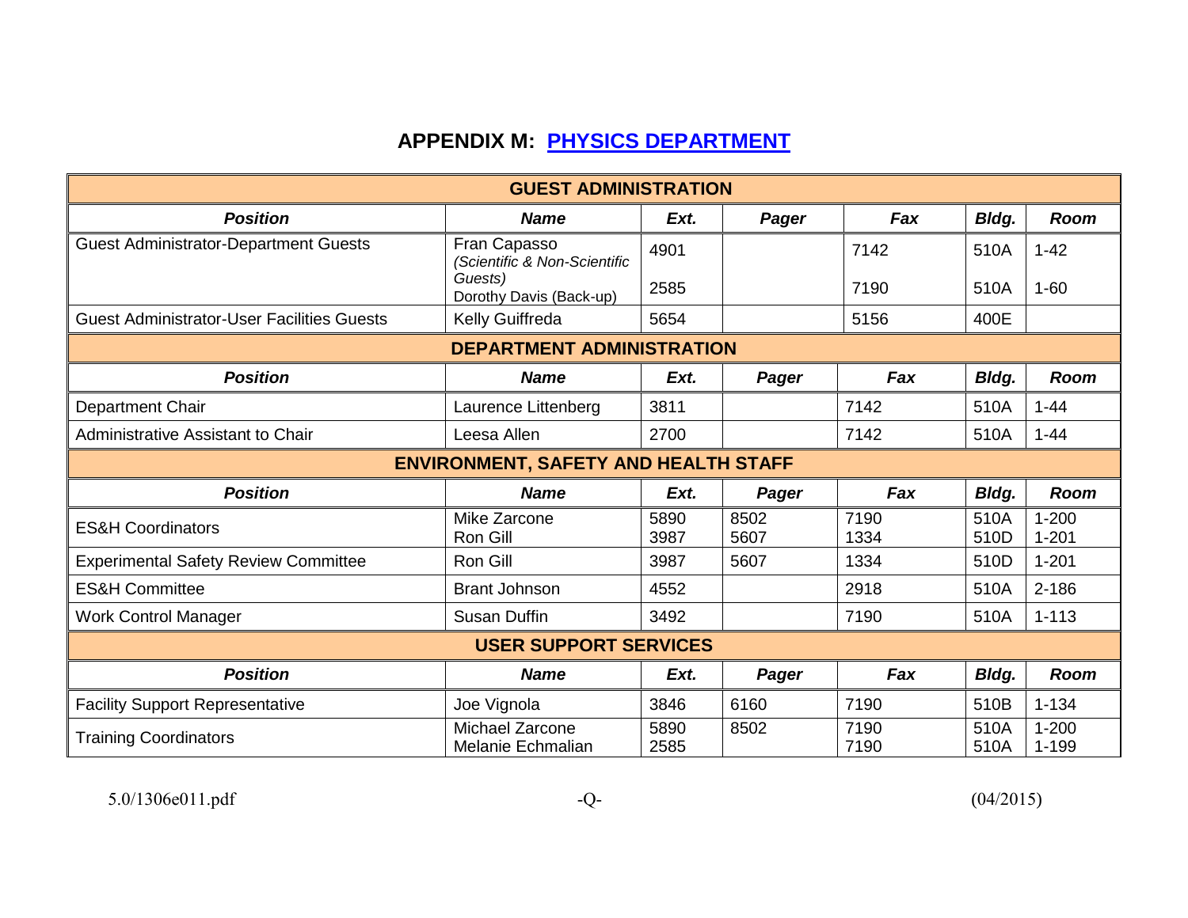## APPENDIX M: PHYSICS DEPARTMENT

| GUEST ADMINISTRATION | | | | | | |
|---|---|---|---|---|---|---|
| **Position** | **Name** | **Ext.** | **Pager** | **Fax** | **Bldg.** | **Room** |
| Guest Administrator-Department Guests | Fran Capasso *(Scientific & Non-Scientific Guests)*<br>Dorothy Davis (Back-up) | 4901<br>2585 | | 7142<br>7190 | 510A<br>510A | 1-42<br>1-60 |
| Guest Administrator-User Facilities Guests | Kelly Guiffreda | 5654 | | 5156 | 400E | |
| **DEPARTMENT ADMINISTRATION** | | | | | | |
| **Position** | **Name** | **Ext.** | **Pager** | **Fax** | **Bldg.** | **Room** |
| Department Chair | Laurence Littenberg | 3811 | | 7142 | 510A | 1-44 |
| Administrative Assistant to Chair | Leesa Allen | 2700 | | 7142 | 510A | 1-44 |
| **ENVIRONMENT, SAFETY AND HEALTH STAFF** | | | | | | |
| **Position** | **Name** | **Ext.** | **Pager** | **Fax** | **Bldg.** | **Room** |
| ES&H Coordinators | Mike Zarcone<br>Ron Gill | 5890<br>3987 | 8502<br>5607 | 7190<br>1334 | 510A<br>510D | 1-200<br>1-201 |
| Experimental Safety Review Committee | Ron Gill | 3987 | 5607 | 1334 | 510D | 1-201 |
| ES&H Committee | Brant Johnson | 4552 | | 2918 | 510A | 2-186 |
| Work Control Manager | Susan Duffin | 3492 | | 7190 | 510A | 1-113 |
| **USER SUPPORT SERVICES** | | | | | | |
| **Position** | **Name** | **Ext.** | **Pager** | **Fax** | **Bldg.** | **Room** |
| Facility Support Representative | Joe Vignola | 3846 | 6160 | 7190 | 510B | 1-134 |
| Training Coordinators | Michael Zarcone<br>Melanie Echmalian | 5890<br>2585 | 8502 | 7190<br>7190 | 510A<br>510A | 1-200<br>1-199 |

5.0/1306e011.pdf -Q- (04/2015)